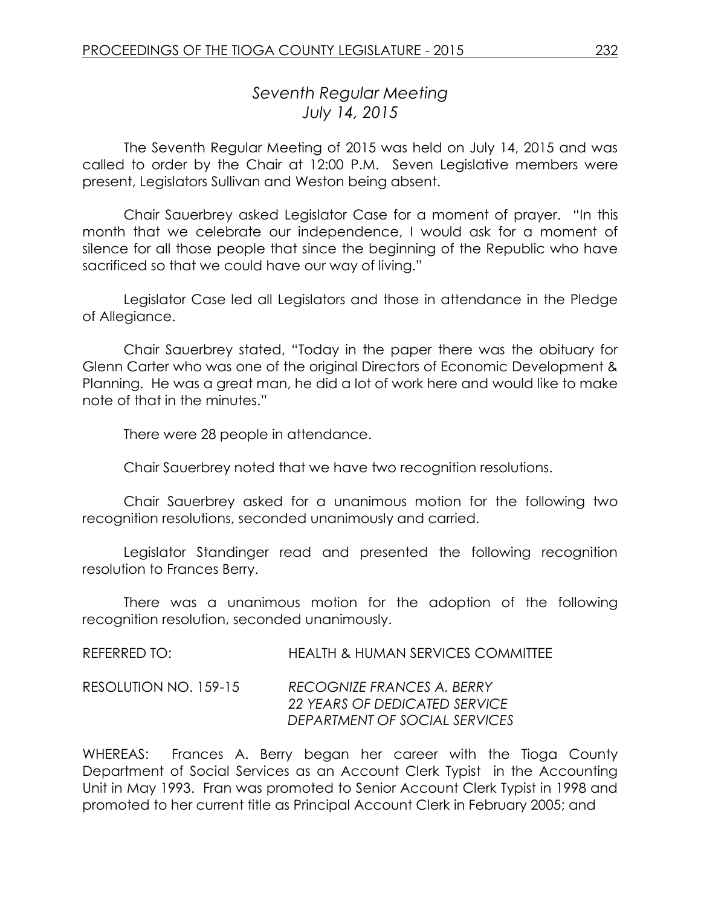# *Seventh Regular Meeting*
# *July 14, 2015*

The Seventh Regular Meeting of 2015 was held on July 14, 2015 and was called to order by the Chair at 12:00 P.M. Seven Legislative members were present, Legislators Sullivan and Weston being absent.

Chair Sauerbrey asked Legislator Case for a moment of prayer. "In this month that we celebrate our independence, I would ask for a moment of silence for all those people that since the beginning of the Republic who have sacrificed so that we could have our way of living."

Legislator Case led all Legislators and those in attendance in the Pledge of Allegiance.

Chair Sauerbrey stated, "Today in the paper there was the obituary for Glenn Carter who was one of the original Directors of Economic Development & Planning. He was a great man, he did a lot of work here and would like to make note of that in the minutes."

There were 28 people in attendance.

Chair Sauerbrey noted that we have two recognition resolutions.

Chair Sauerbrey asked for a unanimous motion for the following two recognition resolutions, seconded unanimously and carried.

Legislator Standinger read and presented the following recognition resolution to Frances Berry.

There was a unanimous motion for the adoption of the following recognition resolution, seconded unanimously.

REFERRED TO: HEALTH & HUMAN SERVICES COMMITTEE

RESOLUTION NO. 159-15 *RECOGNIZE FRANCES A. BERRY*
*22 YEARS OF DEDICATED SERVICE*
*DEPARTMENT OF SOCIAL SERVICES*

WHEREAS: Frances A. Berry began her career with the Tioga County Department of Social Services as an Account Clerk Typist in the Accounting Unit in May 1993. Fran was promoted to Senior Account Clerk Typist in 1998 and promoted to her current title as Principal Account Clerk in February 2005; and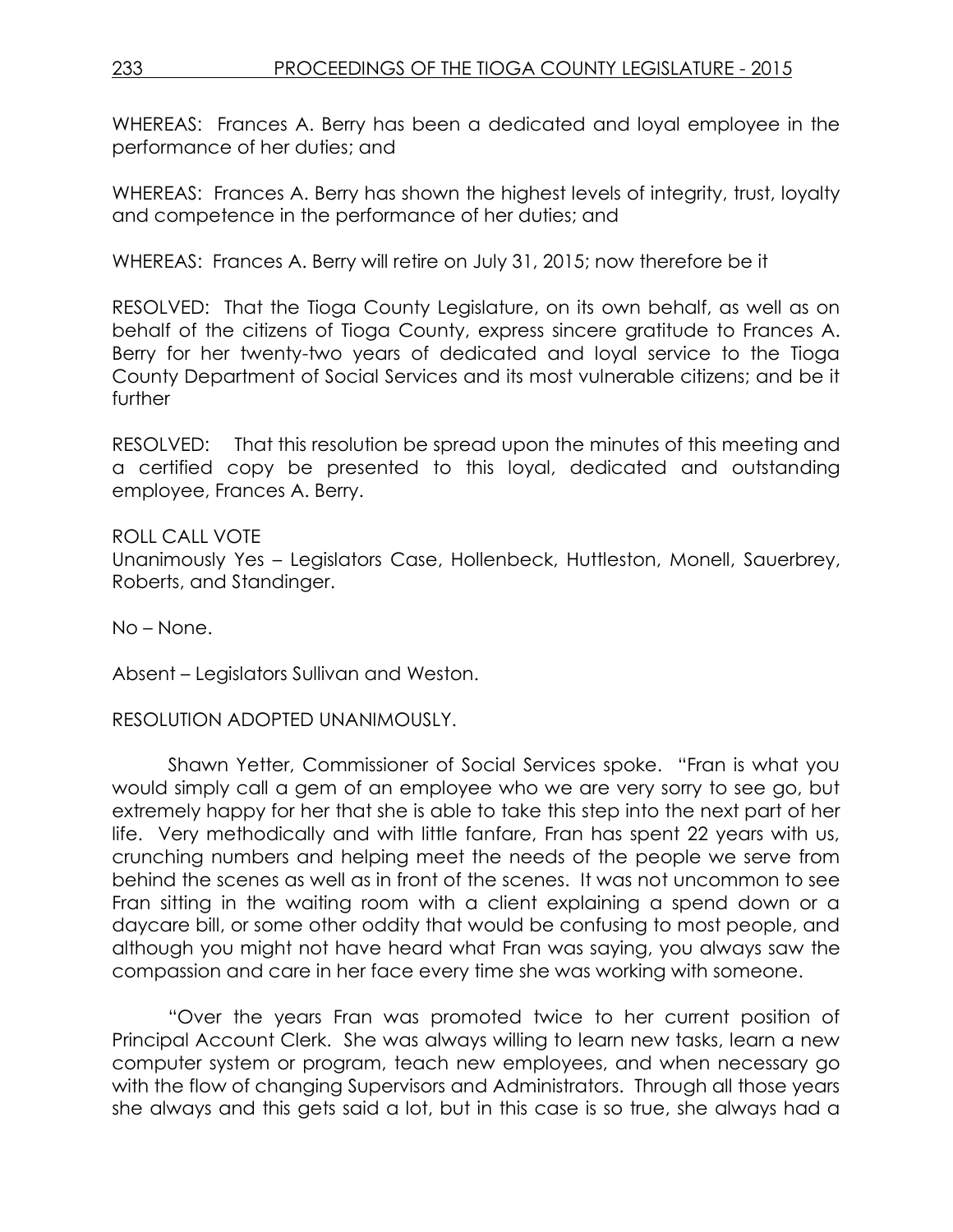WHEREAS: Frances A. Berry has been a dedicated and loyal employee in the performance of her duties; and

WHEREAS: Frances A. Berry has shown the highest levels of integrity, trust, loyalty and competence in the performance of her duties; and

WHEREAS: Frances A. Berry will retire on July 31, 2015; now therefore be it

RESOLVED: That the Tioga County Legislature, on its own behalf, as well as on behalf of the citizens of Tioga County, express sincere gratitude to Frances A. Berry for her twenty-two years of dedicated and loyal service to the Tioga County Department of Social Services and its most vulnerable citizens; and be it further

RESOLVED: That this resolution be spread upon the minutes of this meeting and a certified copy be presented to this loyal, dedicated and outstanding employee, Frances A. Berry.

ROLL CALL VOTE
Unanimously Yes – Legislators Case, Hollenbeck, Huttleston, Monell, Sauerbrey, Roberts, and Standinger.

No – None.

Absent – Legislators Sullivan and Weston.

RESOLUTION ADOPTED UNANIMOUSLY.

Shawn Yetter, Commissioner of Social Services spoke. "Fran is what you would simply call a gem of an employee who we are very sorry to see go, but extremely happy for her that she is able to take this step into the next part of her life. Very methodically and with little fanfare, Fran has spent 22 years with us, crunching numbers and helping meet the needs of the people we serve from behind the scenes as well as in front of the scenes. It was not uncommon to see Fran sitting in the waiting room with a client explaining a spend down or a daycare bill, or some other oddity that would be confusing to most people, and although you might not have heard what Fran was saying, you always saw the compassion and care in her face every time she was working with someone.

"Over the years Fran was promoted twice to her current position of Principal Account Clerk. She was always willing to learn new tasks, learn a new computer system or program, teach new employees, and when necessary go with the flow of changing Supervisors and Administrators. Through all those years she always and this gets said a lot, but in this case is so true, she always had a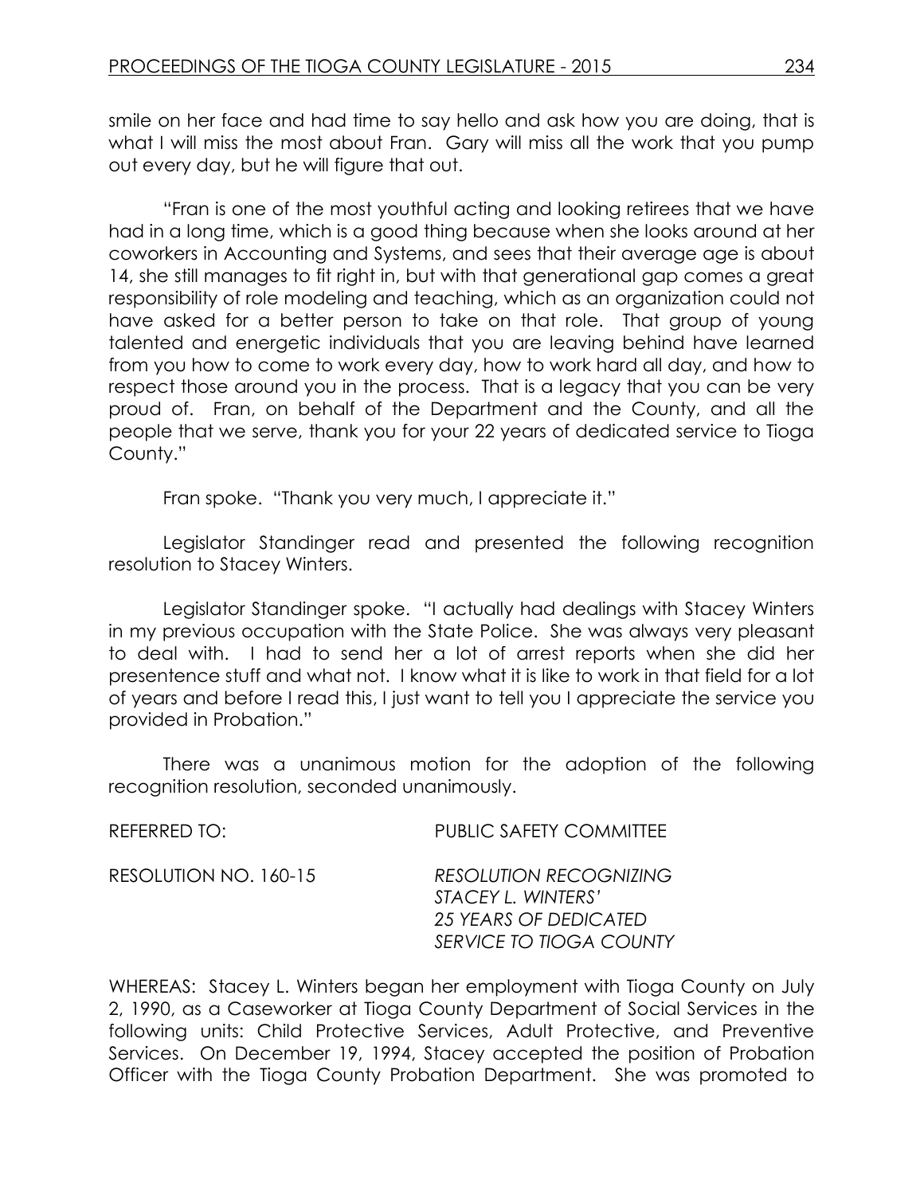smile on her face and had time to say hello and ask how you are doing, that is what I will miss the most about Fran. Gary will miss all the work that you pump out every day, but he will figure that out.

"Fran is one of the most youthful acting and looking retirees that we have had in a long time, which is a good thing because when she looks around at her coworkers in Accounting and Systems, and sees that their average age is about 14, she still manages to fit right in, but with that generational gap comes a great responsibility of role modeling and teaching, which as an organization could not have asked for a better person to take on that role. That group of young talented and energetic individuals that you are leaving behind have learned from you how to come to work every day, how to work hard all day, and how to respect those around you in the process. That is a legacy that you can be very proud of. Fran, on behalf of the Department and the County, and all the people that we serve, thank you for your 22 years of dedicated service to Tioga County."

Fran spoke. "Thank you very much, I appreciate it."

Legislator Standinger read and presented the following recognition resolution to Stacey Winters.

Legislator Standinger spoke. "I actually had dealings with Stacey Winters in my previous occupation with the State Police. She was always very pleasant to deal with. I had to send her a lot of arrest reports when she did her presentence stuff and what not. I know what it is like to work in that field for a lot of years and before I read this, I just want to tell you I appreciate the service you provided in Probation."

There was a unanimous motion for the adoption of the following recognition resolution, seconded unanimously.

REFERRED TO: PUBLIC SAFETY COMMITTEE

RESOLUTION NO. 160-15 *RESOLUTION RECOGNIZING STACEY L. WINTERS' 25 YEARS OF DEDICATED SERVICE TO TIOGA COUNTY*

WHEREAS: Stacey L. Winters began her employment with Tioga County on July 2, 1990, as a Caseworker at Tioga County Department of Social Services in the following units: Child Protective Services, Adult Protective, and Preventive Services. On December 19, 1994, Stacey accepted the position of Probation Officer with the Tioga County Probation Department. She was promoted to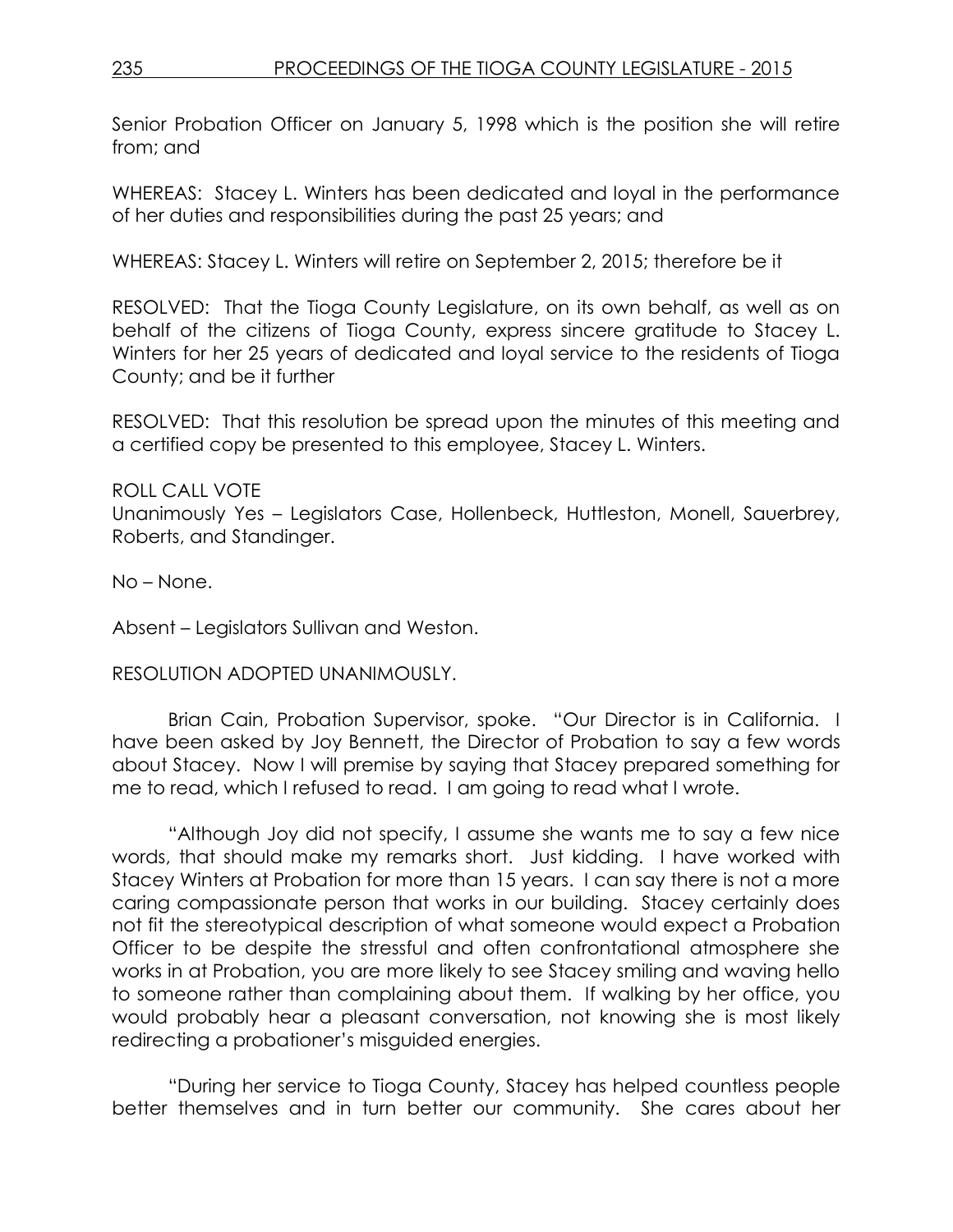Senior Probation Officer on January 5, 1998 which is the position she will retire from; and

WHEREAS: Stacey L. Winters has been dedicated and loyal in the performance of her duties and responsibilities during the past 25 years; and

WHEREAS: Stacey L. Winters will retire on September 2, 2015; therefore be it

RESOLVED: That the Tioga County Legislature, on its own behalf, as well as on behalf of the citizens of Tioga County, express sincere gratitude to Stacey L. Winters for her 25 years of dedicated and loyal service to the residents of Tioga County; and be it further

RESOLVED: That this resolution be spread upon the minutes of this meeting and a certified copy be presented to this employee, Stacey L. Winters.

ROLL CALL VOTE
Unanimously Yes – Legislators Case, Hollenbeck, Huttleston, Monell, Sauerbrey, Roberts, and Standinger.

No – None.

Absent – Legislators Sullivan and Weston.

RESOLUTION ADOPTED UNANIMOUSLY.

Brian Cain, Probation Supervisor, spoke. "Our Director is in California. I have been asked by Joy Bennett, the Director of Probation to say a few words about Stacey. Now I will premise by saying that Stacey prepared something for me to read, which I refused to read. I am going to read what I wrote.

"Although Joy did not specify, I assume she wants me to say a few nice words, that should make my remarks short. Just kidding. I have worked with Stacey Winters at Probation for more than 15 years. I can say there is not a more caring compassionate person that works in our building. Stacey certainly does not fit the stereotypical description of what someone would expect a Probation Officer to be despite the stressful and often confrontational atmosphere she works in at Probation, you are more likely to see Stacey smiling and waving hello to someone rather than complaining about them. If walking by her office, you would probably hear a pleasant conversation, not knowing she is most likely redirecting a probationer's misguided energies.

"During her service to Tioga County, Stacey has helped countless people better themselves and in turn better our community. She cares about her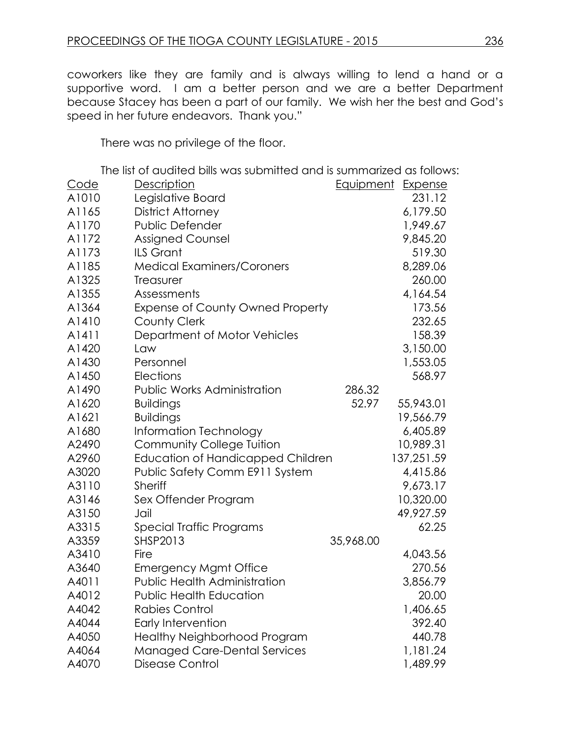coworkers like they are family and is always willing to lend a hand or a supportive word. I am a better person and we are a better Department because Stacey has been a part of our family. We wish her the best and God's speed in her future endeavors. Thank you."

There was no privilege of the floor.

The list of audited bills was submitted and is summarized as follows:

| Code | Description | Equipment | Expense |
|---|---|---|---|
| A1010 | Legislative Board | | 231.12 |
| A1165 | District Attorney | | 6,179.50 |
| A1170 | Public Defender | | 1,949.67 |
| A1172 | Assigned Counsel | | 9,845.20 |
| A1173 | ILS Grant | | 519.30 |
| A1185 | Medical Examiners/Coroners | | 8,289.06 |
| A1325 | Treasurer | | 260.00 |
| A1355 | Assessments | | 4,164.54 |
| A1364 | Expense of County Owned Property | | 173.56 |
| A1410 | County Clerk | | 232.65 |
| A1411 | Department of Motor Vehicles | | 158.39 |
| A1420 | Law | | 3,150.00 |
| A1430 | Personnel | | 1,553.05 |
| A1450 | Elections | | 568.97 |
| A1490 | Public Works Administration | 286.32 | |
| A1620 | Buildings | 52.97 | 55,943.01 |
| A1621 | Buildings | | 19,566.79 |
| A1680 | Information Technology | | 6,405.89 |
| A2490 | Community College Tuition | | 10,989.31 |
| A2960 | Education of Handicapped Children | | 137,251.59 |
| A3020 | Public Safety Comm E911 System | | 4,415.86 |
| A3110 | Sheriff | | 9,673.17 |
| A3146 | Sex Offender Program | | 10,320.00 |
| A3150 | Jail | | 49,927.59 |
| A3315 | Special Traffic Programs | | 62.25 |
| A3359 | SHSP2013 | 35,968.00 | |
| A3410 | Fire | | 4,043.56 |
| A3640 | Emergency Mgmt Office | | 270.56 |
| A4011 | Public Health Administration | | 3,856.79 |
| A4012 | Public Health Education | | 20.00 |
| A4042 | Rabies Control | | 1,406.65 |
| A4044 | Early Intervention | | 392.40 |
| A4050 | Healthy Neighborhood Program | | 440.78 |
| A4064 | Managed Care-Dental Services | | 1,181.24 |
| A4070 | Disease Control | | 1,489.99 |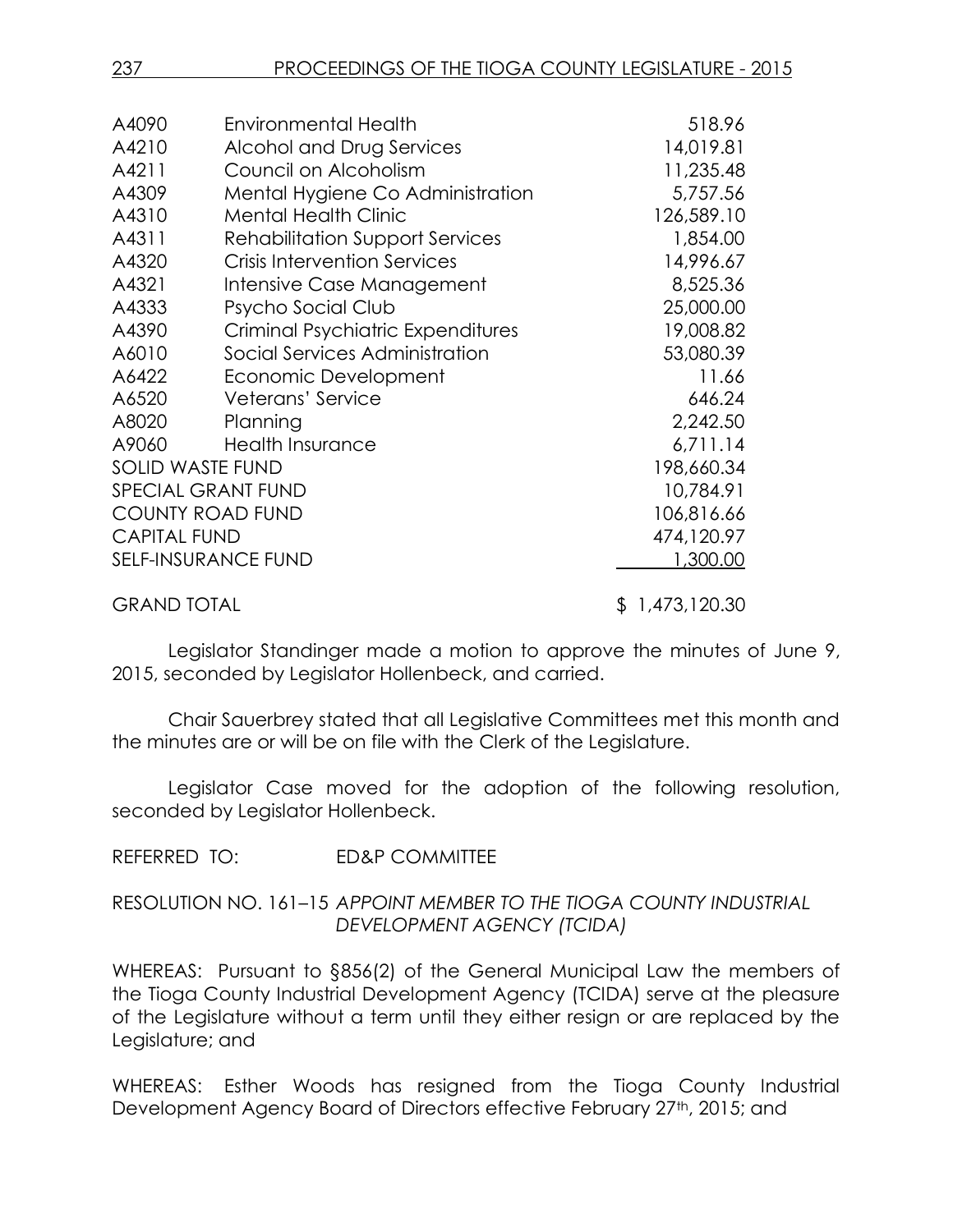| | | |
|---|---|---|
| A4090 | Environmental Health | 518.96 |
| A4210 | Alcohol and Drug Services | 14,019.81 |
| A4211 | Council on Alcoholism | 11,235.48 |
| A4309 | Mental Hygiene Co Administration | 5,757.56 |
| A4310 | Mental Health Clinic | 126,589.10 |
| A4311 | Rehabilitation Support Services | 1,854.00 |
| A4320 | Crisis Intervention Services | 14,996.67 |
| A4321 | Intensive Case Management | 8,525.36 |
| A4333 | Psycho Social Club | 25,000.00 |
| A4390 | Criminal Psychiatric Expenditures | 19,008.82 |
| A6010 | Social Services Administration | 53,080.39 |
| A6422 | Economic Development | 11.66 |
| A6520 | Veterans' Service | 646.24 |
| A8020 | Planning | 2,242.50 |
| A9060 | Health Insurance | 6,711.14 |
| SOLID WASTE FUND | | 198,660.34 |
| SPECIAL GRANT FUND | | 10,784.91 |
| COUNTY ROAD FUND | | 106,816.66 |
| CAPITAL FUND | | 474,120.97 |
| SELF-INSURANCE FUND | | 1,300.00 |
| GRAND TOTAL | | $ 1,473,120.30 |

Legislator Standinger made a motion to approve the minutes of June 9, 2015, seconded by Legislator Hollenbeck, and carried.

Chair Sauerbrey stated that all Legislative Committees met this month and the minutes are or will be on file with the Clerk of the Legislature.

Legislator Case moved for the adoption of the following resolution, seconded by Legislator Hollenbeck.

REFERRED TO: ED&P COMMITTEE

RESOLUTION NO. 161–15 *APPOINT MEMBER TO THE TIOGA COUNTY INDUSTRIAL DEVELOPMENT AGENCY (TCIDA)*

WHEREAS: Pursuant to §856(2) of the General Municipal Law the members of the Tioga County Industrial Development Agency (TCIDA) serve at the pleasure of the Legislature without a term until they either resign or are replaced by the Legislature; and

WHEREAS: Esther Woods has resigned from the Tioga County Industrial Development Agency Board of Directors effective February 27th, 2015; and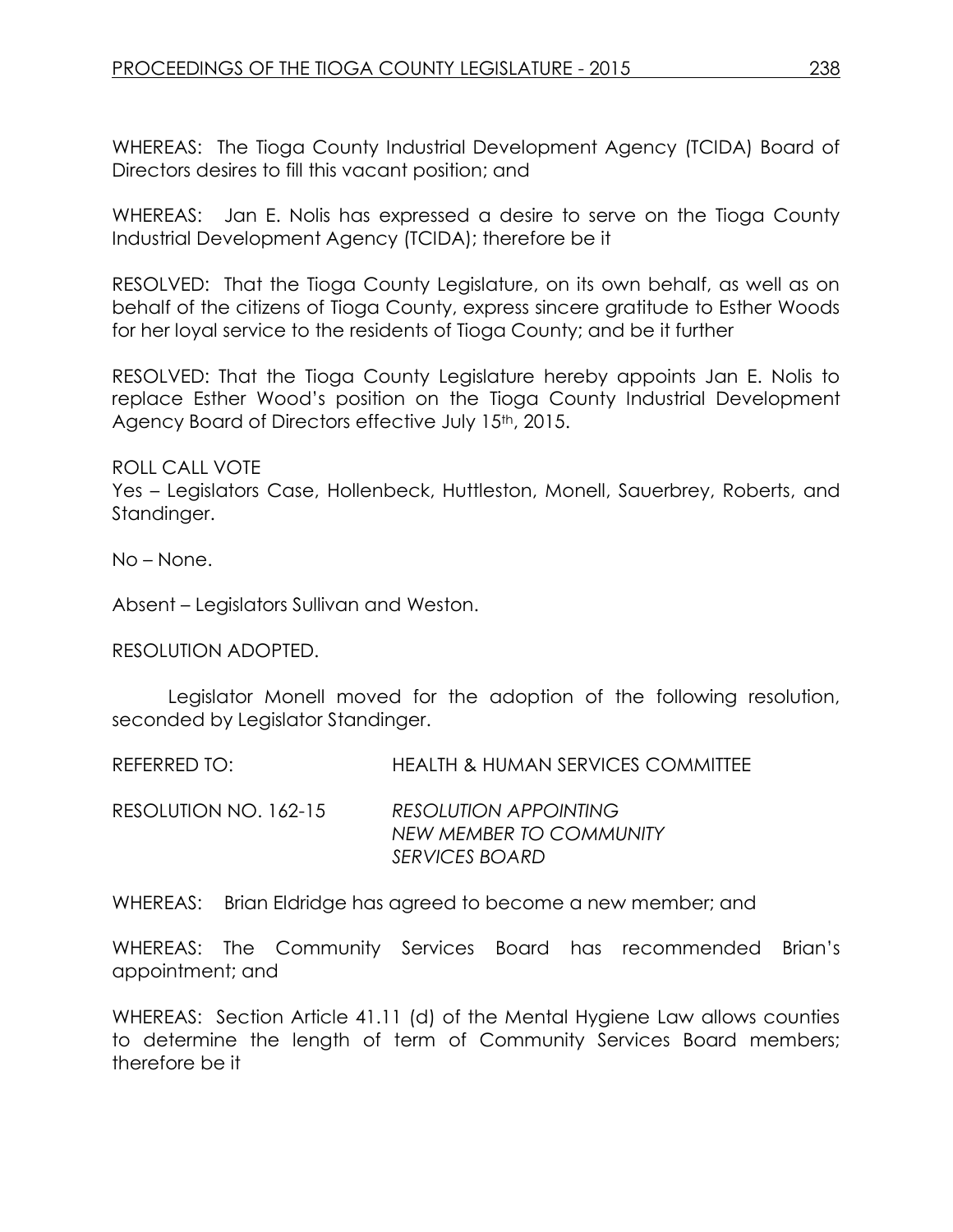WHEREAS: The Tioga County Industrial Development Agency (TCIDA) Board of Directors desires to fill this vacant position; and

WHEREAS: Jan E. Nolis has expressed a desire to serve on the Tioga County Industrial Development Agency (TCIDA); therefore be it

RESOLVED: That the Tioga County Legislature, on its own behalf, as well as on behalf of the citizens of Tioga County, express sincere gratitude to Esther Woods for her loyal service to the residents of Tioga County; and be it further

RESOLVED: That the Tioga County Legislature hereby appoints Jan E. Nolis to replace Esther Wood's position on the Tioga County Industrial Development Agency Board of Directors effective July 15th, 2015.

ROLL CALL VOTE
Yes – Legislators Case, Hollenbeck, Huttleston, Monell, Sauerbrey, Roberts, and Standinger.

No – None.

Absent – Legislators Sullivan and Weston.

RESOLUTION ADOPTED.

Legislator Monell moved for the adoption of the following resolution, seconded by Legislator Standinger.

REFERRED TO: HEALTH & HUMAN SERVICES COMMITTEE

RESOLUTION NO. 162-15 *RESOLUTION APPOINTING NEW MEMBER TO COMMUNITY SERVICES BOARD*

WHEREAS: Brian Eldridge has agreed to become a new member; and

WHEREAS: The Community Services Board has recommended Brian's appointment; and

WHEREAS: Section Article 41.11 (d) of the Mental Hygiene Law allows counties to determine the length of term of Community Services Board members; therefore be it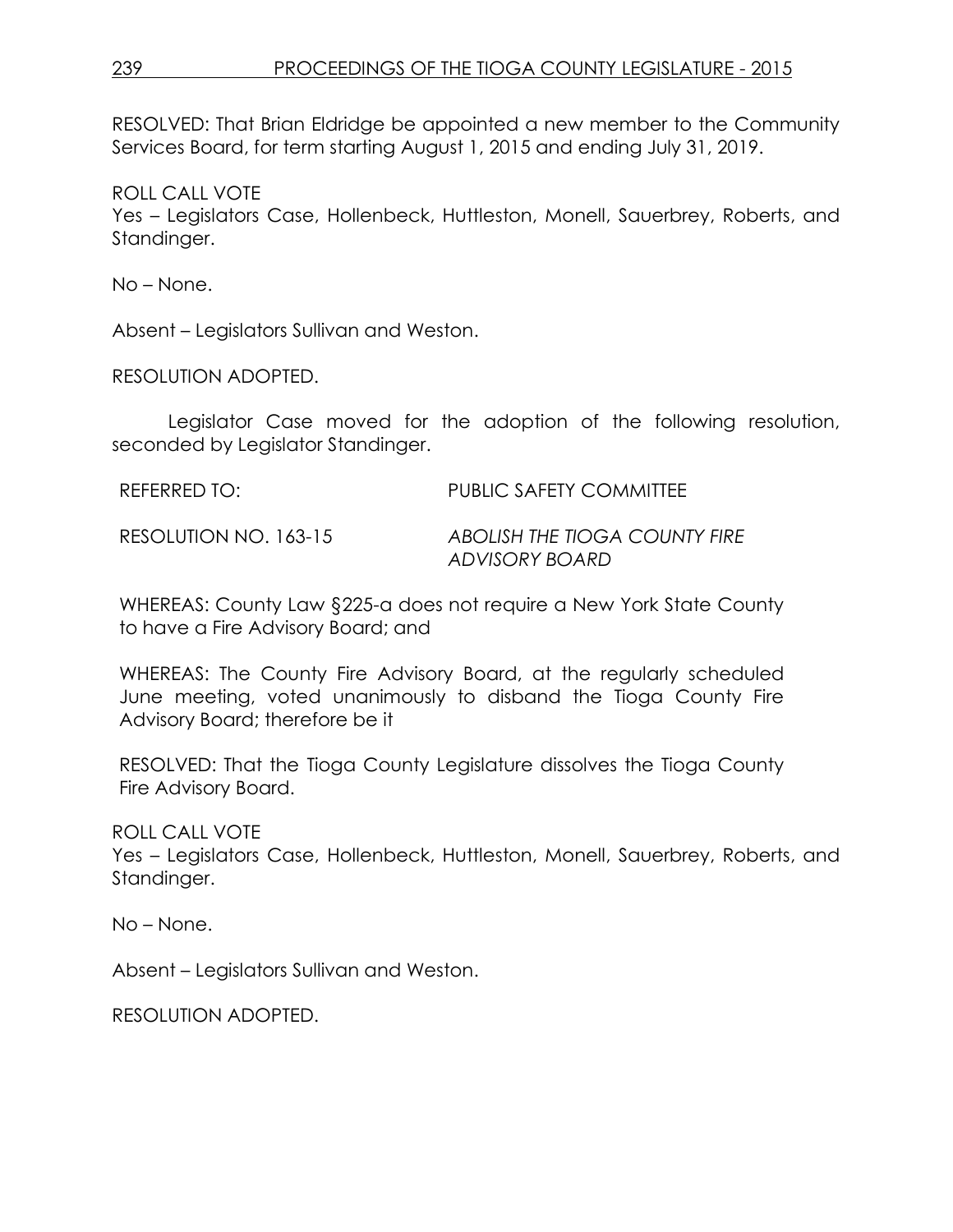RESOLVED: That Brian Eldridge be appointed a new member to the Community Services Board, for term starting August 1, 2015 and ending July 31, 2019.

ROLL CALL VOTE
Yes – Legislators Case, Hollenbeck, Huttleston, Monell, Sauerbrey, Roberts, and Standinger.

No – None.

Absent – Legislators Sullivan and Weston.

RESOLUTION ADOPTED.

Legislator Case moved for the adoption of the following resolution, seconded by Legislator Standinger.

REFERRED TO: PUBLIC SAFETY COMMITTEE

RESOLUTION NO. 163-15 *ABOLISH THE TIOGA COUNTY FIRE ADVISORY BOARD*

WHEREAS: County Law §225-a does not require a New York State County to have a Fire Advisory Board; and

WHEREAS: The County Fire Advisory Board, at the regularly scheduled June meeting, voted unanimously to disband the Tioga County Fire Advisory Board; therefore be it

RESOLVED: That the Tioga County Legislature dissolves the Tioga County Fire Advisory Board.

ROLL CALL VOTE
Yes – Legislators Case, Hollenbeck, Huttleston, Monell, Sauerbrey, Roberts, and Standinger.

No – None.

Absent – Legislators Sullivan and Weston.

RESOLUTION ADOPTED.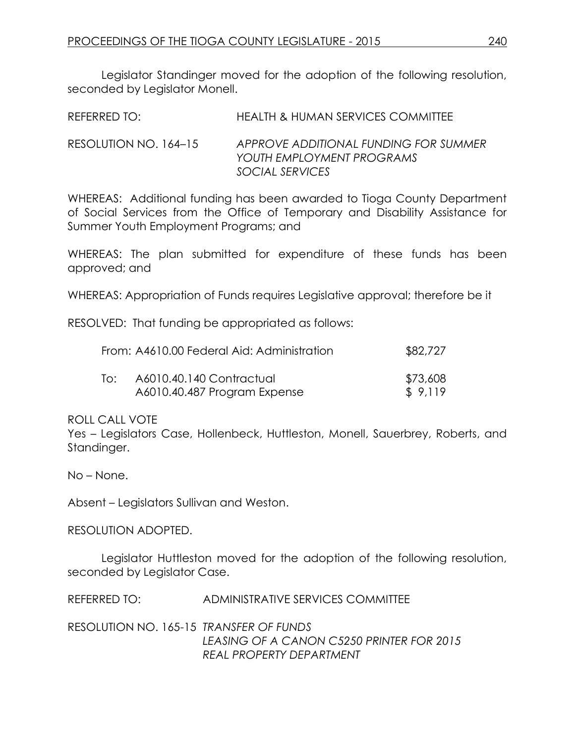Legislator Standinger moved for the adoption of the following resolution, seconded by Legislator Monell.

REFERRED TO: HEALTH & HUMAN SERVICES COMMITTEE

RESOLUTION NO. 164–15 *APPROVE ADDITIONAL FUNDING FOR SUMMER YOUTH EMPLOYMENT PROGRAMS SOCIAL SERVICES*

WHEREAS: Additional funding has been awarded to Tioga County Department of Social Services from the Office of Temporary and Disability Assistance for Summer Youth Employment Programs; and

WHEREAS: The plan submitted for expenditure of these funds has been approved; and

WHEREAS: Appropriation of Funds requires Legislative approval; therefore be it

RESOLVED: That funding be appropriated as follows:

| | | |
|---|---|---|
| From: | A4610.00 Federal Aid: Administration | $82,727 |
| To: | A6010.40.140 Contractual | $73,608 |
| | A6010.40.487 Program Expense | $ 9,119 |

ROLL CALL VOTE
Yes – Legislators Case, Hollenbeck, Huttleston, Monell, Sauerbrey, Roberts, and Standinger.

No – None.

Absent – Legislators Sullivan and Weston.

RESOLUTION ADOPTED.

Legislator Huttleston moved for the adoption of the following resolution, seconded by Legislator Case.

REFERRED TO: ADMINISTRATIVE SERVICES COMMITTEE

RESOLUTION NO. 165-15 *TRANSFER OF FUNDS LEASING OF A CANON C5250 PRINTER FOR 2015 REAL PROPERTY DEPARTMENT*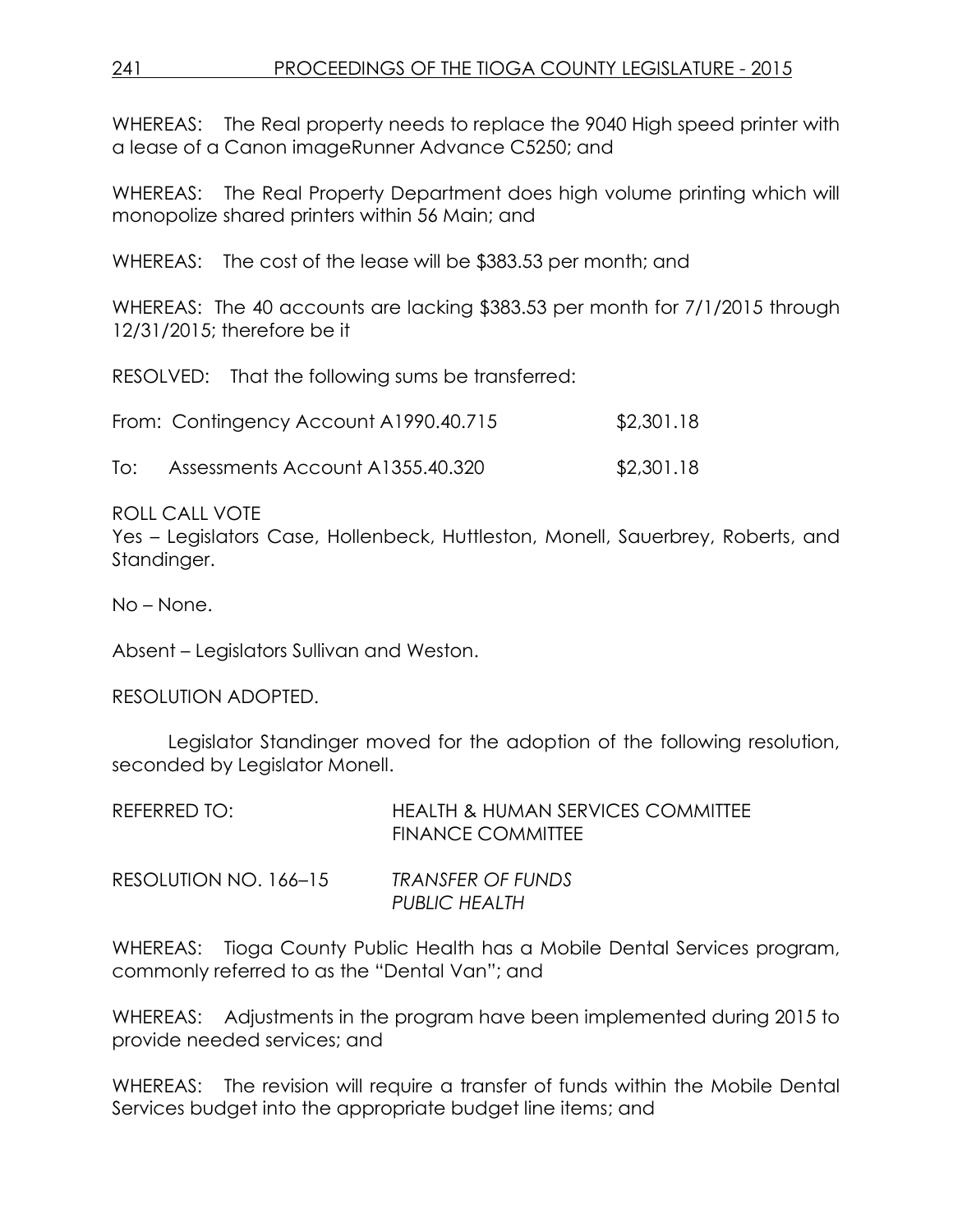WHEREAS: The Real property needs to replace the 9040 High speed printer with a lease of a Canon imageRunner Advance C5250; and

WHEREAS: The Real Property Department does high volume printing which will monopolize shared printers within 56 Main; and

WHEREAS: The cost of the lease will be $383.53 per month; and

WHEREAS: The 40 accounts are lacking $383.53 per month for 7/1/2015 through 12/31/2015; therefore be it

RESOLVED: That the following sums be transferred:

| | | |
|---|---|---|
| From: | Contingency Account A1990.40.715 | $2,301.18 |
| To: | Assessments Account A1355.40.320 | $2,301.18 |

ROLL CALL VOTE
Yes – Legislators Case, Hollenbeck, Huttleston, Monell, Sauerbrey, Roberts, and Standinger.

No – None.

Absent – Legislators Sullivan and Weston.

RESOLUTION ADOPTED.

Legislator Standinger moved for the adoption of the following resolution, seconded by Legislator Monell.

REFERRED TO: HEALTH & HUMAN SERVICES COMMITTEE
FINANCE COMMITTEE

RESOLUTION NO. 166–15 *TRANSFER OF FUNDS*
*PUBLIC HEALTH*

WHEREAS: Tioga County Public Health has a Mobile Dental Services program, commonly referred to as the "Dental Van"; and

WHEREAS: Adjustments in the program have been implemented during 2015 to provide needed services; and

WHEREAS: The revision will require a transfer of funds within the Mobile Dental Services budget into the appropriate budget line items; and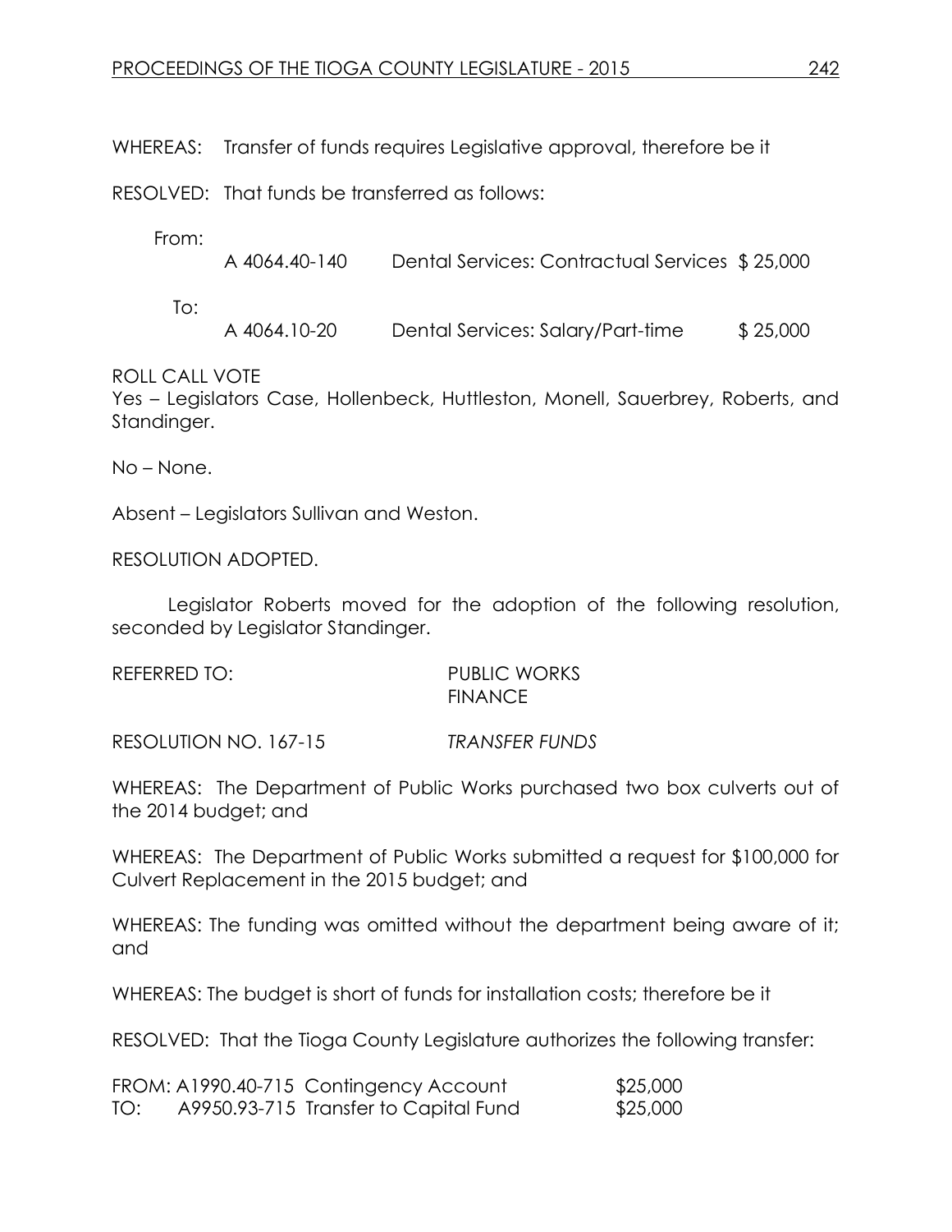WHEREAS: Transfer of funds requires Legislative approval, therefore be it

RESOLVED: That funds be transferred as follows:

From:

| | | |
|---|---|---|
| A 4064.40-140 | Dental Services: Contractual Services | $ 25,000 |

To:

| | | |
|---|---|---|
| A 4064.10-20 | Dental Services: Salary/Part-time | $ 25,000 |

ROLL CALL VOTE
Yes – Legislators Case, Hollenbeck, Huttleston, Monell, Sauerbrey, Roberts, and Standinger.

No – None.

Absent – Legislators Sullivan and Weston.

RESOLUTION ADOPTED.

Legislator Roberts moved for the adoption of the following resolution, seconded by Legislator Standinger.

REFERRED TO: PUBLIC WORKS
FINANCE

RESOLUTION NO. 167-15 *TRANSFER FUNDS*

WHEREAS: The Department of Public Works purchased two box culverts out of the 2014 budget; and

WHEREAS: The Department of Public Works submitted a request for $100,000 for Culvert Replacement in the 2015 budget; and

WHEREAS: The funding was omitted without the department being aware of it; and

WHEREAS: The budget is short of funds for installation costs; therefore be it

RESOLVED: That the Tioga County Legislature authorizes the following transfer:

| | | | |
|---|---|---|---|
| FROM: | A1990.40-715 | Contingency Account | $25,000 |
| TO: | A9950.93-715 | Transfer to Capital Fund | $25,000 |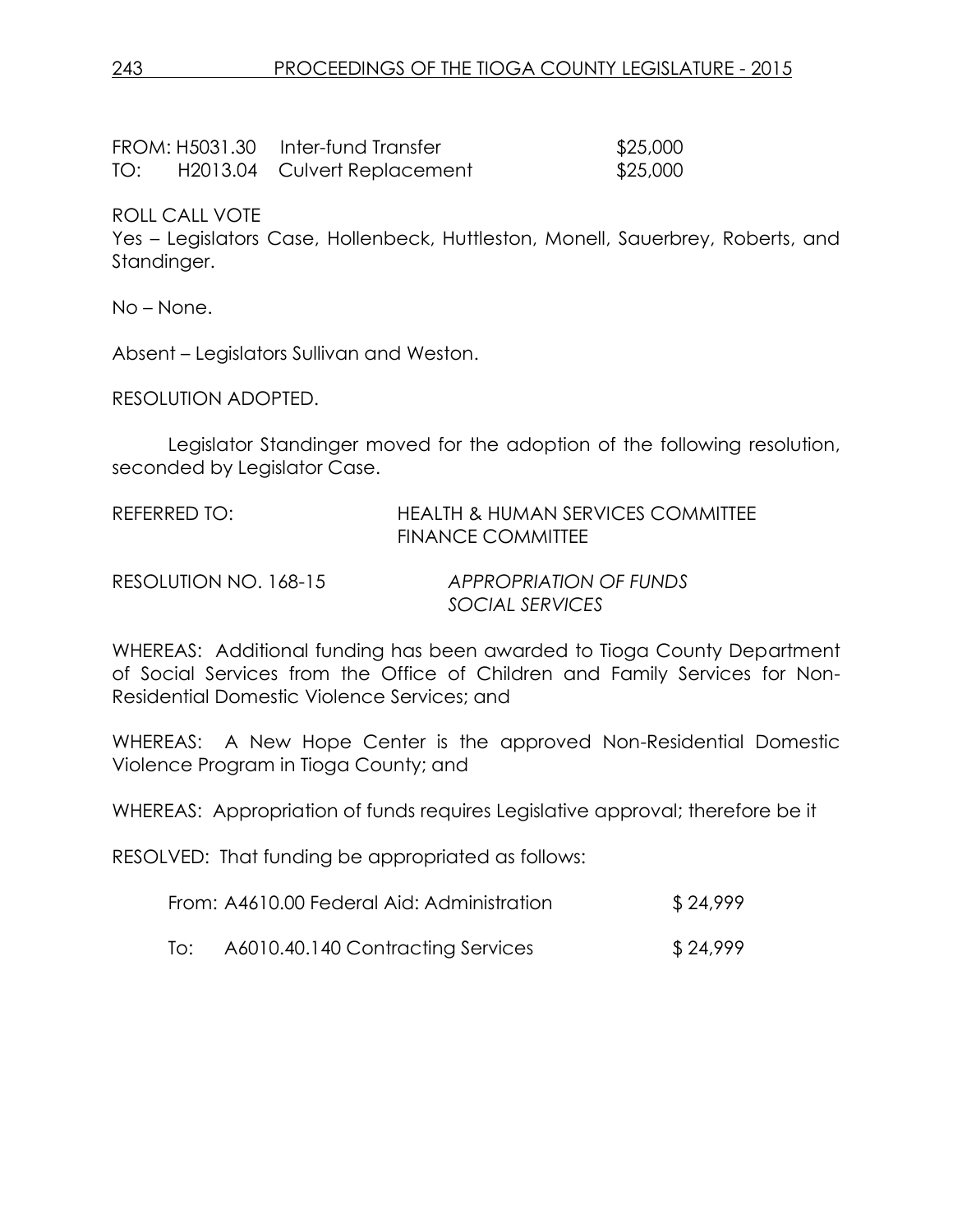| | | | |
|---|---|---|---|
| FROM: | H5031.30 | Inter-fund Transfer | $25,000 |
| TO: | H2013.04 | Culvert Replacement | $25,000 |

ROLL CALL VOTE
Yes – Legislators Case, Hollenbeck, Huttleston, Monell, Sauerbrey, Roberts, and Standinger.

No – None.

Absent – Legislators Sullivan and Weston.

RESOLUTION ADOPTED.

Legislator Standinger moved for the adoption of the following resolution, seconded by Legislator Case.

REFERRED TO: HEALTH & HUMAN SERVICES COMMITTEE
FINANCE COMMITTEE

RESOLUTION NO. 168-15 *APPROPRIATION OF FUNDS SOCIAL SERVICES*

WHEREAS: Additional funding has been awarded to Tioga County Department of Social Services from the Office of Children and Family Services for Non-Residential Domestic Violence Services; and

WHEREAS: A New Hope Center is the approved Non-Residential Domestic Violence Program in Tioga County; and

WHEREAS: Appropriation of funds requires Legislative approval; therefore be it

RESOLVED: That funding be appropriated as follows:

| | |
|---|---|
| From: A4610.00 Federal Aid: Administration | $ 24,999 |
| To: A6010.40.140 Contracting Services | $ 24,999 |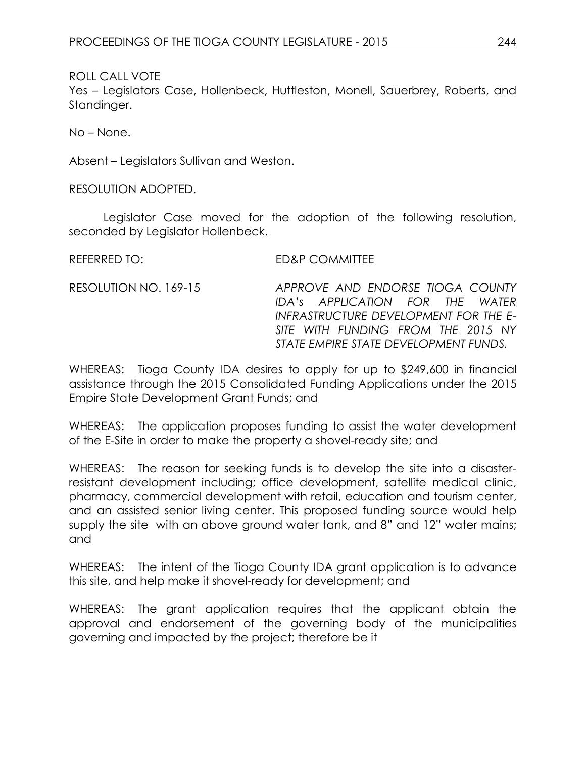ROLL CALL VOTE

Yes – Legislators Case, Hollenbeck, Huttleston, Monell, Sauerbrey, Roberts, and Standinger.

No – None.

Absent – Legislators Sullivan and Weston.

RESOLUTION ADOPTED.

Legislator Case moved for the adoption of the following resolution, seconded by Legislator Hollenbeck.

REFERRED TO: ED&P COMMITTEE

RESOLUTION NO. 169-15 *APPROVE AND ENDORSE TIOGA COUNTY IDA's APPLICATION FOR THE WATER INFRASTRUCTURE DEVELOPMENT FOR THE E-SITE WITH FUNDING FROM THE 2015 NY STATE EMPIRE STATE DEVELOPMENT FUNDS.*

WHEREAS: Tioga County IDA desires to apply for up to $249,600 in financial assistance through the 2015 Consolidated Funding Applications under the 2015 Empire State Development Grant Funds; and

WHEREAS: The application proposes funding to assist the water development of the E-Site in order to make the property a shovel-ready site; and

WHEREAS: The reason for seeking funds is to develop the site into a disaster-resistant development including; office development, satellite medical clinic, pharmacy, commercial development with retail, education and tourism center, and an assisted senior living center. This proposed funding source would help supply the site with an above ground water tank, and 8" and 12" water mains; and

WHEREAS: The intent of the Tioga County IDA grant application is to advance this site, and help make it shovel-ready for development; and

WHEREAS: The grant application requires that the applicant obtain the approval and endorsement of the governing body of the municipalities governing and impacted by the project; therefore be it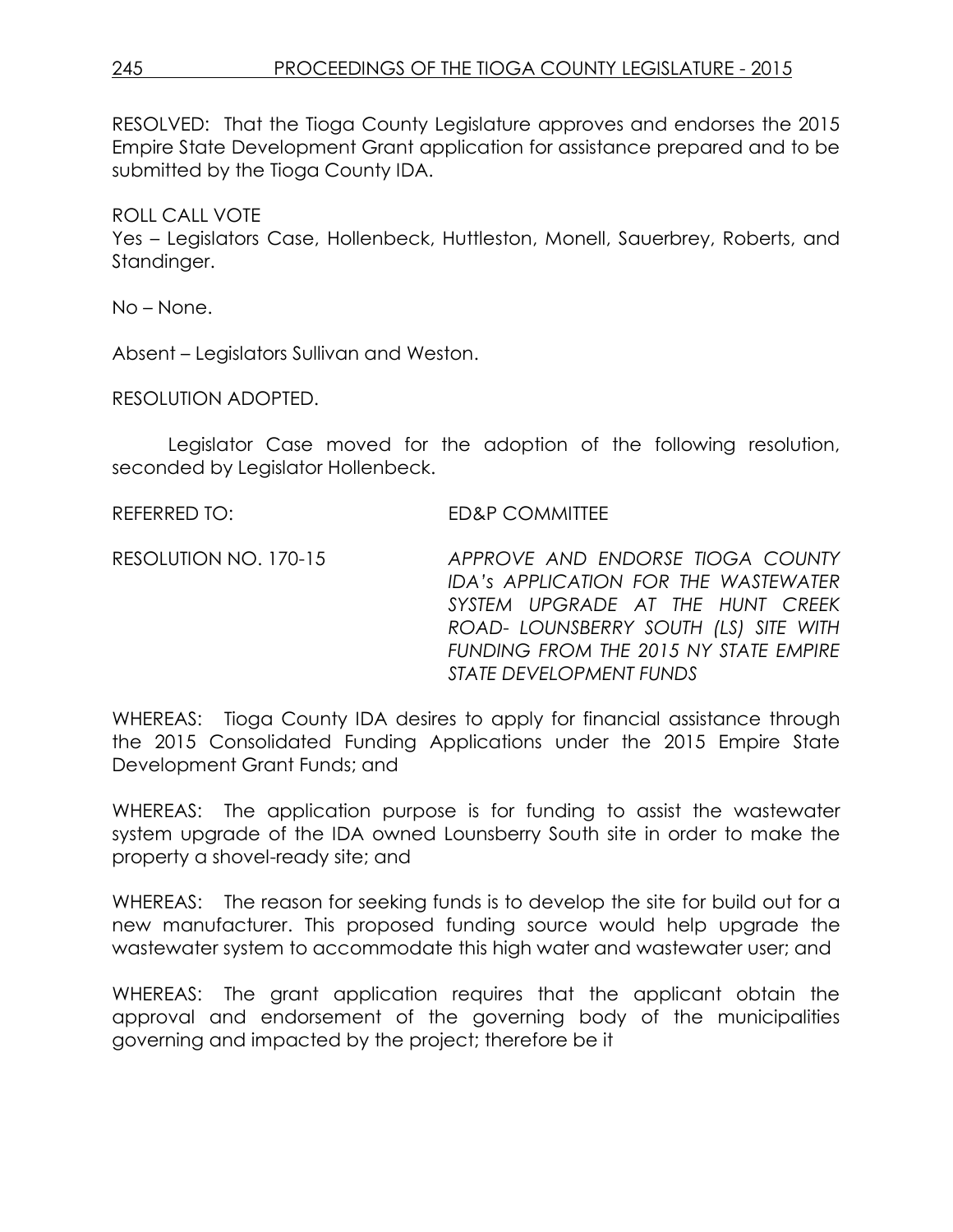RESOLVED: That the Tioga County Legislature approves and endorses the 2015 Empire State Development Grant application for assistance prepared and to be submitted by the Tioga County IDA.

ROLL CALL VOTE
Yes – Legislators Case, Hollenbeck, Huttleston, Monell, Sauerbrey, Roberts, and Standinger.

No – None.

Absent – Legislators Sullivan and Weston.

RESOLUTION ADOPTED.

Legislator Case moved for the adoption of the following resolution, seconded by Legislator Hollenbeck.

REFERRED TO: ED&P COMMITTEE

RESOLUTION NO. 170-15 *APPROVE AND ENDORSE TIOGA COUNTY IDA's APPLICATION FOR THE WASTEWATER SYSTEM UPGRADE AT THE HUNT CREEK ROAD- LOUNSBERRY SOUTH (LS) SITE WITH FUNDING FROM THE 2015 NY STATE EMPIRE STATE DEVELOPMENT FUNDS*

WHEREAS: Tioga County IDA desires to apply for financial assistance through the 2015 Consolidated Funding Applications under the 2015 Empire State Development Grant Funds; and

WHEREAS: The application purpose is for funding to assist the wastewater system upgrade of the IDA owned Lounsberry South site in order to make the property a shovel-ready site; and

WHEREAS: The reason for seeking funds is to develop the site for build out for a new manufacturer. This proposed funding source would help upgrade the wastewater system to accommodate this high water and wastewater user; and

WHEREAS: The grant application requires that the applicant obtain the approval and endorsement of the governing body of the municipalities governing and impacted by the project; therefore be it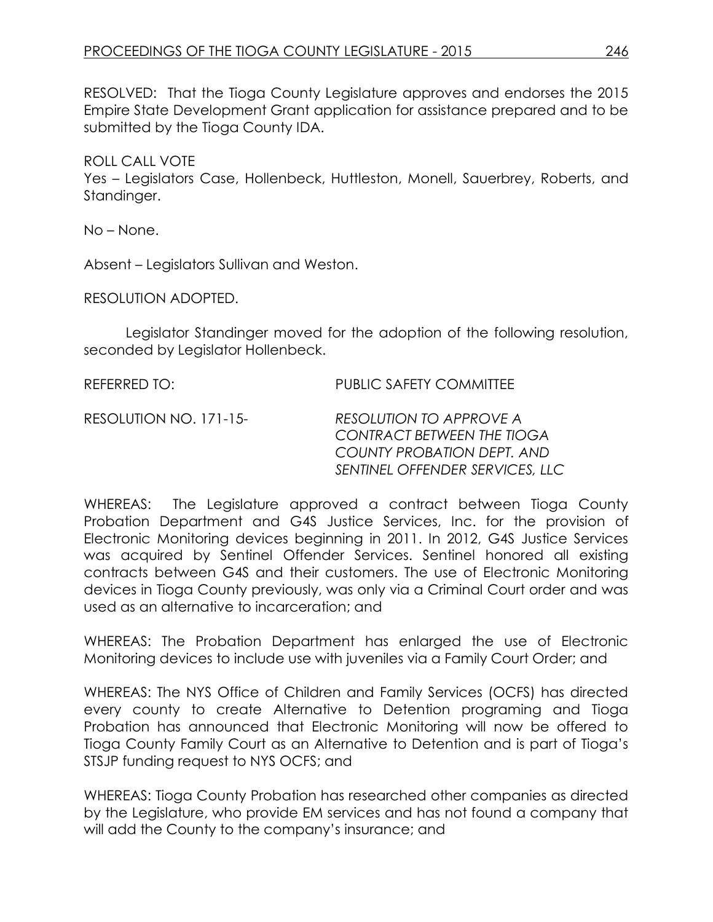RESOLVED: That the Tioga County Legislature approves and endorses the 2015 Empire State Development Grant application for assistance prepared and to be submitted by the Tioga County IDA.

ROLL CALL VOTE
Yes – Legislators Case, Hollenbeck, Huttleston, Monell, Sauerbrey, Roberts, and Standinger.

No – None.

Absent – Legislators Sullivan and Weston.

RESOLUTION ADOPTED.

Legislator Standinger moved for the adoption of the following resolution, seconded by Legislator Hollenbeck.

REFERRED TO: PUBLIC SAFETY COMMITTEE

RESOLUTION NO. 171-15- *RESOLUTION TO APPROVE A CONTRACT BETWEEN THE TIOGA COUNTY PROBATION DEPT. AND SENTINEL OFFENDER SERVICES, LLC*

WHEREAS: The Legislature approved a contract between Tioga County Probation Department and G4S Justice Services, Inc. for the provision of Electronic Monitoring devices beginning in 2011. In 2012, G4S Justice Services was acquired by Sentinel Offender Services. Sentinel honored all existing contracts between G4S and their customers. The use of Electronic Monitoring devices in Tioga County previously, was only via a Criminal Court order and was used as an alternative to incarceration; and

WHEREAS: The Probation Department has enlarged the use of Electronic Monitoring devices to include use with juveniles via a Family Court Order; and

WHEREAS: The NYS Office of Children and Family Services (OCFS) has directed every county to create Alternative to Detention programing and Tioga Probation has announced that Electronic Monitoring will now be offered to Tioga County Family Court as an Alternative to Detention and is part of Tioga's STSJP funding request to NYS OCFS; and

WHEREAS: Tioga County Probation has researched other companies as directed by the Legislature, who provide EM services and has not found a company that will add the County to the company's insurance; and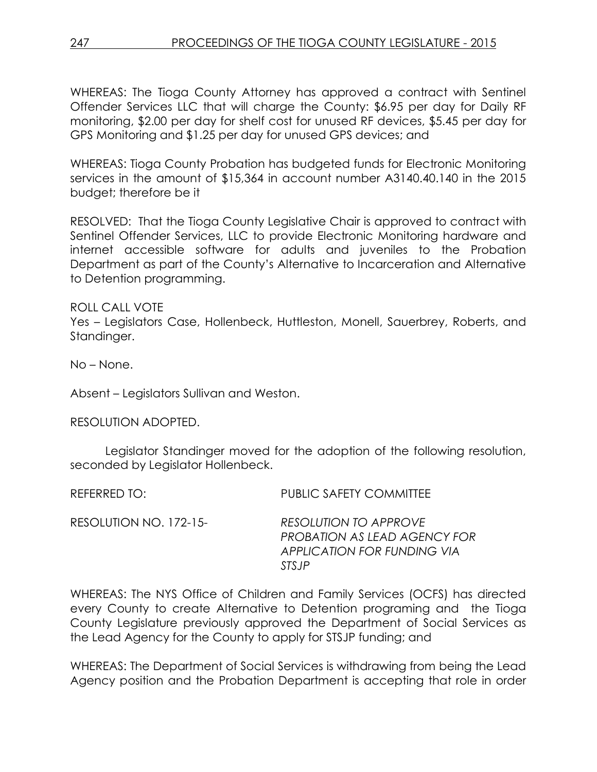WHEREAS: The Tioga County Attorney has approved a contract with Sentinel Offender Services LLC that will charge the County: $6.95 per day for Daily RF monitoring, $2.00 per day for shelf cost for unused RF devices, $5.45 per day for GPS Monitoring and $1.25 per day for unused GPS devices; and

WHEREAS: Tioga County Probation has budgeted funds for Electronic Monitoring services in the amount of $15,364 in account number A3140.40.140 in the 2015 budget; therefore be it

RESOLVED: That the Tioga County Legislative Chair is approved to contract with Sentinel Offender Services, LLC to provide Electronic Monitoring hardware and internet accessible software for adults and juveniles to the Probation Department as part of the County's Alternative to Incarceration and Alternative to Detention programming.

ROLL CALL VOTE
Yes – Legislators Case, Hollenbeck, Huttleston, Monell, Sauerbrey, Roberts, and Standinger.

No – None.

Absent – Legislators Sullivan and Weston.

RESOLUTION ADOPTED.

Legislator Standinger moved for the adoption of the following resolution, seconded by Legislator Hollenbeck.

REFERRED TO: PUBLIC SAFETY COMMITTEE

RESOLUTION NO. 172-15- *RESOLUTION TO APPROVE PROBATION AS LEAD AGENCY FOR APPLICATION FOR FUNDING VIA STSJP*

WHEREAS: The NYS Office of Children and Family Services (OCFS) has directed every County to create Alternative to Detention programing and the Tioga County Legislature previously approved the Department of Social Services as the Lead Agency for the County to apply for STSJP funding; and

WHEREAS: The Department of Social Services is withdrawing from being the Lead Agency position and the Probation Department is accepting that role in order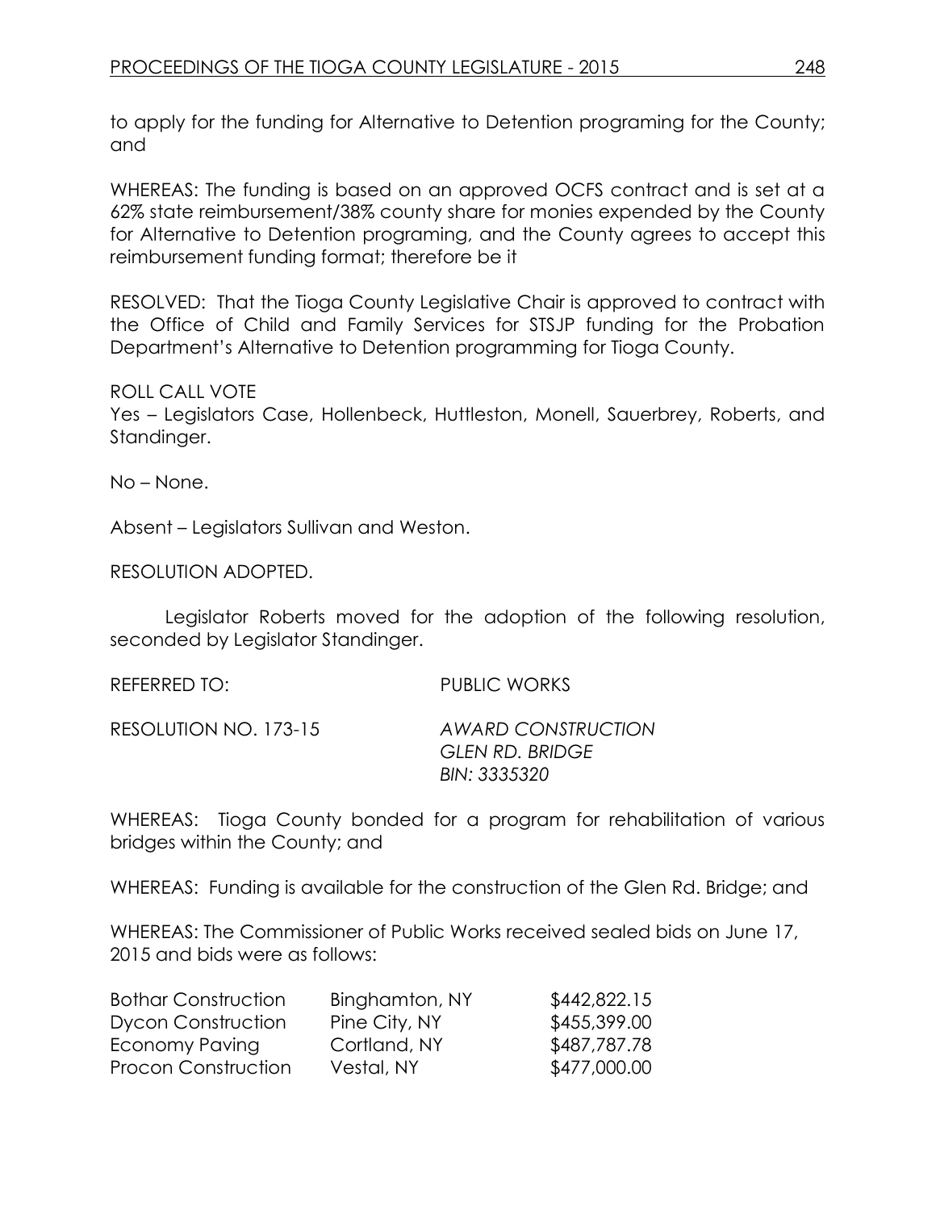to apply for the funding for Alternative to Detention programing for the County; and

WHEREAS: The funding is based on an approved OCFS contract and is set at a 62% state reimbursement/38% county share for monies expended by the County for Alternative to Detention programing, and the County agrees to accept this reimbursement funding format; therefore be it

RESOLVED: That the Tioga County Legislative Chair is approved to contract with the Office of Child and Family Services for STSJP funding for the Probation Department's Alternative to Detention programming for Tioga County.

ROLL CALL VOTE
Yes – Legislators Case, Hollenbeck, Huttleston, Monell, Sauerbrey, Roberts, and Standinger.

No – None.

Absent – Legislators Sullivan and Weston.

RESOLUTION ADOPTED.

Legislator Roberts moved for the adoption of the following resolution, seconded by Legislator Standinger.

REFERRED TO: PUBLIC WORKS

RESOLUTION NO. 173-15 *AWARD CONSTRUCTION GLEN RD. BRIDGE BIN: 3335320*

WHEREAS: Tioga County bonded for a program for rehabilitation of various bridges within the County; and

WHEREAS: Funding is available for the construction of the Glen Rd. Bridge; and

WHEREAS: The Commissioner of Public Works received sealed bids on June 17, 2015 and bids were as follows:

| | | |
|---|---|---|
| Bothar Construction | Binghamton, NY | $442,822.15 |
| Dycon Construction | Pine City, NY | $455,399.00 |
| Economy Paving | Cortland, NY | $487,787.78 |
| Procon Construction | Vestal, NY | $477,000.00 |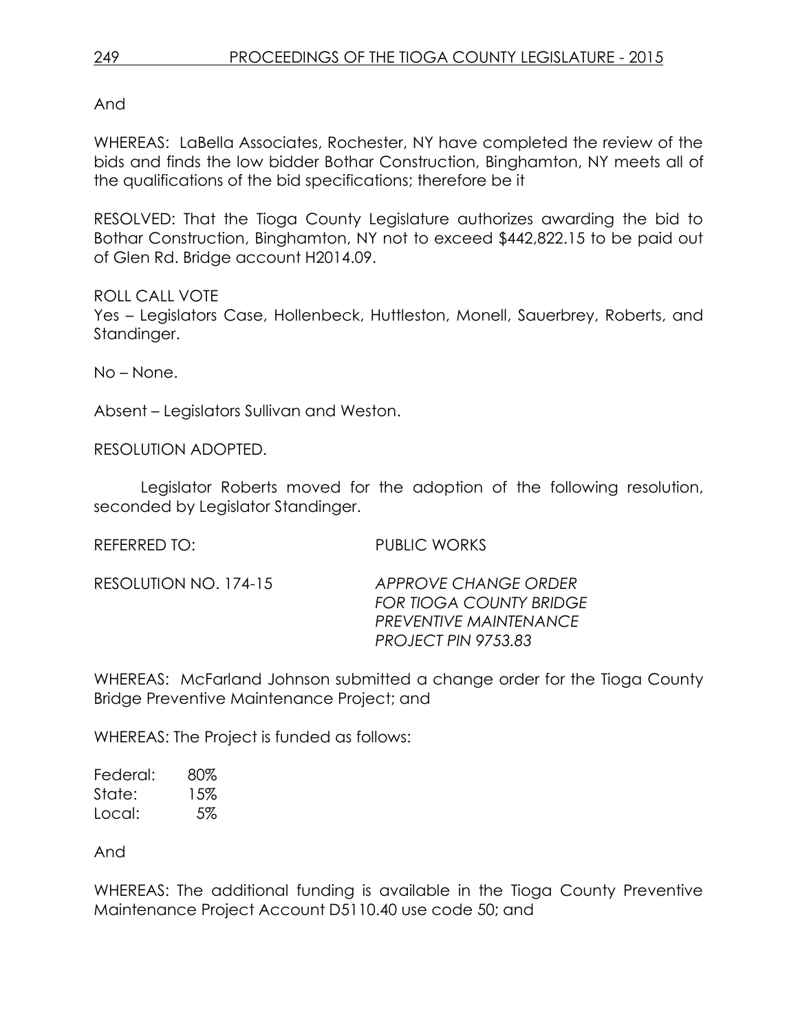And

WHEREAS: LaBella Associates, Rochester, NY have completed the review of the bids and finds the low bidder Bothar Construction, Binghamton, NY meets all of the qualifications of the bid specifications; therefore be it

RESOLVED: That the Tioga County Legislature authorizes awarding the bid to Bothar Construction, Binghamton, NY not to exceed $442,822.15 to be paid out of Glen Rd. Bridge account H2014.09.

ROLL CALL VOTE
Yes – Legislators Case, Hollenbeck, Huttleston, Monell, Sauerbrey, Roberts, and Standinger.

No – None.

Absent – Legislators Sullivan and Weston.

RESOLUTION ADOPTED.

Legislator Roberts moved for the adoption of the following resolution, seconded by Legislator Standinger.

REFERRED TO: PUBLIC WORKS

RESOLUTION NO. 174-15 *APPROVE CHANGE ORDER FOR TIOGA COUNTY BRIDGE PREVENTIVE MAINTENANCE PROJECT PIN 9753.83*

WHEREAS: McFarland Johnson submitted a change order for the Tioga County Bridge Preventive Maintenance Project; and

WHEREAS: The Project is funded as follows:

Federal: 80%
State: 15%
Local: 5%

And

WHEREAS: The additional funding is available in the Tioga County Preventive Maintenance Project Account D5110.40 use code 50; and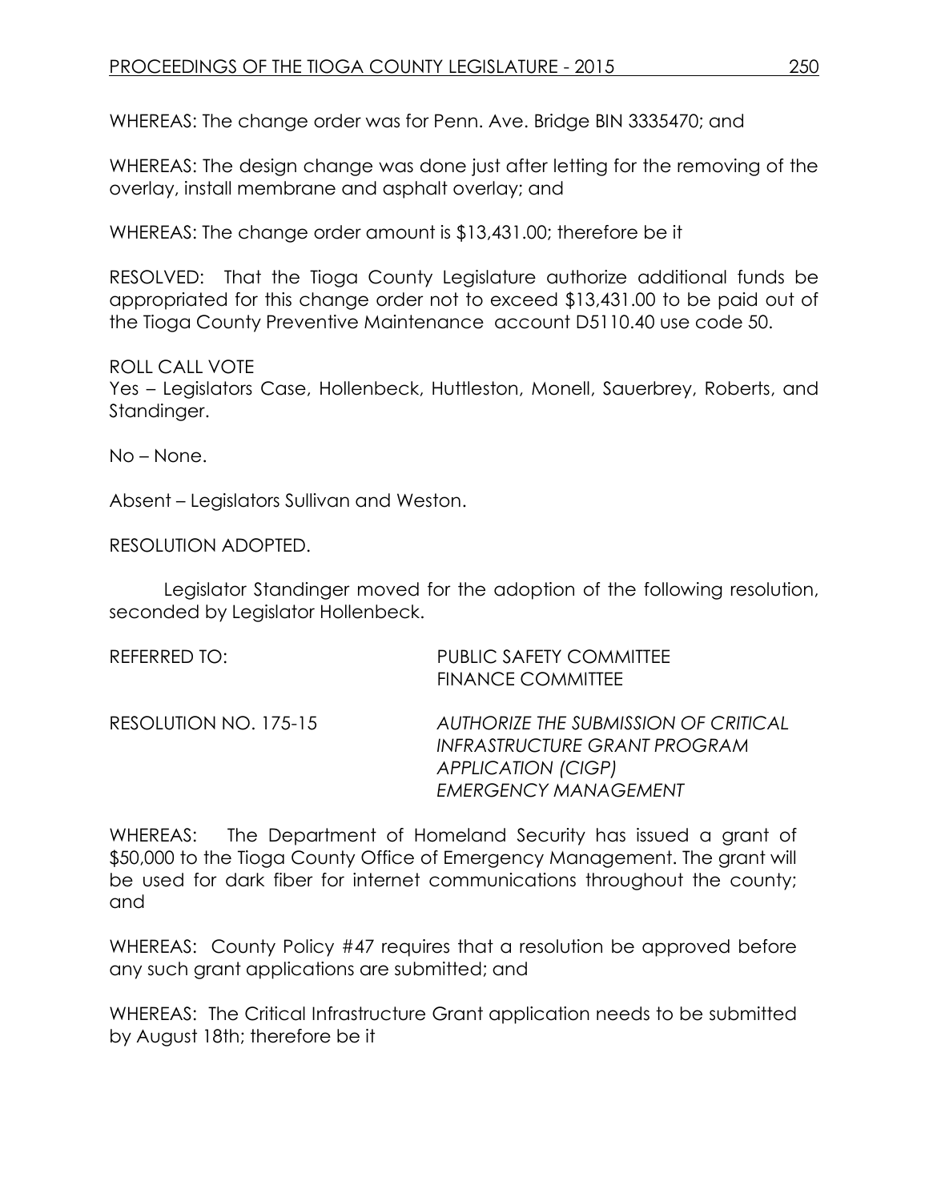WHEREAS: The change order was for Penn. Ave. Bridge BIN 3335470; and

WHEREAS: The design change was done just after letting for the removing of the overlay, install membrane and asphalt overlay; and

WHEREAS: The change order amount is $13,431.00; therefore be it

RESOLVED: That the Tioga County Legislature authorize additional funds be appropriated for this change order not to exceed $13,431.00 to be paid out of the Tioga County Preventive Maintenance account D5110.40 use code 50.

ROLL CALL VOTE
Yes – Legislators Case, Hollenbeck, Huttleston, Monell, Sauerbrey, Roberts, and Standinger.

No – None.

Absent – Legislators Sullivan and Weston.

RESOLUTION ADOPTED.

Legislator Standinger moved for the adoption of the following resolution, seconded by Legislator Hollenbeck.

REFERRED TO: PUBLIC SAFETY COMMITTEE
FINANCE COMMITTEE

RESOLUTION NO. 175-15 *AUTHORIZE THE SUBMISSION OF CRITICAL INFRASTRUCTURE GRANT PROGRAM APPLICATION (CIGP) EMERGENCY MANAGEMENT*

WHEREAS: The Department of Homeland Security has issued a grant of $50,000 to the Tioga County Office of Emergency Management. The grant will be used for dark fiber for internet communications throughout the county; and

WHEREAS: County Policy #47 requires that a resolution be approved before any such grant applications are submitted; and

WHEREAS: The Critical Infrastructure Grant application needs to be submitted by August 18th; therefore be it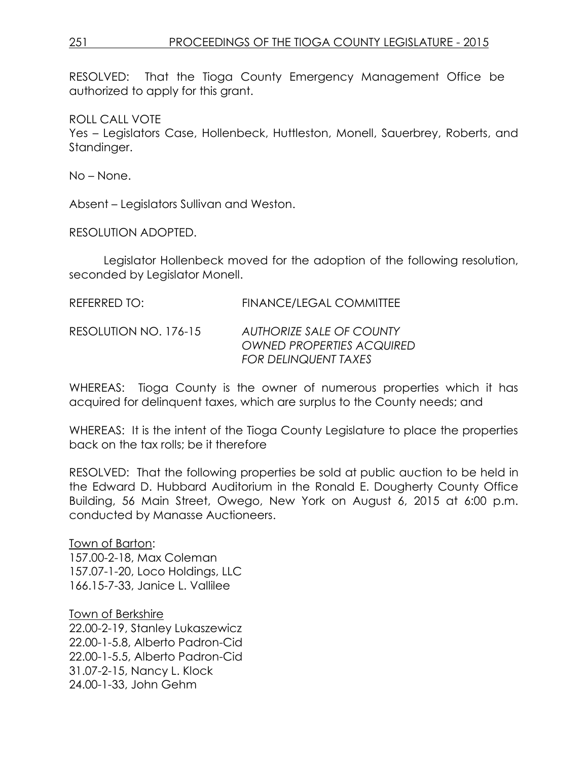RESOLVED: That the Tioga County Emergency Management Office be authorized to apply for this grant.

ROLL CALL VOTE
Yes – Legislators Case, Hollenbeck, Huttleston, Monell, Sauerbrey, Roberts, and Standinger.

No – None.

Absent – Legislators Sullivan and Weston.

RESOLUTION ADOPTED.

Legislator Hollenbeck moved for the adoption of the following resolution, seconded by Legislator Monell.

REFERRED TO: FINANCE/LEGAL COMMITTEE

RESOLUTION NO. 176-15 *AUTHORIZE SALE OF COUNTY OWNED PROPERTIES ACQUIRED FOR DELINQUENT TAXES*

WHEREAS: Tioga County is the owner of numerous properties which it has acquired for delinquent taxes, which are surplus to the County needs; and

WHEREAS: It is the intent of the Tioga County Legislature to place the properties back on the tax rolls; be it therefore

RESOLVED: That the following properties be sold at public auction to be held in the Edward D. Hubbard Auditorium in the Ronald E. Dougherty County Office Building, 56 Main Street, Owego, New York on August 6, 2015 at 6:00 p.m. conducted by Manasse Auctioneers.

Town of Barton:
157.00-2-18, Max Coleman
157.07-1-20, Loco Holdings, LLC
166.15-7-33, Janice L. Vallilee

Town of Berkshire
22.00-2-19, Stanley Lukaszewicz
22.00-1-5.8, Alberto Padron-Cid
22.00-1-5.5, Alberto Padron-Cid
31.07-2-15, Nancy L. Klock
24.00-1-33, John Gehm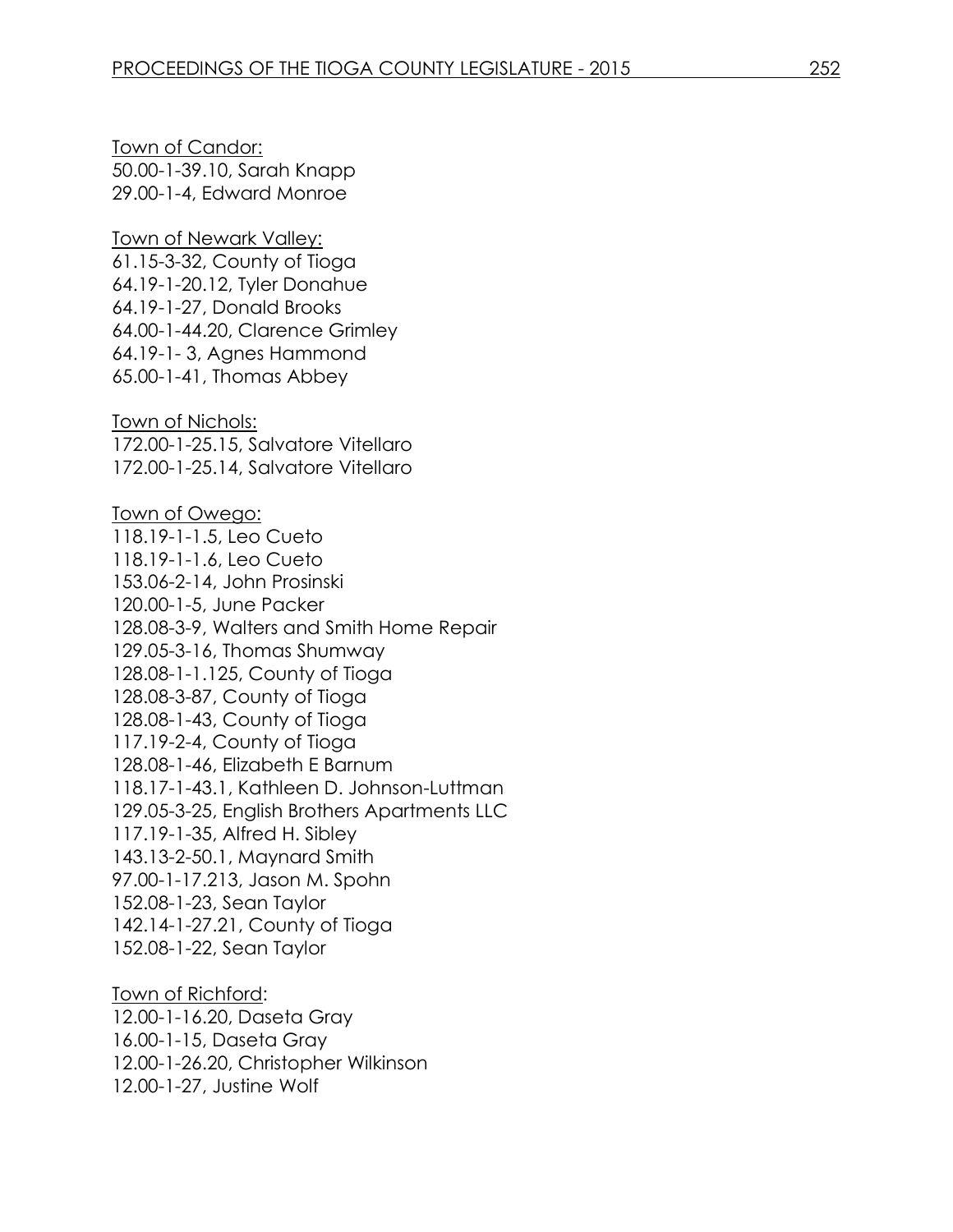Town of Candor:
50.00-1-39.10, Sarah Knapp
29.00-1-4, Edward Monroe

Town of Newark Valley:
61.15-3-32, County of Tioga
64.19-1-20.12, Tyler Donahue
64.19-1-27, Donald Brooks
64.00-1-44.20, Clarence Grimley
64.19-1- 3, Agnes Hammond
65.00-1-41, Thomas Abbey

Town of Nichols:
172.00-1-25.15, Salvatore Vitellaro
172.00-1-25.14, Salvatore Vitellaro

Town of Owego:
118.19-1-1.5, Leo Cueto
118.19-1-1.6, Leo Cueto
153.06-2-14, John Prosinski
120.00-1-5, June Packer
128.08-3-9, Walters and Smith Home Repair
129.05-3-16, Thomas Shumway
128.08-1-1.125, County of Tioga
128.08-3-87, County of Tioga
128.08-1-43, County of Tioga
117.19-2-4, County of Tioga
128.08-1-46, Elizabeth E Barnum
118.17-1-43.1, Kathleen D. Johnson-Luttman
129.05-3-25, English Brothers Apartments LLC
117.19-1-35, Alfred H. Sibley
143.13-2-50.1, Maynard Smith
97.00-1-17.213, Jason M. Spohn
152.08-1-23, Sean Taylor
142.14-1-27.21, County of Tioga
152.08-1-22, Sean Taylor

Town of Richford:
12.00-1-16.20, Daseta Gray
16.00-1-15, Daseta Gray
12.00-1-26.20, Christopher Wilkinson
12.00-1-27, Justine Wolf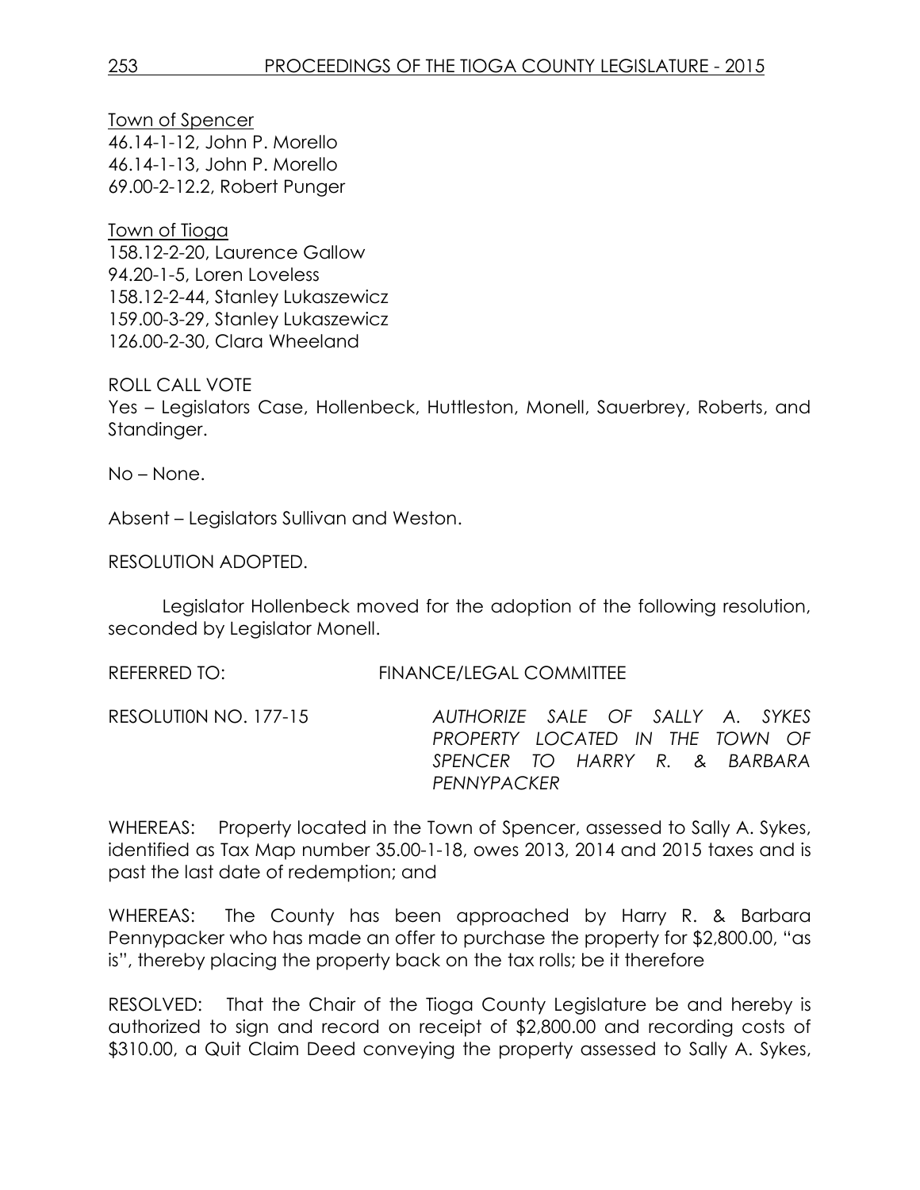Town of Spencer
46.14-1-12, John P. Morello
46.14-1-13, John P. Morello
69.00-2-12.2, Robert Punger

Town of Tioga
158.12-2-20, Laurence Gallow
94.20-1-5, Loren Loveless
158.12-2-44, Stanley Lukaszewicz
159.00-3-29, Stanley Lukaszewicz
126.00-2-30, Clara Wheeland

ROLL CALL VOTE
Yes – Legislators Case, Hollenbeck, Huttleston, Monell, Sauerbrey, Roberts, and Standinger.

No – None.

Absent – Legislators Sullivan and Weston.

RESOLUTION ADOPTED.

Legislator Hollenbeck moved for the adoption of the following resolution, seconded by Legislator Monell.

REFERRED TO: FINANCE/LEGAL COMMITTEE

RESOLUTI0N NO. 177-15 *AUTHORIZE SALE OF SALLY A. SYKES PROPERTY LOCATED IN THE TOWN OF SPENCER TO HARRY R. & BARBARA PENNYPACKER*

WHEREAS: Property located in the Town of Spencer, assessed to Sally A. Sykes, identified as Tax Map number 35.00-1-18, owes 2013, 2014 and 2015 taxes and is past the last date of redemption; and

WHEREAS: The County has been approached by Harry R. & Barbara Pennypacker who has made an offer to purchase the property for $2,800.00, "as is", thereby placing the property back on the tax rolls; be it therefore

RESOLVED: That the Chair of the Tioga County Legislature be and hereby is authorized to sign and record on receipt of $2,800.00 and recording costs of $310.00, a Quit Claim Deed conveying the property assessed to Sally A. Sykes,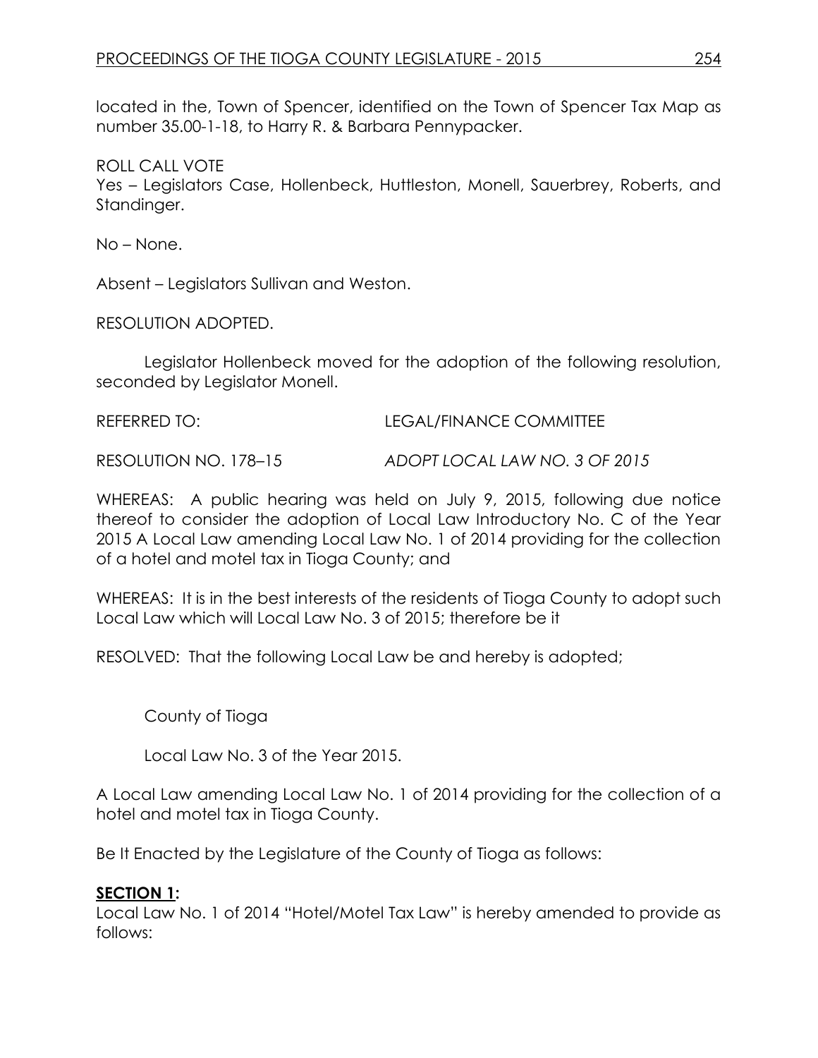located in the, Town of Spencer, identified on the Town of Spencer Tax Map as number 35.00-1-18, to Harry R. & Barbara Pennypacker.

ROLL CALL VOTE
Yes – Legislators Case, Hollenbeck, Huttleston, Monell, Sauerbrey, Roberts, and Standinger.

No – None.

Absent – Legislators Sullivan and Weston.

RESOLUTION ADOPTED.

Legislator Hollenbeck moved for the adoption of the following resolution, seconded by Legislator Monell.

REFERRED TO: LEGAL/FINANCE COMMITTEE

RESOLUTION NO. 178–15 *ADOPT LOCAL LAW NO. 3 OF 2015*

WHEREAS: A public hearing was held on July 9, 2015, following due notice thereof to consider the adoption of Local Law Introductory No. C of the Year 2015 A Local Law amending Local Law No. 1 of 2014 providing for the collection of a hotel and motel tax in Tioga County; and

WHEREAS: It is in the best interests of the residents of Tioga County to adopt such Local Law which will Local Law No. 3 of 2015; therefore be it

RESOLVED: That the following Local Law be and hereby is adopted;

County of Tioga

Local Law No. 3 of the Year 2015.

A Local Law amending Local Law No. 1 of 2014 providing for the collection of a hotel and motel tax in Tioga County.

Be It Enacted by the Legislature of the County of Tioga as follows:

**SECTION 1:**
Local Law No. 1 of 2014 "Hotel/Motel Tax Law" is hereby amended to provide as follows: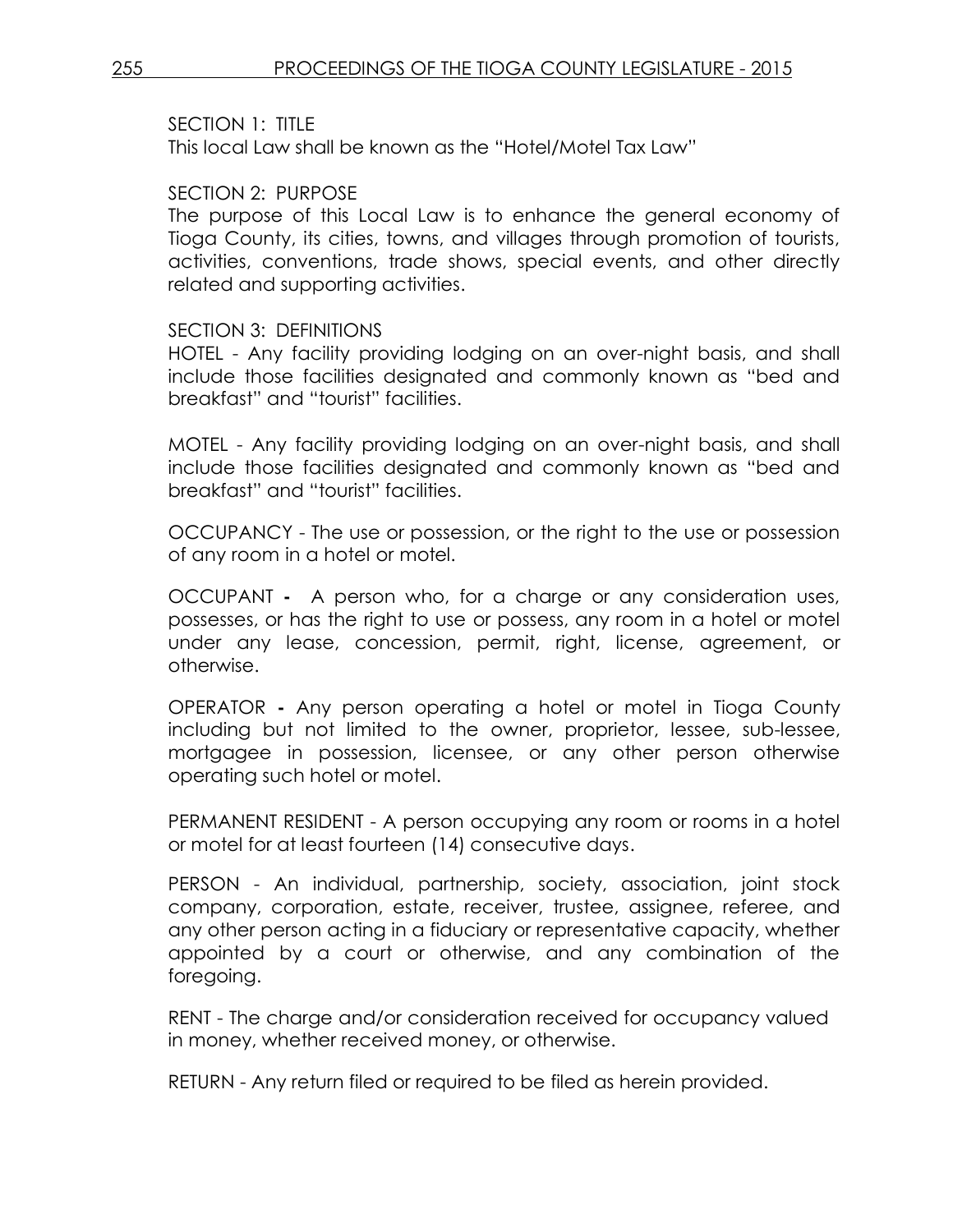SECTION 1: TITLE

This local Law shall be known as the "Hotel/Motel Tax Law"

SECTION 2: PURPOSE

The purpose of this Local Law is to enhance the general economy of Tioga County, its cities, towns, and villages through promotion of tourists, activities, conventions, trade shows, special events, and other directly related and supporting activities.

SECTION 3: DEFINITIONS

HOTEL - Any facility providing lodging on an over-night basis, and shall include those facilities designated and commonly known as "bed and breakfast" and "tourist" facilities.

MOTEL - Any facility providing lodging on an over-night basis, and shall include those facilities designated and commonly known as "bed and breakfast" and "tourist" facilities.

OCCUPANCY - The use or possession, or the right to the use or possession of any room in a hotel or motel.

OCCUPANT **-** A person who, for a charge or any consideration uses, possesses, or has the right to use or possess, any room in a hotel or motel under any lease, concession, permit, right, license, agreement, or otherwise.

OPERATOR **-** Any person operating a hotel or motel in Tioga County including but not limited to the owner, proprietor, lessee, sub-lessee, mortgagee in possession, licensee, or any other person otherwise operating such hotel or motel.

PERMANENT RESIDENT - A person occupying any room or rooms in a hotel or motel for at least fourteen (14) consecutive days.

PERSON - An individual, partnership, society, association, joint stock company, corporation, estate, receiver, trustee, assignee, referee, and any other person acting in a fiduciary or representative capacity, whether appointed by a court or otherwise, and any combination of the foregoing.

RENT - The charge and/or consideration received for occupancy valued in money, whether received money, or otherwise.

RETURN - Any return filed or required to be filed as herein provided.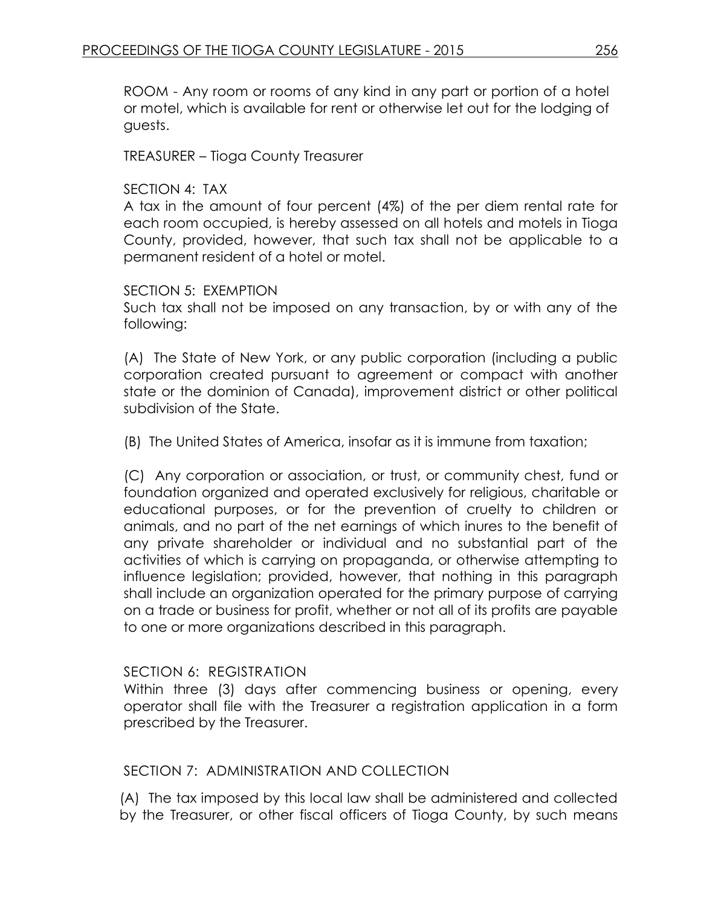ROOM - Any room or rooms of any kind in any part or portion of a hotel or motel, which is available for rent or otherwise let out for the lodging of guests.

TREASURER – Tioga County Treasurer

SECTION 4: TAX

A tax in the amount of four percent (4%) of the per diem rental rate for each room occupied, is hereby assessed on all hotels and motels in Tioga County, provided, however, that such tax shall not be applicable to a permanent resident of a hotel or motel.

SECTION 5: EXEMPTION

Such tax shall not be imposed on any transaction, by or with any of the following:

(A) The State of New York, or any public corporation (including a public corporation created pursuant to agreement or compact with another state or the dominion of Canada), improvement district or other political subdivision of the State.

(B) The United States of America, insofar as it is immune from taxation;

(C) Any corporation or association, or trust, or community chest, fund or foundation organized and operated exclusively for religious, charitable or educational purposes, or for the prevention of cruelty to children or animals, and no part of the net earnings of which inures to the benefit of any private shareholder or individual and no substantial part of the activities of which is carrying on propaganda, or otherwise attempting to influence legislation; provided, however, that nothing in this paragraph shall include an organization operated for the primary purpose of carrying on a trade or business for profit, whether or not all of its profits are payable to one or more organizations described in this paragraph.

SECTION 6: REGISTRATION

Within three (3) days after commencing business or opening, every operator shall file with the Treasurer a registration application in a form prescribed by the Treasurer.

SECTION 7: ADMINISTRATION AND COLLECTION

(A) The tax imposed by this local law shall be administered and collected by the Treasurer, or other fiscal officers of Tioga County, by such means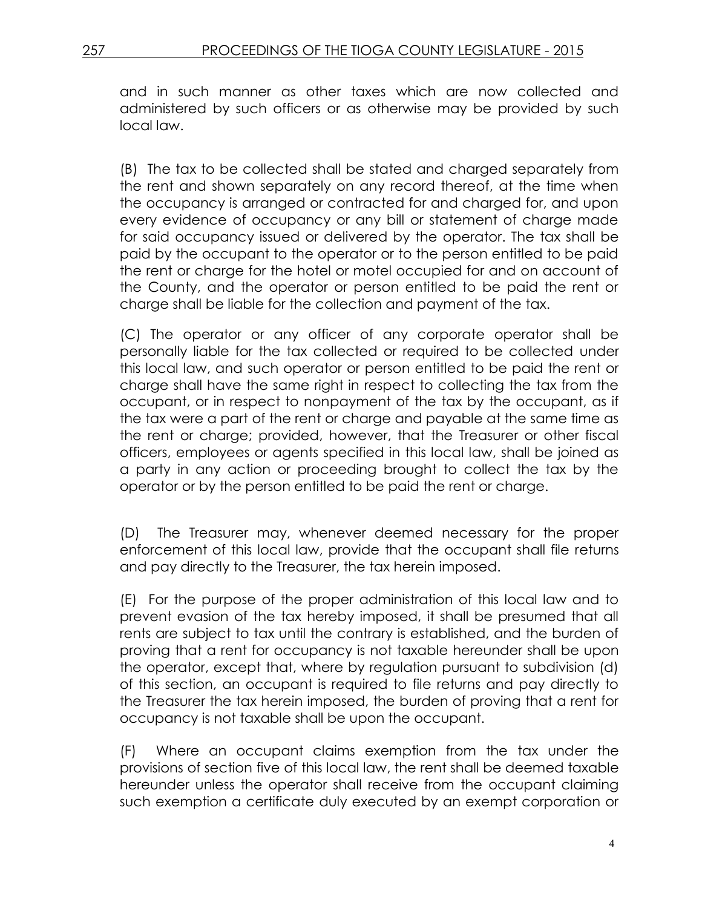and in such manner as other taxes which are now collected and administered by such officers or as otherwise may be provided by such local law.

(B) The tax to be collected shall be stated and charged separately from the rent and shown separately on any record thereof, at the time when the occupancy is arranged or contracted for and charged for, and upon every evidence of occupancy or any bill or statement of charge made for said occupancy issued or delivered by the operator. The tax shall be paid by the occupant to the operator or to the person entitled to be paid the rent or charge for the hotel or motel occupied for and on account of the County, and the operator or person entitled to be paid the rent or charge shall be liable for the collection and payment of the tax.

(C) The operator or any officer of any corporate operator shall be personally liable for the tax collected or required to be collected under this local law, and such operator or person entitled to be paid the rent or charge shall have the same right in respect to collecting the tax from the occupant, or in respect to nonpayment of the tax by the occupant, as if the tax were a part of the rent or charge and payable at the same time as the rent or charge; provided, however, that the Treasurer or other fiscal officers, employees or agents specified in this local law, shall be joined as a party in any action or proceeding brought to collect the tax by the operator or by the person entitled to be paid the rent or charge.

(D) The Treasurer may, whenever deemed necessary for the proper enforcement of this local law, provide that the occupant shall file returns and pay directly to the Treasurer, the tax herein imposed.

(E) For the purpose of the proper administration of this local law and to prevent evasion of the tax hereby imposed, it shall be presumed that all rents are subject to tax until the contrary is established, and the burden of proving that a rent for occupancy is not taxable hereunder shall be upon the operator, except that, where by regulation pursuant to subdivision (d) of this section, an occupant is required to file returns and pay directly to the Treasurer the tax herein imposed, the burden of proving that a rent for occupancy is not taxable shall be upon the occupant.

(F) Where an occupant claims exemption from the tax under the provisions of section five of this local law, the rent shall be deemed taxable hereunder unless the operator shall receive from the occupant claiming such exemption a certificate duly executed by an exempt corporation or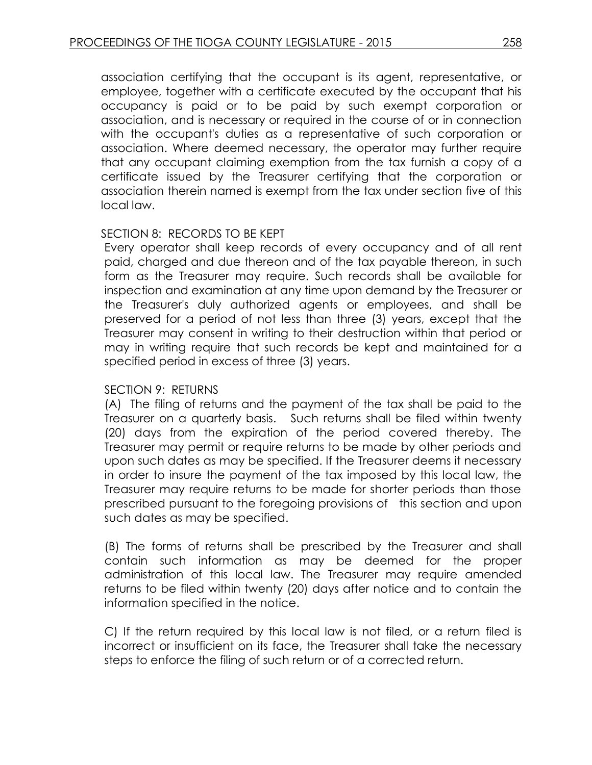association certifying that the occupant is its agent, representative, or employee, together with a certificate executed by the occupant that his occupancy is paid or to be paid by such exempt corporation or association, and is necessary or required in the course of or in connection with the occupant's duties as a representative of such corporation or association. Where deemed necessary, the operator may further require that any occupant claiming exemption from the tax furnish a copy of a certificate issued by the Treasurer certifying that the corporation or association therein named is exempt from the tax under section five of this local law.

SECTION 8: RECORDS TO BE KEPT

Every operator shall keep records of every occupancy and of all rent paid, charged and due thereon and of the tax payable thereon, in such form as the Treasurer may require. Such records shall be available for inspection and examination at any time upon demand by the Treasurer or the Treasurer's duly authorized agents or employees, and shall be preserved for a period of not less than three (3) years, except that the Treasurer may consent in writing to their destruction within that period or may in writing require that such records be kept and maintained for a specified period in excess of three (3) years.

SECTION 9: RETURNS

(A) The filing of returns and the payment of the tax shall be paid to the Treasurer on a quarterly basis. Such returns shall be filed within twenty (20) days from the expiration of the period covered thereby. The Treasurer may permit or require returns to be made by other periods and upon such dates as may be specified. If the Treasurer deems it necessary in order to insure the payment of the tax imposed by this local law, the Treasurer may require returns to be made for shorter periods than those prescribed pursuant to the foregoing provisions of this section and upon such dates as may be specified.

(B) The forms of returns shall be prescribed by the Treasurer and shall contain such information as may be deemed for the proper administration of this local law. The Treasurer may require amended returns to be filed within twenty (20) days after notice and to contain the information specified in the notice.

C) If the return required by this local law is not filed, or a return filed is incorrect or insufficient on its face, the Treasurer shall take the necessary steps to enforce the filing of such return or of a corrected return.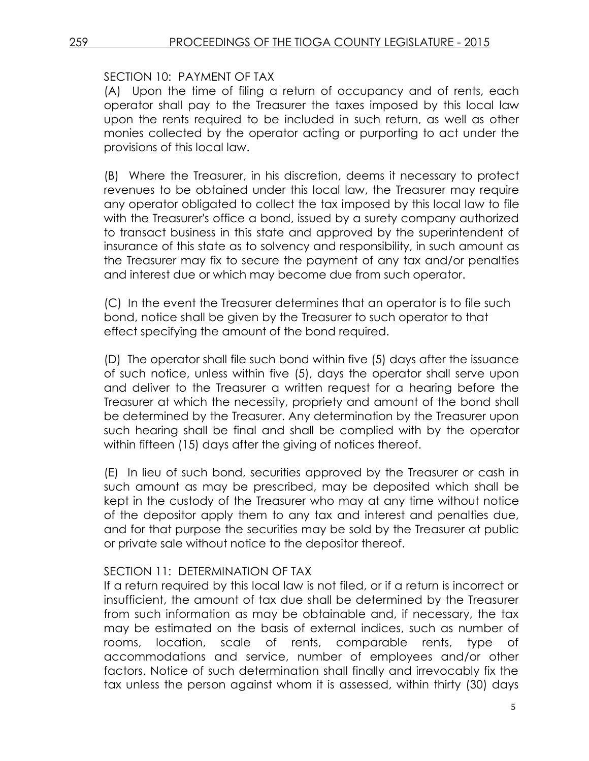SECTION 10: PAYMENT OF TAX

(A) Upon the time of filing a return of occupancy and of rents, each operator shall pay to the Treasurer the taxes imposed by this local law upon the rents required to be included in such return, as well as other monies collected by the operator acting or purporting to act under the provisions of this local law.

(B) Where the Treasurer, in his discretion, deems it necessary to protect revenues to be obtained under this local law, the Treasurer may require any operator obligated to collect the tax imposed by this local law to file with the Treasurer's office a bond, issued by a surety company authorized to transact business in this state and approved by the superintendent of insurance of this state as to solvency and responsibility, in such amount as the Treasurer may fix to secure the payment of any tax and/or penalties and interest due or which may become due from such operator.

(C) In the event the Treasurer determines that an operator is to file such bond, notice shall be given by the Treasurer to such operator to that effect specifying the amount of the bond required.

(D) The operator shall file such bond within five (5) days after the issuance of such notice, unless within five (5), days the operator shall serve upon and deliver to the Treasurer a written request for a hearing before the Treasurer at which the necessity, propriety and amount of the bond shall be determined by the Treasurer. Any determination by the Treasurer upon such hearing shall be final and shall be complied with by the operator within fifteen (15) days after the giving of notices thereof.

(E) In lieu of such bond, securities approved by the Treasurer or cash in such amount as may be prescribed, may be deposited which shall be kept in the custody of the Treasurer who may at any time without notice of the depositor apply them to any tax and interest and penalties due, and for that purpose the securities may be sold by the Treasurer at public or private sale without notice to the depositor thereof.

SECTION 11: DETERMINATION OF TAX

If a return required by this local law is not filed, or if a return is incorrect or insufficient, the amount of tax due shall be determined by the Treasurer from such information as may be obtainable and, if necessary, the tax may be estimated on the basis of external indices, such as number of rooms, location, scale of rents, comparable rents, type of accommodations and service, number of employees and/or other factors. Notice of such determination shall finally and irrevocably fix the tax unless the person against whom it is assessed, within thirty (30) days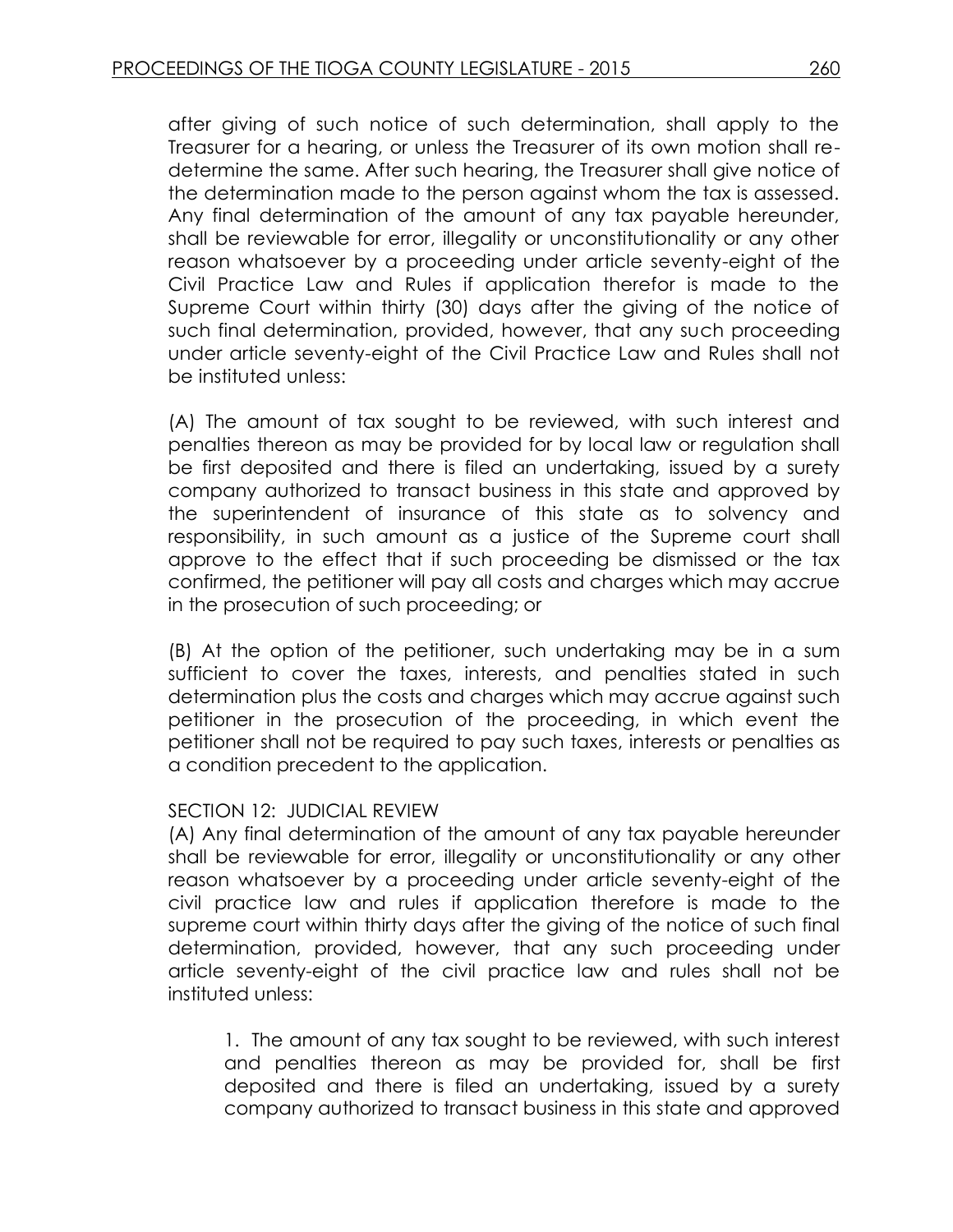after giving of such notice of such determination, shall apply to the Treasurer for a hearing, or unless the Treasurer of its own motion shall re-determine the same. After such hearing, the Treasurer shall give notice of the determination made to the person against whom the tax is assessed. Any final determination of the amount of any tax payable hereunder, shall be reviewable for error, illegality or unconstitutionality or any other reason whatsoever by a proceeding under article seventy-eight of the Civil Practice Law and Rules if application therefor is made to the Supreme Court within thirty (30) days after the giving of the notice of such final determination, provided, however, that any such proceeding under article seventy-eight of the Civil Practice Law and Rules shall not be instituted unless:

(A) The amount of tax sought to be reviewed, with such interest and penalties thereon as may be provided for by local law or regulation shall be first deposited and there is filed an undertaking, issued by a surety company authorized to transact business in this state and approved by the superintendent of insurance of this state as to solvency and responsibility, in such amount as a justice of the Supreme court shall approve to the effect that if such proceeding be dismissed or the tax confirmed, the petitioner will pay all costs and charges which may accrue in the prosecution of such proceeding; or

(B) At the option of the petitioner, such undertaking may be in a sum sufficient to cover the taxes, interests, and penalties stated in such determination plus the costs and charges which may accrue against such petitioner in the prosecution of the proceeding, in which event the petitioner shall not be required to pay such taxes, interests or penalties as a condition precedent to the application.

SECTION 12: JUDICIAL REVIEW

(A) Any final determination of the amount of any tax payable hereunder shall be reviewable for error, illegality or unconstitutionality or any other reason whatsoever by a proceeding under article seventy-eight of the civil practice law and rules if application therefore is made to the supreme court within thirty days after the giving of the notice of such final determination, provided, however, that any such proceeding under article seventy-eight of the civil practice law and rules shall not be instituted unless:

1. The amount of any tax sought to be reviewed, with such interest and penalties thereon as may be provided for, shall be first deposited and there is filed an undertaking, issued by a surety company authorized to transact business in this state and approved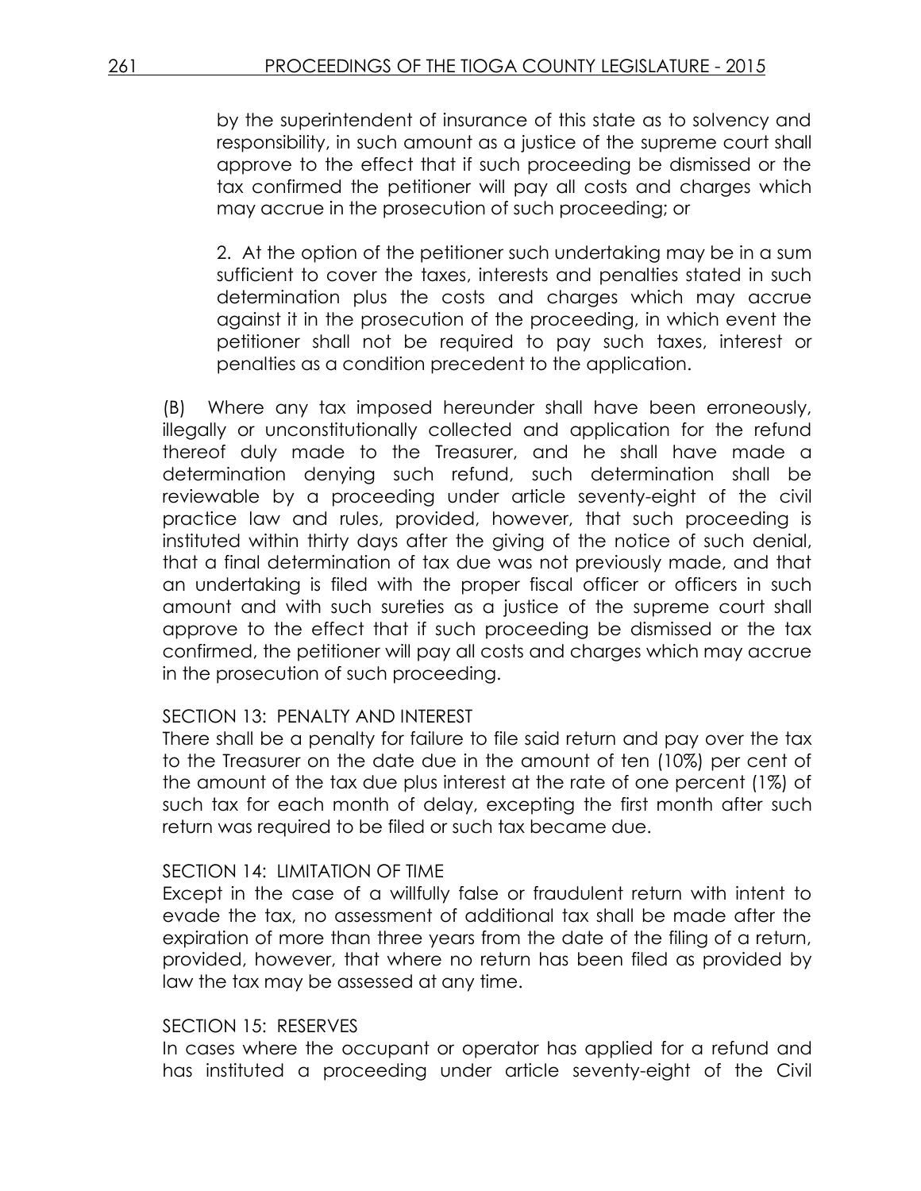by the superintendent of insurance of this state as to solvency and responsibility, in such amount as a justice of the supreme court shall approve to the effect that if such proceeding be dismissed or the tax confirmed the petitioner will pay all costs and charges which may accrue in the prosecution of such proceeding; or

2. At the option of the petitioner such undertaking may be in a sum sufficient to cover the taxes, interests and penalties stated in such determination plus the costs and charges which may accrue against it in the prosecution of the proceeding, in which event the petitioner shall not be required to pay such taxes, interest or penalties as a condition precedent to the application.

(B) Where any tax imposed hereunder shall have been erroneously, illegally or unconstitutionally collected and application for the refund thereof duly made to the Treasurer, and he shall have made a determination denying such refund, such determination shall be reviewable by a proceeding under article seventy-eight of the civil practice law and rules, provided, however, that such proceeding is instituted within thirty days after the giving of the notice of such denial, that a final determination of tax due was not previously made, and that an undertaking is filed with the proper fiscal officer or officers in such amount and with such sureties as a justice of the supreme court shall approve to the effect that if such proceeding be dismissed or the tax confirmed, the petitioner will pay all costs and charges which may accrue in the prosecution of such proceeding.

SECTION 13: PENALTY AND INTEREST

There shall be a penalty for failure to file said return and pay over the tax to the Treasurer on the date due in the amount of ten (10%) per cent of the amount of the tax due plus interest at the rate of one percent (1%) of such tax for each month of delay, excepting the first month after such return was required to be filed or such tax became due.

SECTION 14: LIMITATION OF TIME

Except in the case of a willfully false or fraudulent return with intent to evade the tax, no assessment of additional tax shall be made after the expiration of more than three years from the date of the filing of a return, provided, however, that where no return has been filed as provided by law the tax may be assessed at any time.

SECTION 15: RESERVES

In cases where the occupant or operator has applied for a refund and has instituted a proceeding under article seventy-eight of the Civil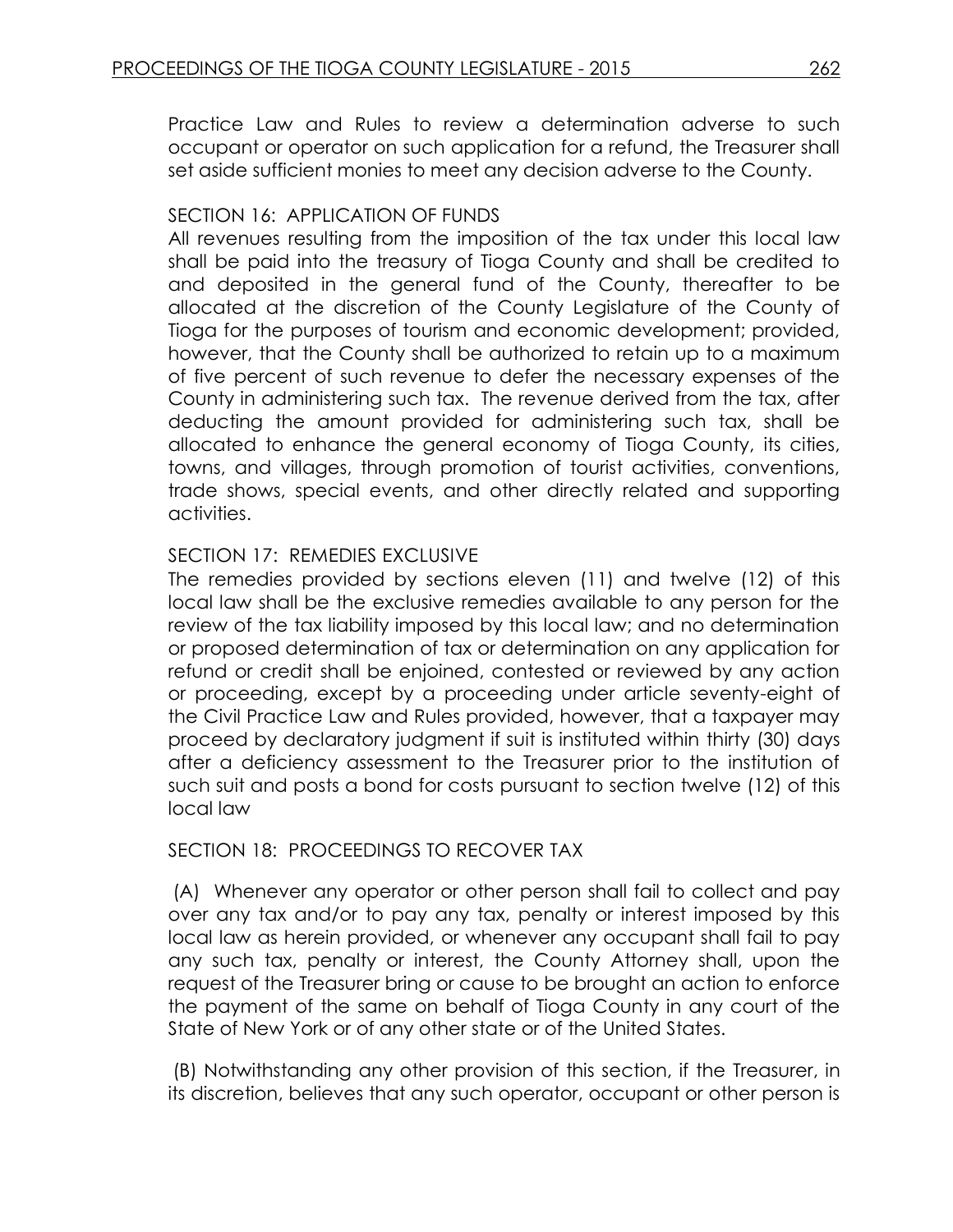Practice Law and Rules to review a determination adverse to such occupant or operator on such application for a refund, the Treasurer shall set aside sufficient monies to meet any decision adverse to the County.

SECTION 16: APPLICATION OF FUNDS

All revenues resulting from the imposition of the tax under this local law shall be paid into the treasury of Tioga County and shall be credited to and deposited in the general fund of the County, thereafter to be allocated at the discretion of the County Legislature of the County of Tioga for the purposes of tourism and economic development; provided, however, that the County shall be authorized to retain up to a maximum of five percent of such revenue to defer the necessary expenses of the County in administering such tax. The revenue derived from the tax, after deducting the amount provided for administering such tax, shall be allocated to enhance the general economy of Tioga County, its cities, towns, and villages, through promotion of tourist activities, conventions, trade shows, special events, and other directly related and supporting activities.

SECTION 17: REMEDIES EXCLUSIVE

The remedies provided by sections eleven (11) and twelve (12) of this local law shall be the exclusive remedies available to any person for the review of the tax liability imposed by this local law; and no determination or proposed determination of tax or determination on any application for refund or credit shall be enjoined, contested or reviewed by any action or proceeding, except by a proceeding under article seventy-eight of the Civil Practice Law and Rules provided, however, that a taxpayer may proceed by declaratory judgment if suit is instituted within thirty (30) days after a deficiency assessment to the Treasurer prior to the institution of such suit and posts a bond for costs pursuant to section twelve (12) of this local law

SECTION 18: PROCEEDINGS TO RECOVER TAX

(A) Whenever any operator or other person shall fail to collect and pay over any tax and/or to pay any tax, penalty or interest imposed by this local law as herein provided, or whenever any occupant shall fail to pay any such tax, penalty or interest, the County Attorney shall, upon the request of the Treasurer bring or cause to be brought an action to enforce the payment of the same on behalf of Tioga County in any court of the State of New York or of any other state or of the United States.

(B) Notwithstanding any other provision of this section, if the Treasurer, in its discretion, believes that any such operator, occupant or other person is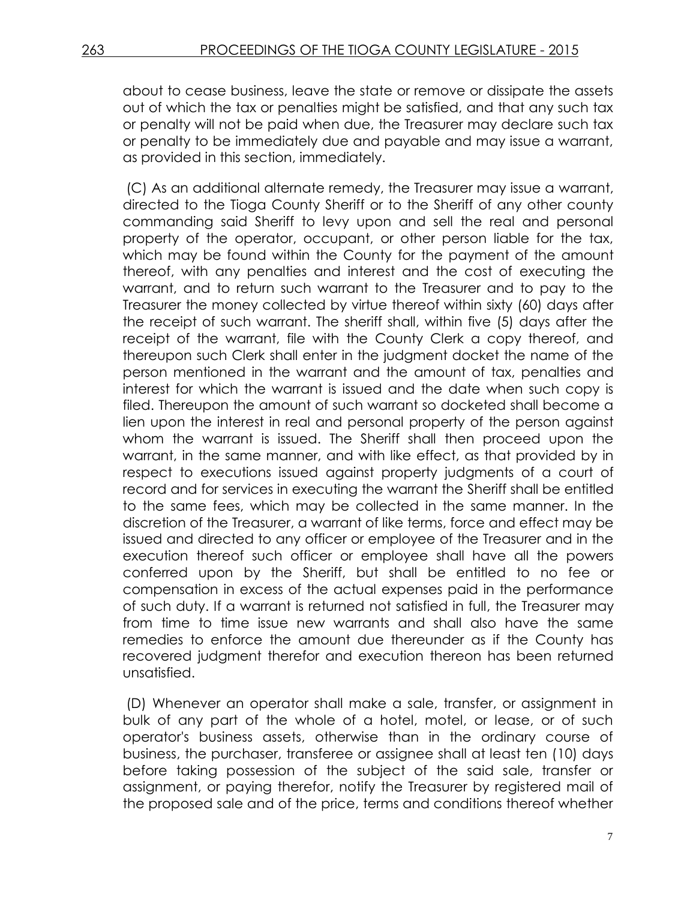about to cease business, leave the state or remove or dissipate the assets out of which the tax or penalties might be satisfied, and that any such tax or penalty will not be paid when due, the Treasurer may declare such tax or penalty to be immediately due and payable and may issue a warrant, as provided in this section, immediately.

(C) As an additional alternate remedy, the Treasurer may issue a warrant, directed to the Tioga County Sheriff or to the Sheriff of any other county commanding said Sheriff to levy upon and sell the real and personal property of the operator, occupant, or other person liable for the tax, which may be found within the County for the payment of the amount thereof, with any penalties and interest and the cost of executing the warrant, and to return such warrant to the Treasurer and to pay to the Treasurer the money collected by virtue thereof within sixty (60) days after the receipt of such warrant. The sheriff shall, within five (5) days after the receipt of the warrant, file with the County Clerk a copy thereof, and thereupon such Clerk shall enter in the judgment docket the name of the person mentioned in the warrant and the amount of tax, penalties and interest for which the warrant is issued and the date when such copy is filed. Thereupon the amount of such warrant so docketed shall become a lien upon the interest in real and personal property of the person against whom the warrant is issued. The Sheriff shall then proceed upon the warrant, in the same manner, and with like effect, as that provided by in respect to executions issued against property judgments of a court of record and for services in executing the warrant the Sheriff shall be entitled to the same fees, which may be collected in the same manner. In the discretion of the Treasurer, a warrant of like terms, force and effect may be issued and directed to any officer or employee of the Treasurer and in the execution thereof such officer or employee shall have all the powers conferred upon by the Sheriff, but shall be entitled to no fee or compensation in excess of the actual expenses paid in the performance of such duty. If a warrant is returned not satisfied in full, the Treasurer may from time to time issue new warrants and shall also have the same remedies to enforce the amount due thereunder as if the County has recovered judgment therefor and execution thereon has been returned unsatisfied.

(D) Whenever an operator shall make a sale, transfer, or assignment in bulk of any part of the whole of a hotel, motel, or lease, or of such operator's business assets, otherwise than in the ordinary course of business, the purchaser, transferee or assignee shall at least ten (10) days before taking possession of the subject of the said sale, transfer or assignment, or paying therefor, notify the Treasurer by registered mail of the proposed sale and of the price, terms and conditions thereof whether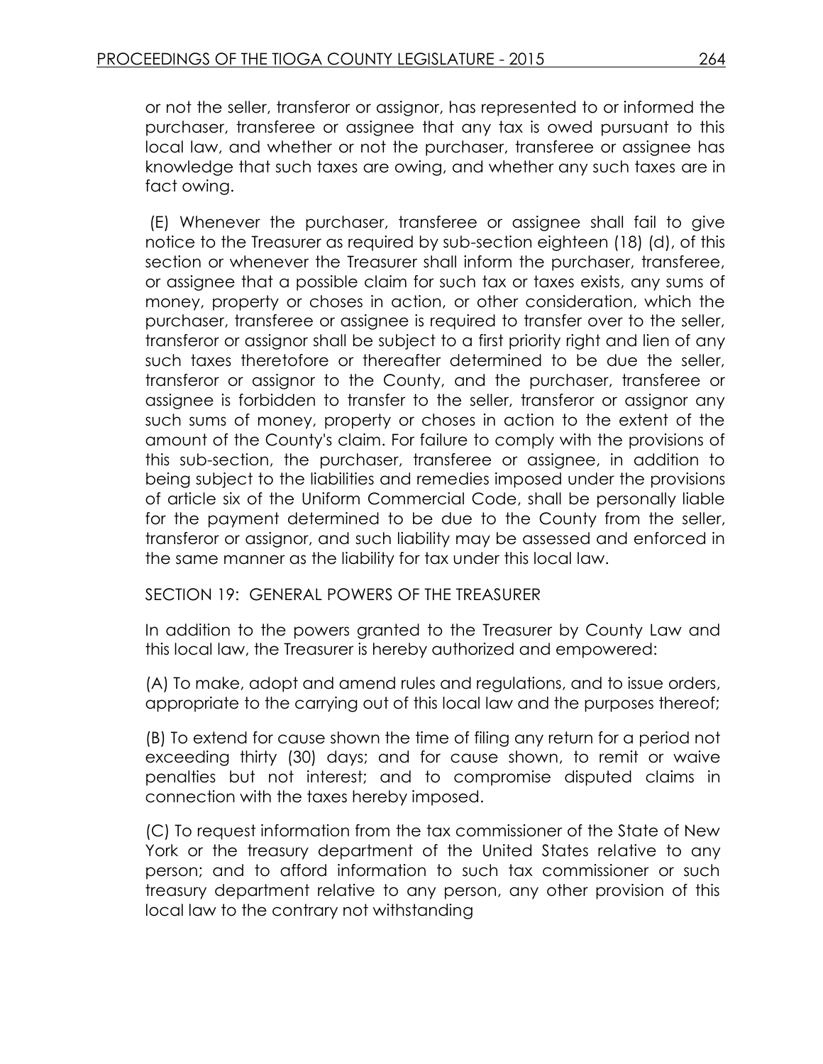or not the seller, transferor or assignor, has represented to or informed the purchaser, transferee or assignee that any tax is owed pursuant to this local law, and whether or not the purchaser, transferee or assignee has knowledge that such taxes are owing, and whether any such taxes are in fact owing.

(E) Whenever the purchaser, transferee or assignee shall fail to give notice to the Treasurer as required by sub-section eighteen (18) (d), of this section or whenever the Treasurer shall inform the purchaser, transferee, or assignee that a possible claim for such tax or taxes exists, any sums of money, property or choses in action, or other consideration, which the purchaser, transferee or assignee is required to transfer over to the seller, transferor or assignor shall be subject to a first priority right and lien of any such taxes theretofore or thereafter determined to be due the seller, transferor or assignor to the County, and the purchaser, transferee or assignee is forbidden to transfer to the seller, transferor or assignor any such sums of money, property or choses in action to the extent of the amount of the County's claim. For failure to comply with the provisions of this sub-section, the purchaser, transferee or assignee, in addition to being subject to the liabilities and remedies imposed under the provisions of article six of the Uniform Commercial Code, shall be personally liable for the payment determined to be due to the County from the seller, transferor or assignor, and such liability may be assessed and enforced in the same manner as the liability for tax under this local law.

SECTION 19: GENERAL POWERS OF THE TREASURER

In addition to the powers granted to the Treasurer by County Law and this local law, the Treasurer is hereby authorized and empowered:

(A) To make, adopt and amend rules and regulations, and to issue orders, appropriate to the carrying out of this local law and the purposes thereof;

(B) To extend for cause shown the time of filing any return for a period not exceeding thirty (30) days; and for cause shown, to remit or waive penalties but not interest; and to compromise disputed claims in connection with the taxes hereby imposed.

(C) To request information from the tax commissioner of the State of New York or the treasury department of the United States relative to any person; and to afford information to such tax commissioner or such treasury department relative to any person, any other provision of this local law to the contrary not withstanding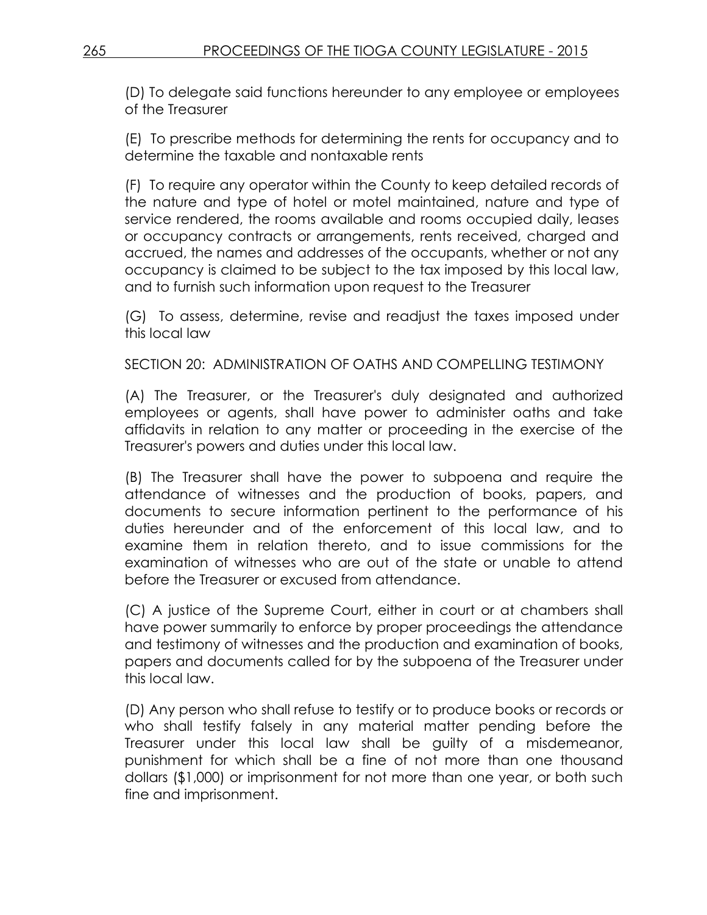(D) To delegate said functions hereunder to any employee or employees of the Treasurer

(E) To prescribe methods for determining the rents for occupancy and to determine the taxable and nontaxable rents

(F) To require any operator within the County to keep detailed records of the nature and type of hotel or motel maintained, nature and type of service rendered, the rooms available and rooms occupied daily, leases or occupancy contracts or arrangements, rents received, charged and accrued, the names and addresses of the occupants, whether or not any occupancy is claimed to be subject to the tax imposed by this local law, and to furnish such information upon request to the Treasurer

(G) To assess, determine, revise and readjust the taxes imposed under this local law

SECTION 20: ADMINISTRATION OF OATHS AND COMPELLING TESTIMONY

(A) The Treasurer, or the Treasurer's duly designated and authorized employees or agents, shall have power to administer oaths and take affidavits in relation to any matter or proceeding in the exercise of the Treasurer's powers and duties under this local law.

(B) The Treasurer shall have the power to subpoena and require the attendance of witnesses and the production of books, papers, and documents to secure information pertinent to the performance of his duties hereunder and of the enforcement of this local law, and to examine them in relation thereto, and to issue commissions for the examination of witnesses who are out of the state or unable to attend before the Treasurer or excused from attendance.

(C) A justice of the Supreme Court, either in court or at chambers shall have power summarily to enforce by proper proceedings the attendance and testimony of witnesses and the production and examination of books, papers and documents called for by the subpoena of the Treasurer under this local law.

(D) Any person who shall refuse to testify or to produce books or records or who shall testify falsely in any material matter pending before the Treasurer under this local law shall be guilty of a misdemeanor, punishment for which shall be a fine of not more than one thousand dollars ($1,000) or imprisonment for not more than one year, or both such fine and imprisonment.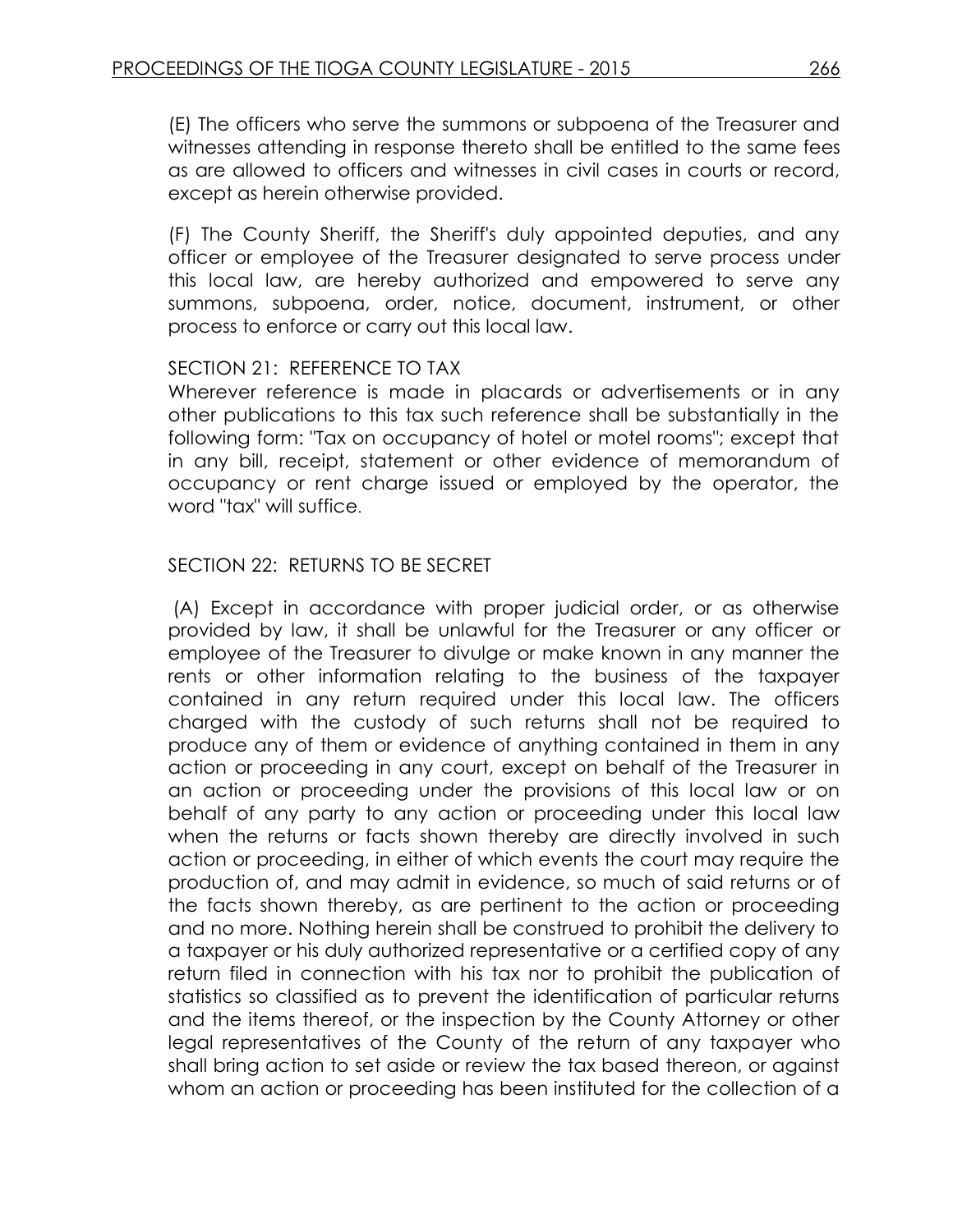(E) The officers who serve the summons or subpoena of the Treasurer and witnesses attending in response thereto shall be entitled to the same fees as are allowed to officers and witnesses in civil cases in courts or record, except as herein otherwise provided.

(F) The County Sheriff, the Sheriff's duly appointed deputies, and any officer or employee of the Treasurer designated to serve process under this local law, are hereby authorized and empowered to serve any summons, subpoena, order, notice, document, instrument, or other process to enforce or carry out this local law.

SECTION 21: REFERENCE TO TAX

Wherever reference is made in placards or advertisements or in any other publications to this tax such reference shall be substantially in the following form: "Tax on occupancy of hotel or motel rooms"; except that in any bill, receipt, statement or other evidence of memorandum of occupancy or rent charge issued or employed by the operator, the word "tax" will suffice.

SECTION 22: RETURNS TO BE SECRET

(A) Except in accordance with proper judicial order, or as otherwise provided by law, it shall be unlawful for the Treasurer or any officer or employee of the Treasurer to divulge or make known in any manner the rents or other information relating to the business of the taxpayer contained in any return required under this local law. The officers charged with the custody of such returns shall not be required to produce any of them or evidence of anything contained in them in any action or proceeding in any court, except on behalf of the Treasurer in an action or proceeding under the provisions of this local law or on behalf of any party to any action or proceeding under this local law when the returns or facts shown thereby are directly involved in such action or proceeding, in either of which events the court may require the production of, and may admit in evidence, so much of said returns or of the facts shown thereby, as are pertinent to the action or proceeding and no more. Nothing herein shall be construed to prohibit the delivery to a taxpayer or his duly authorized representative or a certified copy of any return filed in connection with his tax nor to prohibit the publication of statistics so classified as to prevent the identification of particular returns and the items thereof, or the inspection by the County Attorney or other legal representatives of the County of the return of any taxpayer who shall bring action to set aside or review the tax based thereon, or against whom an action or proceeding has been instituted for the collection of a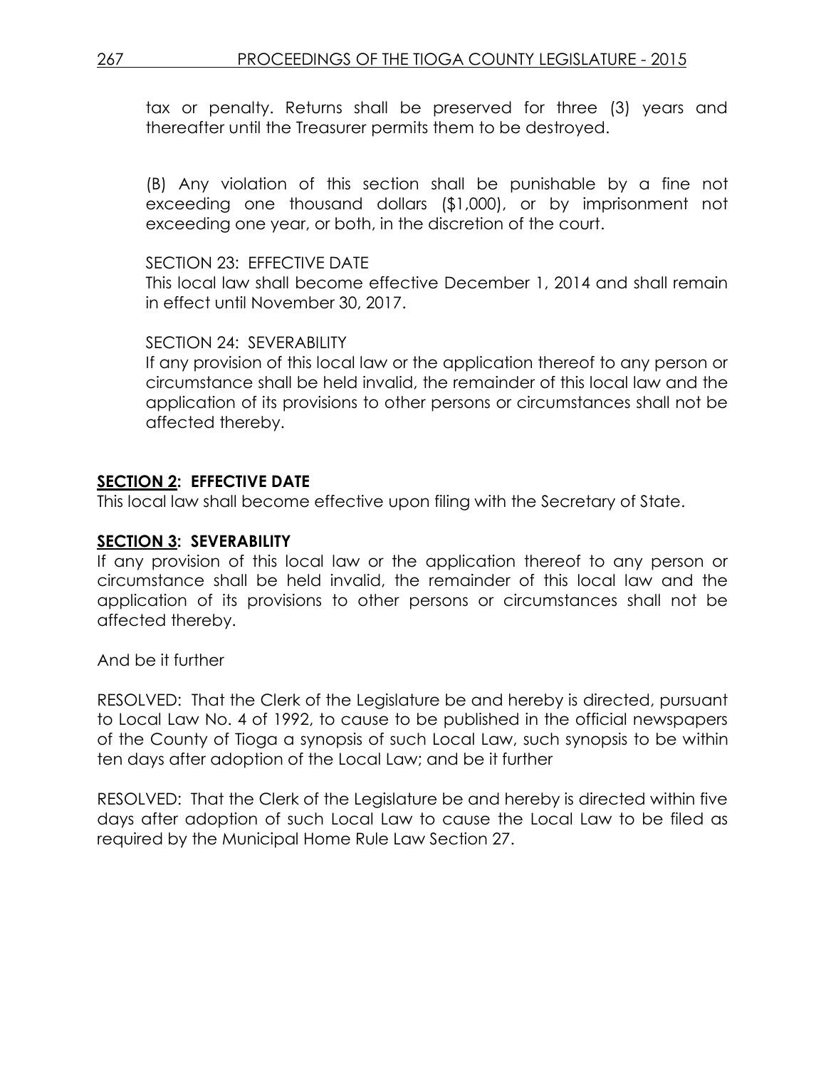tax or penalty. Returns shall be preserved for three (3) years and thereafter until the Treasurer permits them to be destroyed.

(B) Any violation of this section shall be punishable by a fine not exceeding one thousand dollars ($1,000), or by imprisonment not exceeding one year, or both, in the discretion of the court.

SECTION 23: EFFECTIVE DATE
This local law shall become effective December 1, 2014 and shall remain in effect until November 30, 2017.

SECTION 24: SEVERABILITY
If any provision of this local law or the application thereof to any person or circumstance shall be held invalid, the remainder of this local law and the application of its provisions to other persons or circumstances shall not be affected thereby.

**SECTION 2: EFFECTIVE DATE**
This local law shall become effective upon filing with the Secretary of State.

**SECTION 3: SEVERABILITY**
If any provision of this local law or the application thereof to any person or circumstance shall be held invalid, the remainder of this local law and the application of its provisions to other persons or circumstances shall not be affected thereby.

And be it further

RESOLVED: That the Clerk of the Legislature be and hereby is directed, pursuant to Local Law No. 4 of 1992, to cause to be published in the official newspapers of the County of Tioga a synopsis of such Local Law, such synopsis to be within ten days after adoption of the Local Law; and be it further

RESOLVED: That the Clerk of the Legislature be and hereby is directed within five days after adoption of such Local Law to cause the Local Law to be filed as required by the Municipal Home Rule Law Section 27.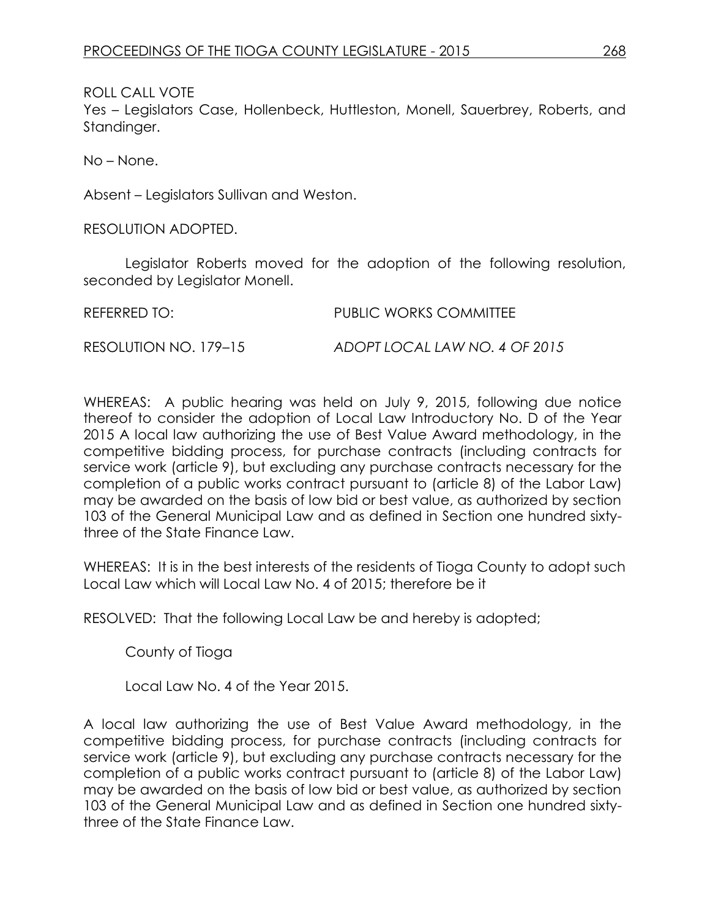ROLL CALL VOTE

Yes – Legislators Case, Hollenbeck, Huttleston, Monell, Sauerbrey, Roberts, and Standinger.

No – None.

Absent – Legislators Sullivan and Weston.

RESOLUTION ADOPTED.

Legislator Roberts moved for the adoption of the following resolution, seconded by Legislator Monell.

REFERRED TO: PUBLIC WORKS COMMITTEE

RESOLUTION NO. 179–15 *ADOPT LOCAL LAW NO. 4 OF 2015*

WHEREAS: A public hearing was held on July 9, 2015, following due notice thereof to consider the adoption of Local Law Introductory No. D of the Year 2015 A local law authorizing the use of Best Value Award methodology, in the competitive bidding process, for purchase contracts (including contracts for service work (article 9), but excluding any purchase contracts necessary for the completion of a public works contract pursuant to (article 8) of the Labor Law) may be awarded on the basis of low bid or best value, as authorized by section 103 of the General Municipal Law and as defined in Section one hundred sixty-three of the State Finance Law.

WHEREAS: It is in the best interests of the residents of Tioga County to adopt such Local Law which will Local Law No. 4 of 2015; therefore be it

RESOLVED: That the following Local Law be and hereby is adopted;

County of Tioga

Local Law No. 4 of the Year 2015.

A local law authorizing the use of Best Value Award methodology, in the competitive bidding process, for purchase contracts (including contracts for service work (article 9), but excluding any purchase contracts necessary for the completion of a public works contract pursuant to (article 8) of the Labor Law) may be awarded on the basis of low bid or best value, as authorized by section 103 of the General Municipal Law and as defined in Section one hundred sixty-three of the State Finance Law.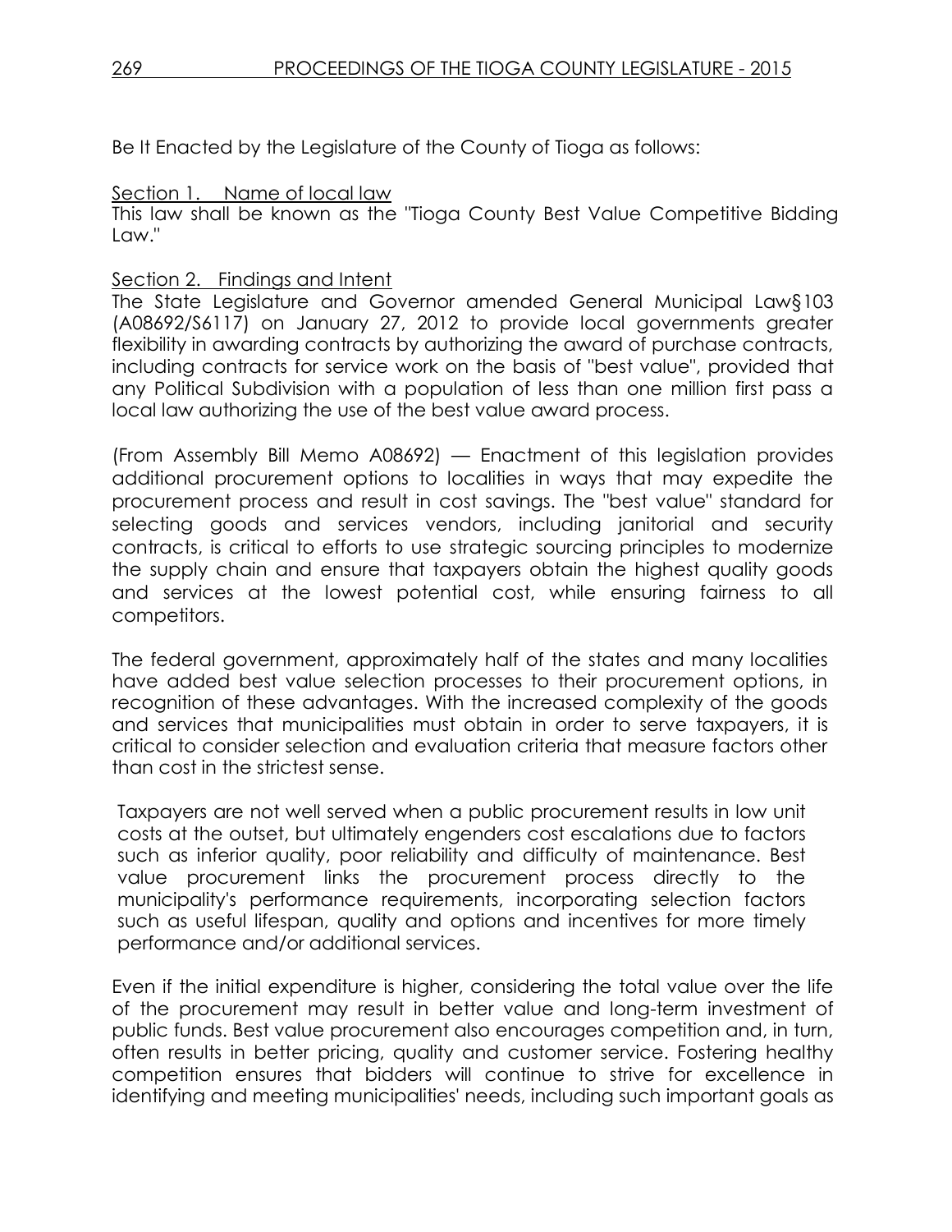Be It Enacted by the Legislature of the County of Tioga as follows:

Section 1. Name of local law

This law shall be known as the "Tioga County Best Value Competitive Bidding Law."

Section 2. Findings and Intent

The State Legislature and Governor amended General Municipal Law§103 (A08692/S6117) on January 27, 2012 to provide local governments greater flexibility in awarding contracts by authorizing the award of purchase contracts, including contracts for service work on the basis of "best value", provided that any Political Subdivision with a population of less than one million first pass a local law authorizing the use of the best value award process.

(From Assembly Bill Memo A08692) — Enactment of this legislation provides additional procurement options to localities in ways that may expedite the procurement process and result in cost savings. The "best value" standard for selecting goods and services vendors, including janitorial and security contracts, is critical to efforts to use strategic sourcing principles to modernize the supply chain and ensure that taxpayers obtain the highest quality goods and services at the lowest potential cost, while ensuring fairness to all competitors.

The federal government, approximately half of the states and many localities have added best value selection processes to their procurement options, in recognition of these advantages. With the increased complexity of the goods and services that municipalities must obtain in order to serve taxpayers, it is critical to consider selection and evaluation criteria that measure factors other than cost in the strictest sense.

Taxpayers are not well served when a public procurement results in low unit costs at the outset, but ultimately engenders cost escalations due to factors such as inferior quality, poor reliability and difficulty of maintenance. Best value procurement links the procurement process directly to the municipality's performance requirements, incorporating selection factors such as useful lifespan, quality and options and incentives for more timely performance and/or additional services.

Even if the initial expenditure is higher, considering the total value over the life of the procurement may result in better value and long-term investment of public funds. Best value procurement also encourages competition and, in turn, often results in better pricing, quality and customer service. Fostering healthy competition ensures that bidders will continue to strive for excellence in identifying and meeting municipalities' needs, including such important goals as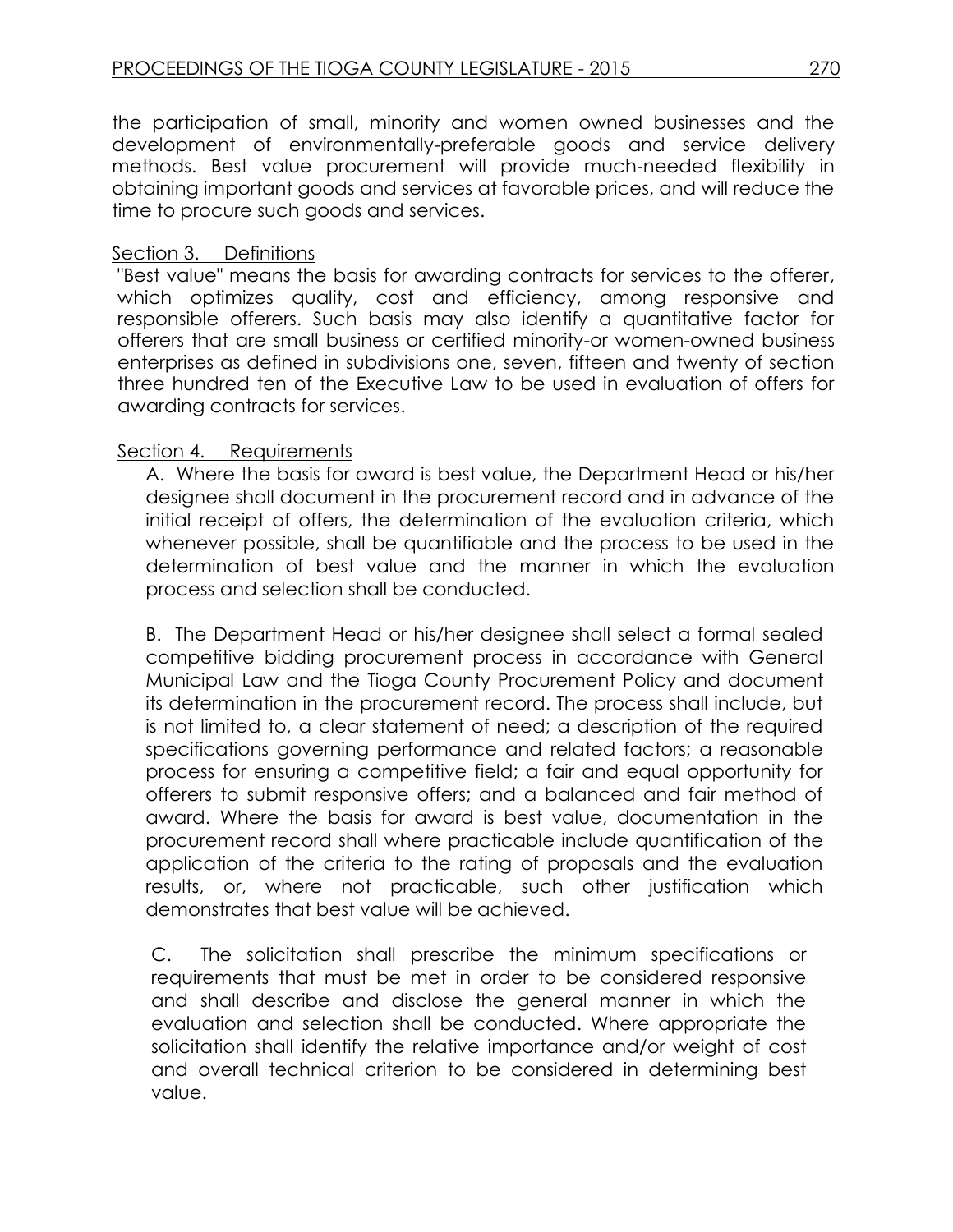the participation of small, minority and women owned businesses and the development of environmentally-preferable goods and service delivery methods. Best value procurement will provide much-needed flexibility in obtaining important goods and services at favorable prices, and will reduce the time to procure such goods and services.

Section 3. Definitions

"Best value" means the basis for awarding contracts for services to the offerer, which optimizes quality, cost and efficiency, among responsive and responsible offerers. Such basis may also identify a quantitative factor for offerers that are small business or certified minority-or women-owned business enterprises as defined in subdivisions one, seven, fifteen and twenty of section three hundred ten of the Executive Law to be used in evaluation of offers for awarding contracts for services.

Section 4. Requirements

A. Where the basis for award is best value, the Department Head or his/her designee shall document in the procurement record and in advance of the initial receipt of offers, the determination of the evaluation criteria, which whenever possible, shall be quantifiable and the process to be used in the determination of best value and the manner in which the evaluation process and selection shall be conducted.

B. The Department Head or his/her designee shall select a formal sealed competitive bidding procurement process in accordance with General Municipal Law and the Tioga County Procurement Policy and document its determination in the procurement record. The process shall include, but is not limited to, a clear statement of need; a description of the required specifications governing performance and related factors; a reasonable process for ensuring a competitive field; a fair and equal opportunity for offerers to submit responsive offers; and a balanced and fair method of award. Where the basis for award is best value, documentation in the procurement record shall where practicable include quantification of the application of the criteria to the rating of proposals and the evaluation results, or, where not practicable, such other justification which demonstrates that best value will be achieved.

C. The solicitation shall prescribe the minimum specifications or requirements that must be met in order to be considered responsive and shall describe and disclose the general manner in which the evaluation and selection shall be conducted. Where appropriate the solicitation shall identify the relative importance and/or weight of cost and overall technical criterion to be considered in determining best value.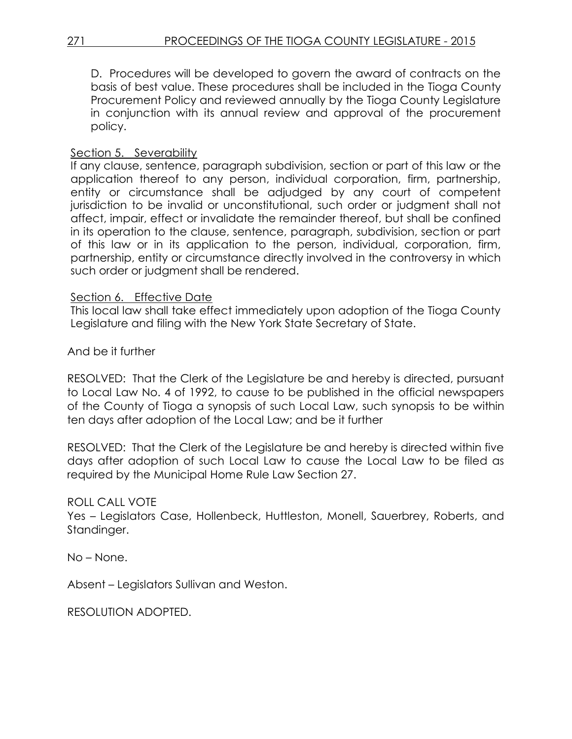D. Procedures will be developed to govern the award of contracts on the basis of best value. These procedures shall be included in the Tioga County Procurement Policy and reviewed annually by the Tioga County Legislature in conjunction with its annual review and approval of the procurement policy.

Section 5. Severability

If any clause, sentence, paragraph subdivision, section or part of this law or the application thereof to any person, individual corporation, firm, partnership, entity or circumstance shall be adjudged by any court of competent jurisdiction to be invalid or unconstitutional, such order or judgment shall not affect, impair, effect or invalidate the remainder thereof, but shall be confined in its operation to the clause, sentence, paragraph, subdivision, section or part of this law or in its application to the person, individual, corporation, firm, partnership, entity or circumstance directly involved in the controversy in which such order or judgment shall be rendered.

Section 6. Effective Date

This local law shall take effect immediately upon adoption of the Tioga County Legislature and filing with the New York State Secretary of State.

And be it further

RESOLVED: That the Clerk of the Legislature be and hereby is directed, pursuant to Local Law No. 4 of 1992, to cause to be published in the official newspapers of the County of Tioga a synopsis of such Local Law, such synopsis to be within ten days after adoption of the Local Law; and be it further

RESOLVED: That the Clerk of the Legislature be and hereby is directed within five days after adoption of such Local Law to cause the Local Law to be filed as required by the Municipal Home Rule Law Section 27.

ROLL CALL VOTE

Yes – Legislators Case, Hollenbeck, Huttleston, Monell, Sauerbrey, Roberts, and Standinger.

No – None.

Absent – Legislators Sullivan and Weston.

RESOLUTION ADOPTED.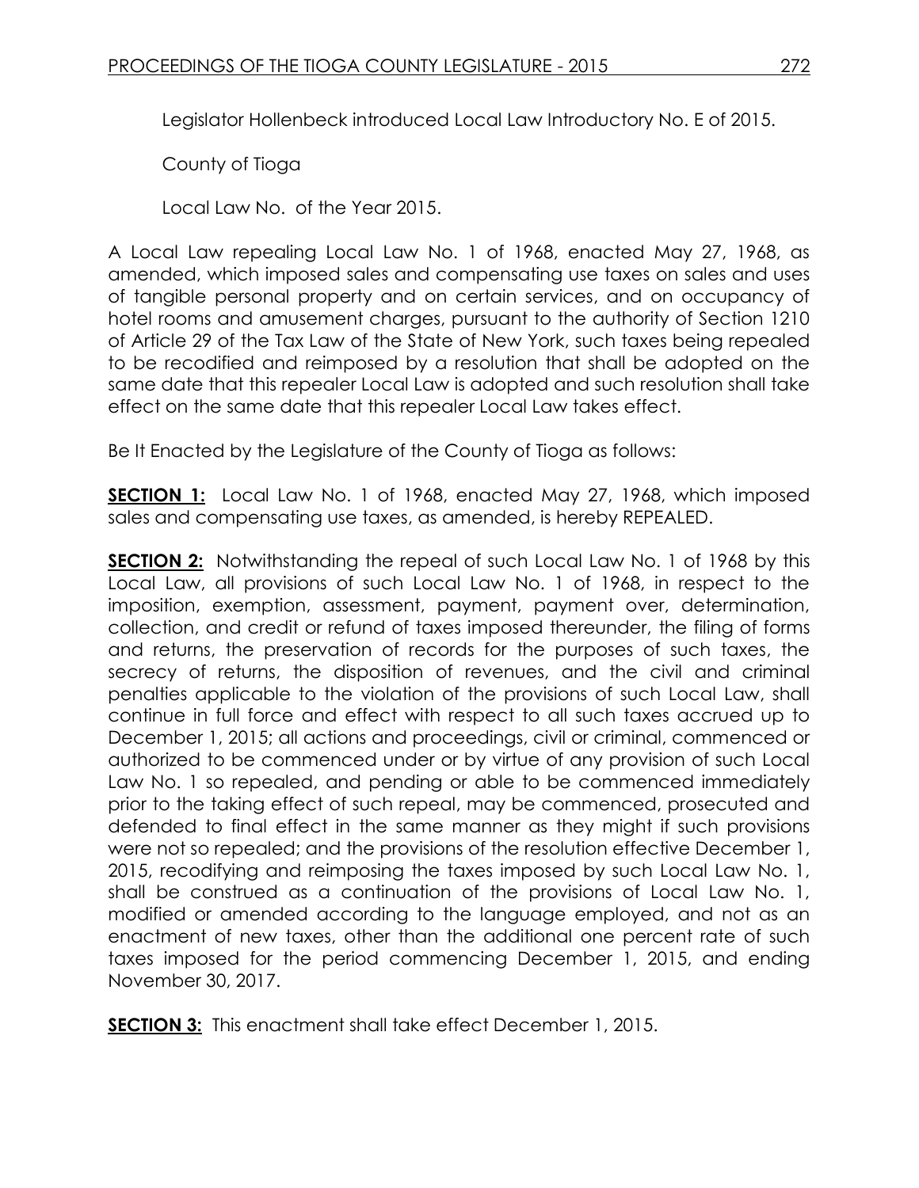Legislator Hollenbeck introduced Local Law Introductory No. E of 2015.

County of Tioga

Local Law No.  of the Year 2015.

A Local Law repealing Local Law No. 1 of 1968, enacted May 27, 1968, as amended, which imposed sales and compensating use taxes on sales and uses of tangible personal property and on certain services, and on occupancy of hotel rooms and amusement charges, pursuant to the authority of Section 1210 of Article 29 of the Tax Law of the State of New York, such taxes being repealed to be recodified and reimposed by a resolution that shall be adopted on the same date that this repealer Local Law is adopted and such resolution shall take effect on the same date that this repealer Local Law takes effect.

Be It Enacted by the Legislature of the County of Tioga as follows:

**SECTION 1:** Local Law No. 1 of 1968, enacted May 27, 1968, which imposed sales and compensating use taxes, as amended, is hereby REPEALED.

**SECTION 2:** Notwithstanding the repeal of such Local Law No. 1 of 1968 by this Local Law, all provisions of such Local Law No. 1 of 1968, in respect to the imposition, exemption, assessment, payment, payment over, determination, collection, and credit or refund of taxes imposed thereunder, the filing of forms and returns, the preservation of records for the purposes of such taxes, the secrecy of returns, the disposition of revenues, and the civil and criminal penalties applicable to the violation of the provisions of such Local Law, shall continue in full force and effect with respect to all such taxes accrued up to December 1, 2015; all actions and proceedings, civil or criminal, commenced or authorized to be commenced under or by virtue of any provision of such Local Law No. 1 so repealed, and pending or able to be commenced immediately prior to the taking effect of such repeal, may be commenced, prosecuted and defended to final effect in the same manner as they might if such provisions were not so repealed; and the provisions of the resolution effective December 1, 2015, recodifying and reimposing the taxes imposed by such Local Law No. 1, shall be construed as a continuation of the provisions of Local Law No. 1, modified or amended according to the language employed, and not as an enactment of new taxes, other than the additional one percent rate of such taxes imposed for the period commencing December 1, 2015, and ending November 30, 2017.

**SECTION 3:** This enactment shall take effect December 1, 2015.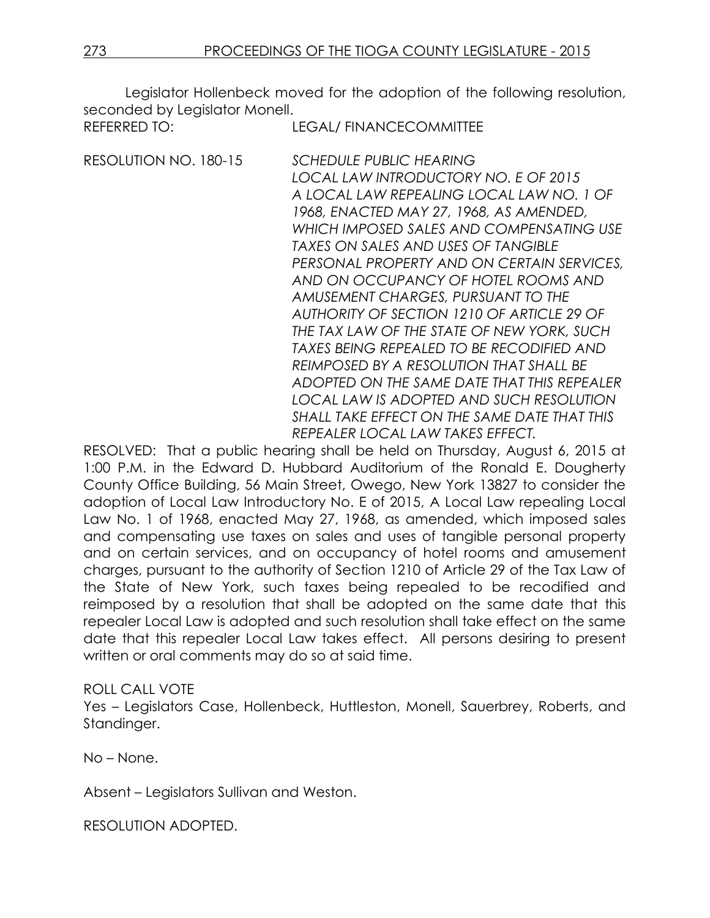Legislator Hollenbeck moved for the adoption of the following resolution, seconded by Legislator Monell.

REFERRED TO: LEGAL/ FINANCECOMMITTEE

RESOLUTION NO. 180-15 *SCHEDULE PUBLIC HEARING LOCAL LAW INTRODUCTORY NO. E OF 2015 A LOCAL LAW REPEALING LOCAL LAW NO. 1 OF 1968, ENACTED MAY 27, 1968, AS AMENDED, WHICH IMPOSED SALES AND COMPENSATING USE TAXES ON SALES AND USES OF TANGIBLE PERSONAL PROPERTY AND ON CERTAIN SERVICES, AND ON OCCUPANCY OF HOTEL ROOMS AND AMUSEMENT CHARGES, PURSUANT TO THE AUTHORITY OF SECTION 1210 OF ARTICLE 29 OF THE TAX LAW OF THE STATE OF NEW YORK, SUCH TAXES BEING REPEALED TO BE RECODIFIED AND REIMPOSED BY A RESOLUTION THAT SHALL BE ADOPTED ON THE SAME DATE THAT THIS REPEALER LOCAL LAW IS ADOPTED AND SUCH RESOLUTION SHALL TAKE EFFECT ON THE SAME DATE THAT THIS REPEALER LOCAL LAW TAKES EFFECT.*

RESOLVED: That a public hearing shall be held on Thursday, August 6, 2015 at 1:00 P.M. in the Edward D. Hubbard Auditorium of the Ronald E. Dougherty County Office Building, 56 Main Street, Owego, New York 13827 to consider the adoption of Local Law Introductory No. E of 2015, A Local Law repealing Local Law No. 1 of 1968, enacted May 27, 1968, as amended, which imposed sales and compensating use taxes on sales and uses of tangible personal property and on certain services, and on occupancy of hotel rooms and amusement charges, pursuant to the authority of Section 1210 of Article 29 of the Tax Law of the State of New York, such taxes being repealed to be recodified and reimposed by a resolution that shall be adopted on the same date that this repealer Local Law is adopted and such resolution shall take effect on the same date that this repealer Local Law takes effect. All persons desiring to present written or oral comments may do so at said time.

ROLL CALL VOTE

Yes – Legislators Case, Hollenbeck, Huttleston, Monell, Sauerbrey, Roberts, and Standinger.

No – None.

Absent – Legislators Sullivan and Weston.

RESOLUTION ADOPTED.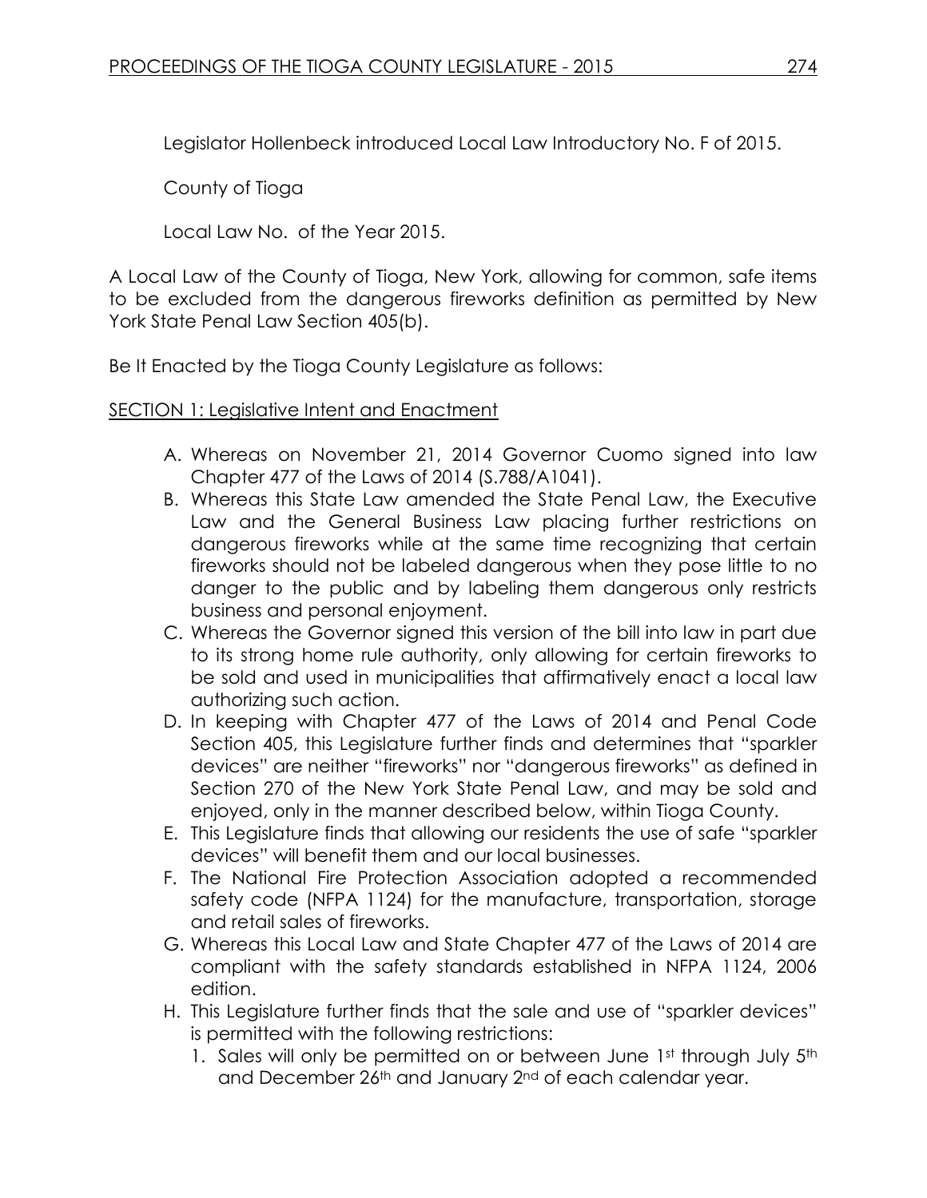Legislator Hollenbeck introduced Local Law Introductory No. F of 2015.

County of Tioga

Local Law No. of the Year 2015.

A Local Law of the County of Tioga, New York, allowing for common, safe items to be excluded from the dangerous fireworks definition as permitted by New York State Penal Law Section 405(b).

Be It Enacted by the Tioga County Legislature as follows:

SECTION 1: Legislative Intent and Enactment

A. Whereas on November 21, 2014 Governor Cuomo signed into law Chapter 477 of the Laws of 2014 (S.788/A1041).
B. Whereas this State Law amended the State Penal Law, the Executive Law and the General Business Law placing further restrictions on dangerous fireworks while at the same time recognizing that certain fireworks should not be labeled dangerous when they pose little to no danger to the public and by labeling them dangerous only restricts business and personal enjoyment.
C. Whereas the Governor signed this version of the bill into law in part due to its strong home rule authority, only allowing for certain fireworks to be sold and used in municipalities that affirmatively enact a local law authorizing such action.
D. In keeping with Chapter 477 of the Laws of 2014 and Penal Code Section 405, this Legislature further finds and determines that "sparkler devices" are neither "fireworks" nor "dangerous fireworks" as defined in Section 270 of the New York State Penal Law, and may be sold and enjoyed, only in the manner described below, within Tioga County.
E. This Legislature finds that allowing our residents the use of safe "sparkler devices" will benefit them and our local businesses.
F. The National Fire Protection Association adopted a recommended safety code (NFPA 1124) for the manufacture, transportation, storage and retail sales of fireworks.
G. Whereas this Local Law and State Chapter 477 of the Laws of 2014 are compliant with the safety standards established in NFPA 1124, 2006 edition.
H. This Legislature further finds that the sale and use of "sparkler devices" is permitted with the following restrictions:
   1. Sales will only be permitted on or between June 1st through July 5th and December 26th and January 2nd of each calendar year.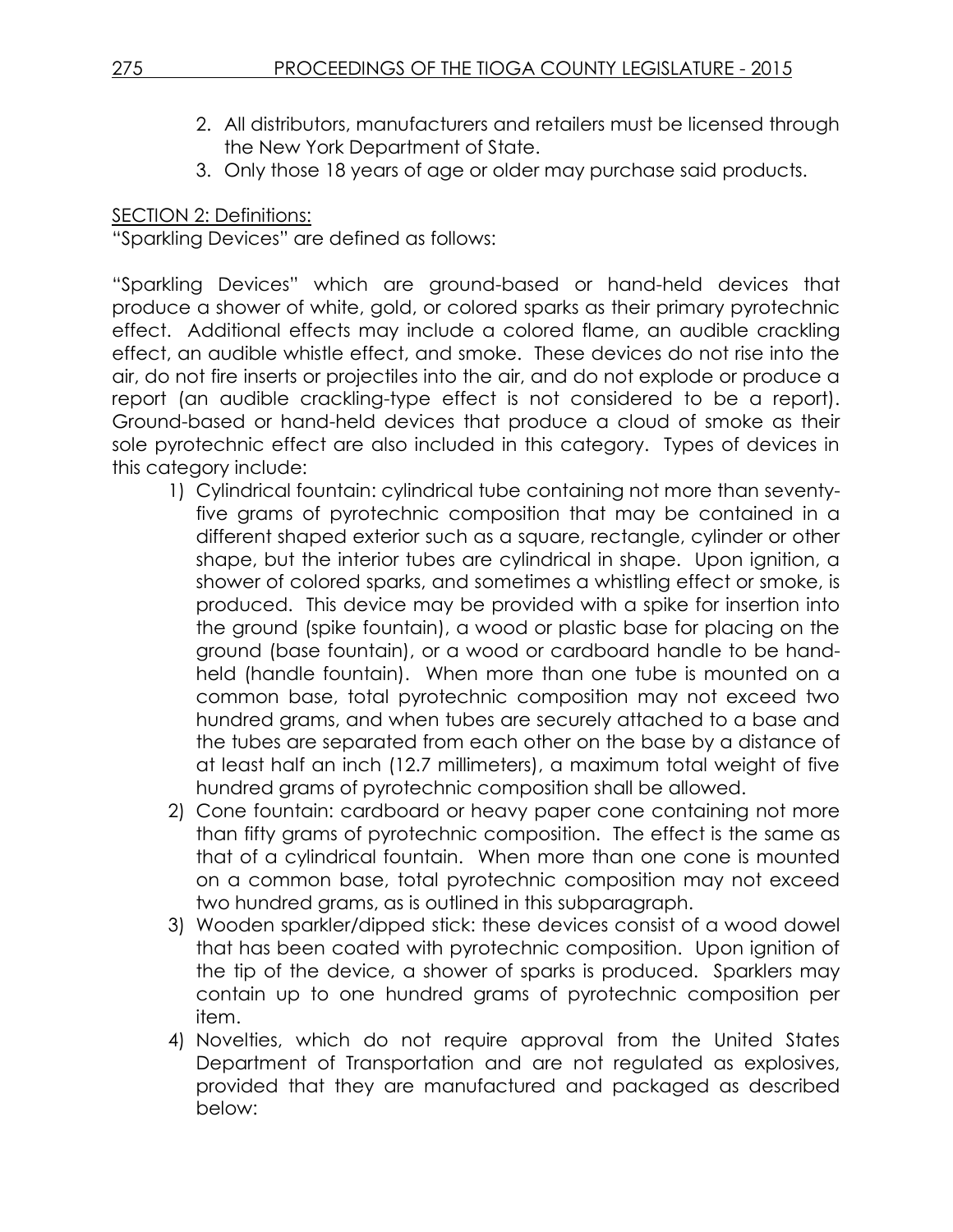2. All distributors, manufacturers and retailers must be licensed through the New York Department of State.
3. Only those 18 years of age or older may purchase said products.

SECTION 2: Definitions:

"Sparkling Devices" are defined as follows:

"Sparkling Devices" which are ground-based or hand-held devices that produce a shower of white, gold, or colored sparks as their primary pyrotechnic effect. Additional effects may include a colored flame, an audible crackling effect, an audible whistle effect, and smoke. These devices do not rise into the air, do not fire inserts or projectiles into the air, and do not explode or produce a report (an audible crackling-type effect is not considered to be a report). Ground-based or hand-held devices that produce a cloud of smoke as their sole pyrotechnic effect are also included in this category. Types of devices in this category include:

1) Cylindrical fountain: cylindrical tube containing not more than seventy-five grams of pyrotechnic composition that may be contained in a different shaped exterior such as a square, rectangle, cylinder or other shape, but the interior tubes are cylindrical in shape. Upon ignition, a shower of colored sparks, and sometimes a whistling effect or smoke, is produced. This device may be provided with a spike for insertion into the ground (spike fountain), a wood or plastic base for placing on the ground (base fountain), or a wood or cardboard handle to be hand-held (handle fountain). When more than one tube is mounted on a common base, total pyrotechnic composition may not exceed two hundred grams, and when tubes are securely attached to a base and the tubes are separated from each other on the base by a distance of at least half an inch (12.7 millimeters), a maximum total weight of five hundred grams of pyrotechnic composition shall be allowed.
2) Cone fountain: cardboard or heavy paper cone containing not more than fifty grams of pyrotechnic composition. The effect is the same as that of a cylindrical fountain. When more than one cone is mounted on a common base, total pyrotechnic composition may not exceed two hundred grams, as is outlined in this subparagraph.
3) Wooden sparkler/dipped stick: these devices consist of a wood dowel that has been coated with pyrotechnic composition. Upon ignition of the tip of the device, a shower of sparks is produced. Sparklers may contain up to one hundred grams of pyrotechnic composition per item.
4) Novelties, which do not require approval from the United States Department of Transportation and are not regulated as explosives, provided that they are manufactured and packaged as described below: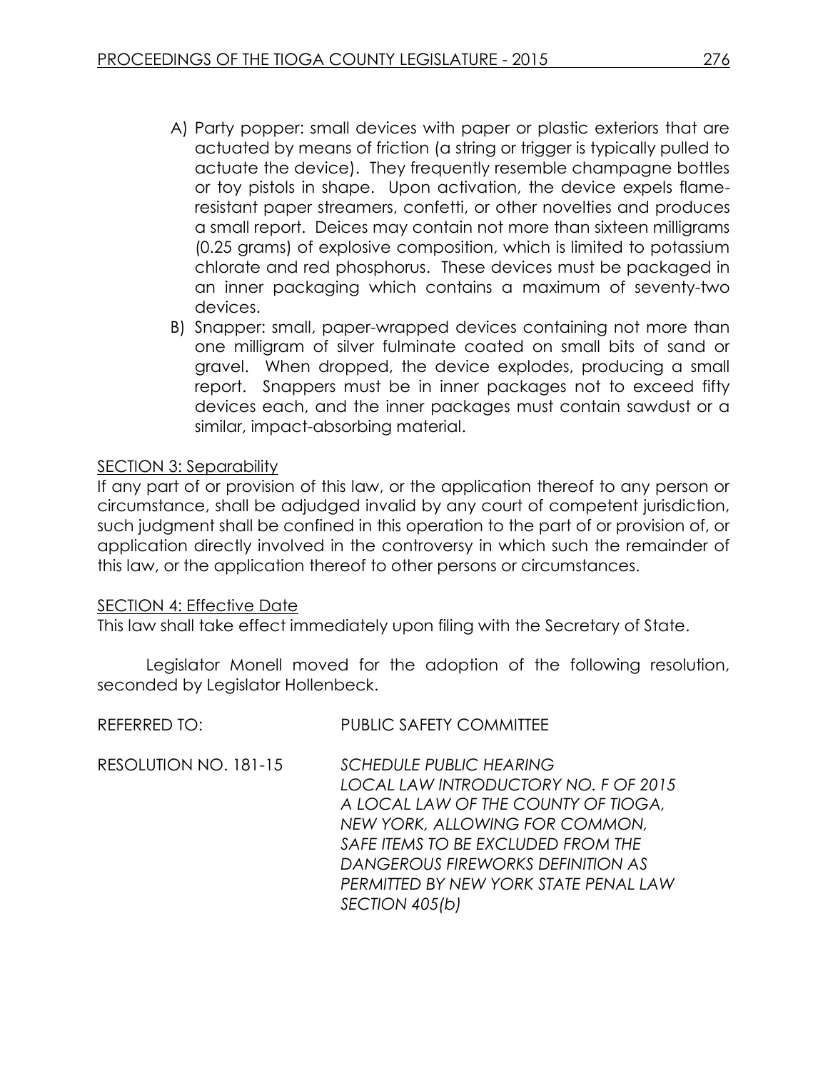A) Party popper: small devices with paper or plastic exteriors that are actuated by means of friction (a string or trigger is typically pulled to actuate the device). They frequently resemble champagne bottles or toy pistols in shape. Upon activation, the device expels flame-resistant paper streamers, confetti, or other novelties and produces a small report. Deices may contain not more than sixteen milligrams (0.25 grams) of explosive composition, which is limited to potassium chlorate and red phosphorus. These devices must be packaged in an inner packaging which contains a maximum of seventy-two devices.

B) Snapper: small, paper-wrapped devices containing not more than one milligram of silver fulminate coated on small bits of sand or gravel. When dropped, the device explodes, producing a small report. Snappers must be in inner packages not to exceed fifty devices each, and the inner packages must contain sawdust or a similar, impact-absorbing material.

<u>SECTION 3: Separability</u>

If any part of or provision of this law, or the application thereof to any person or circumstance, shall be adjudged invalid by any court of competent jurisdiction, such judgment shall be confined in this operation to the part of or provision of, or application directly involved in the controversy in which such the remainder of this law, or the application thereof to other persons or circumstances.

<u>SECTION 4: Effective Date</u>

This law shall take effect immediately upon filing with the Secretary of State.

Legislator Monell moved for the adoption of the following resolution, seconded by Legislator Hollenbeck.

REFERRED TO: PUBLIC SAFETY COMMITTEE

RESOLUTION NO. 181-15 *SCHEDULE PUBLIC HEARING LOCAL LAW INTRODUCTORY NO. F OF 2015 A LOCAL LAW OF THE COUNTY OF TIOGA, NEW YORK, ALLOWING FOR COMMON, SAFE ITEMS TO BE EXCLUDED FROM THE DANGEROUS FIREWORKS DEFINITION AS PERMITTED BY NEW YORK STATE PENAL LAW SECTION 405(b)*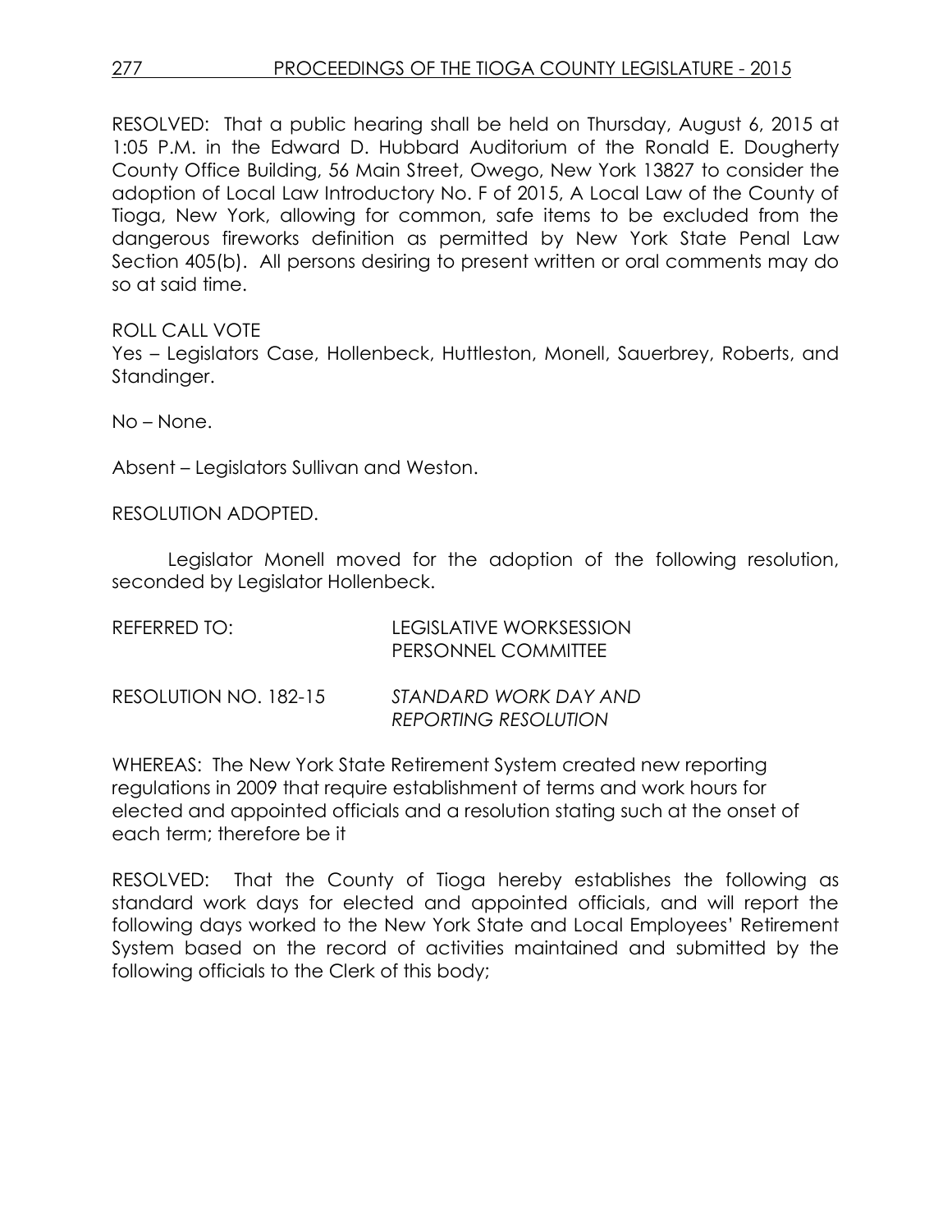RESOLVED: That a public hearing shall be held on Thursday, August 6, 2015 at 1:05 P.M. in the Edward D. Hubbard Auditorium of the Ronald E. Dougherty County Office Building, 56 Main Street, Owego, New York 13827 to consider the adoption of Local Law Introductory No. F of 2015, A Local Law of the County of Tioga, New York, allowing for common, safe items to be excluded from the dangerous fireworks definition as permitted by New York State Penal Law Section 405(b). All persons desiring to present written or oral comments may do so at said time.

ROLL CALL VOTE
Yes – Legislators Case, Hollenbeck, Huttleston, Monell, Sauerbrey, Roberts, and Standinger.

No – None.

Absent – Legislators Sullivan and Weston.

RESOLUTION ADOPTED.

Legislator Monell moved for the adoption of the following resolution, seconded by Legislator Hollenbeck.

REFERRED TO: LEGISLATIVE WORKSESSION
PERSONNEL COMMITTEE

RESOLUTION NO. 182-15 *STANDARD WORK DAY AND REPORTING RESOLUTION*

WHEREAS: The New York State Retirement System created new reporting regulations in 2009 that require establishment of terms and work hours for elected and appointed officials and a resolution stating such at the onset of each term; therefore be it

RESOLVED: That the County of Tioga hereby establishes the following as standard work days for elected and appointed officials, and will report the following days worked to the New York State and Local Employees' Retirement System based on the record of activities maintained and submitted by the following officials to the Clerk of this body;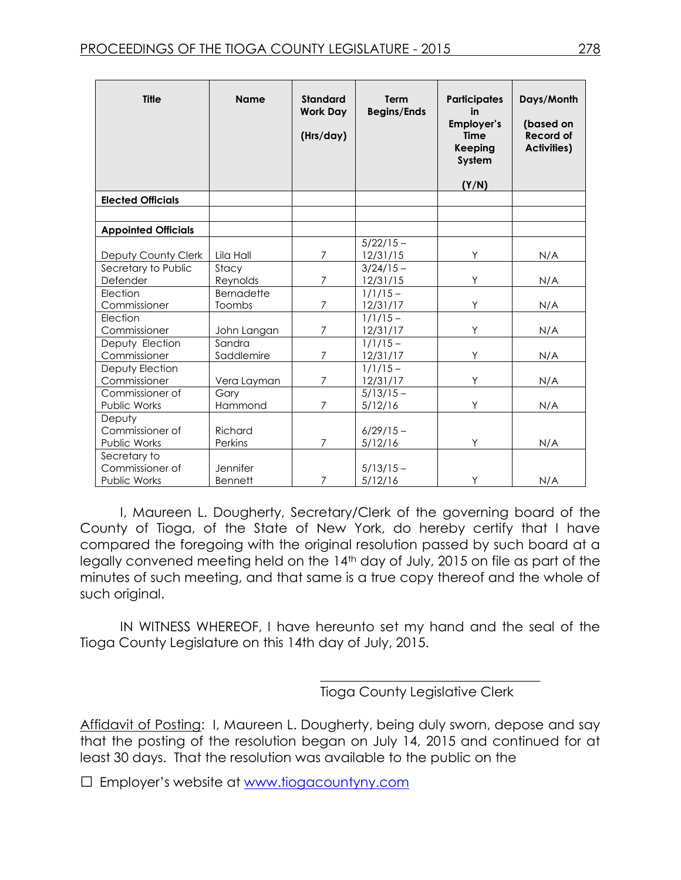| Title | Name | Standard Work Day (Hrs/day) | Term Begins/Ends | Participates in Employer's Time Keeping System (Y/N) | Days/Month (based on Record of Activities) |
|---|---|---|---|---|---|
| **Elected Officials** | | | | | |
| | | | | | |
| **Appointed Officials** | | | | | |
| Deputy County Clerk | Lila Hall | 7 | 5/22/15 – 12/31/15 | Y | N/A |
| Secretary to Public Defender | Stacy Reynolds | 7 | 3/24/15 – 12/31/15 | Y | N/A |
| Election Commissioner | Bernadette Toombs | 7 | 1/1/15 – 12/31/17 | Y | N/A |
| Election Commissioner | John Langan | 7 | 1/1/15 – 12/31/17 | Y | N/A |
| Deputy Election Commissioner | Sandra Saddlemire | 7 | 1/1/15 – 12/31/17 | Y | N/A |
| Deputy Election Commissioner | Vera Layman | 7 | 1/1/15 – 12/31/17 | Y | N/A |
| Commissioner of Public Works | Gary Hammond | 7 | 5/13/15 – 5/12/16 | Y | N/A |
| Deputy Commissioner of Public Works | Richard Perkins | 7 | 6/29/15 – 5/12/16 | Y | N/A |
| Secretary to Commissioner of Public Works | Jennifer Bennett | 7 | 5/13/15 – 5/12/16 | Y | N/A |

I, Maureen L. Dougherty, Secretary/Clerk of the governing board of the County of Tioga, of the State of New York, do hereby certify that I have compared the foregoing with the original resolution passed by such board at a legally convened meeting held on the 14th day of July, 2015 on file as part of the minutes of such meeting, and that same is a true copy thereof and the whole of such original.

IN WITNESS WHEREOF, I have hereunto set my hand and the seal of the Tioga County Legislature on this 14th day of July, 2015.

\_\_\_\_\_\_\_\_\_\_\_\_\_\_\_\_\_\_\_\_\_\_\_\_\_\_\_\_\_\_\_\_

Tioga County Legislative Clerk

Affidavit of Posting: I, Maureen L. Dougherty, being duly sworn, depose and say that the posting of the resolution began on July 14, 2015 and continued for at least 30 days. That the resolution was available to the public on the

☐ Employer's website at www.tiogacountyny.com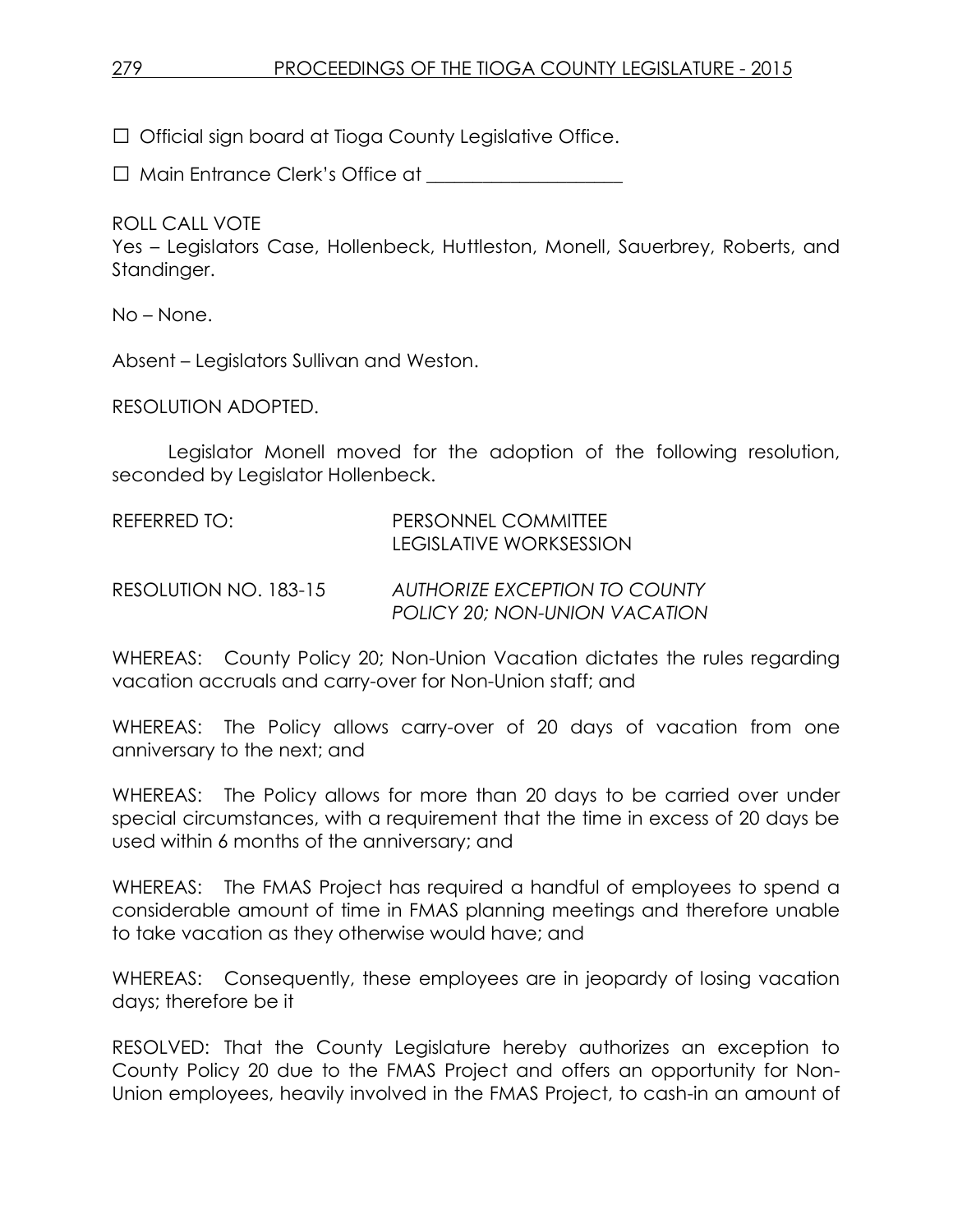☐ Official sign board at Tioga County Legislative Office.

☐ Main Entrance Clerk's Office at ____________________

ROLL CALL VOTE
Yes – Legislators Case, Hollenbeck, Huttleston, Monell, Sauerbrey, Roberts, and Standinger.

No – None.

Absent – Legislators Sullivan and Weston.

RESOLUTION ADOPTED.

Legislator Monell moved for the adoption of the following resolution, seconded by Legislator Hollenbeck.

REFERRED TO: PERSONNEL COMMITTEE
LEGISLATIVE WORKSESSION

RESOLUTION NO. 183-15 *AUTHORIZE EXCEPTION TO COUNTY POLICY 20; NON-UNION VACATION*

WHEREAS: County Policy 20; Non-Union Vacation dictates the rules regarding vacation accruals and carry-over for Non-Union staff; and

WHEREAS: The Policy allows carry-over of 20 days of vacation from one anniversary to the next; and

WHEREAS: The Policy allows for more than 20 days to be carried over under special circumstances, with a requirement that the time in excess of 20 days be used within 6 months of the anniversary; and

WHEREAS: The FMAS Project has required a handful of employees to spend a considerable amount of time in FMAS planning meetings and therefore unable to take vacation as they otherwise would have; and

WHEREAS: Consequently, these employees are in jeopardy of losing vacation days; therefore be it

RESOLVED: That the County Legislature hereby authorizes an exception to County Policy 20 due to the FMAS Project and offers an opportunity for Non-Union employees, heavily involved in the FMAS Project, to cash-in an amount of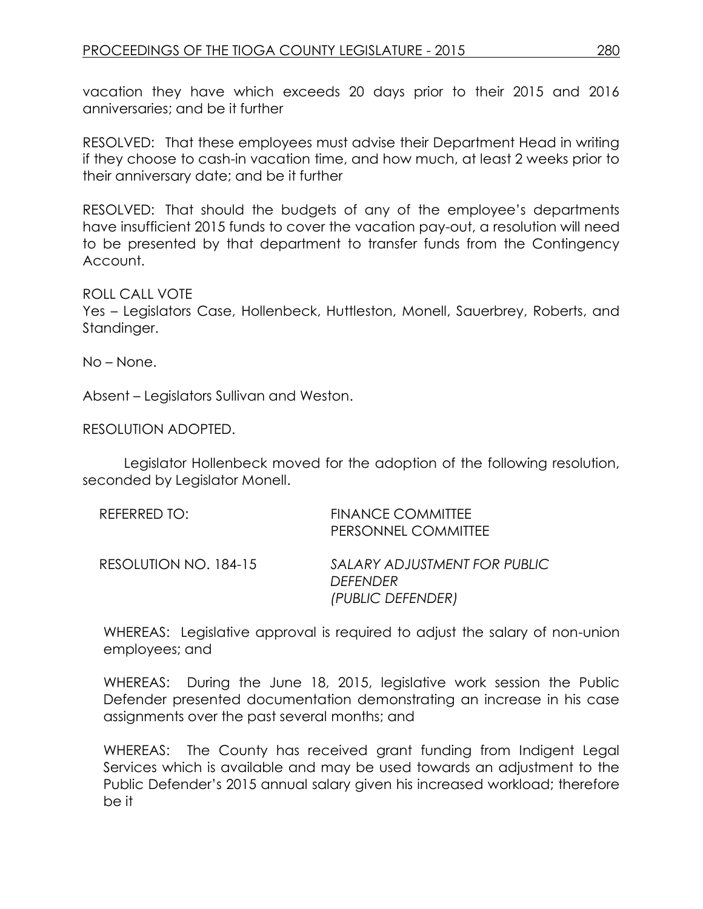vacation they have which exceeds 20 days prior to their 2015 and 2016 anniversaries; and be it further

RESOLVED: That these employees must advise their Department Head in writing if they choose to cash-in vacation time, and how much, at least 2 weeks prior to their anniversary date; and be it further

RESOLVED: That should the budgets of any of the employee's departments have insufficient 2015 funds to cover the vacation pay-out, a resolution will need to be presented by that department to transfer funds from the Contingency Account.

ROLL CALL VOTE
Yes – Legislators Case, Hollenbeck, Huttleston, Monell, Sauerbrey, Roberts, and Standinger.

No – None.

Absent – Legislators Sullivan and Weston.

RESOLUTION ADOPTED.

Legislator Hollenbeck moved for the adoption of the following resolution, seconded by Legislator Monell.

REFERRED TO: FINANCE COMMITTEE
PERSONNEL COMMITTEE

RESOLUTION NO. 184-15 *SALARY ADJUSTMENT FOR PUBLIC DEFENDER (PUBLIC DEFENDER)*

WHEREAS: Legislative approval is required to adjust the salary of non-union employees; and

WHEREAS: During the June 18, 2015, legislative work session the Public Defender presented documentation demonstrating an increase in his case assignments over the past several months; and

WHEREAS: The County has received grant funding from Indigent Legal Services which is available and may be used towards an adjustment to the Public Defender's 2015 annual salary given his increased workload; therefore be it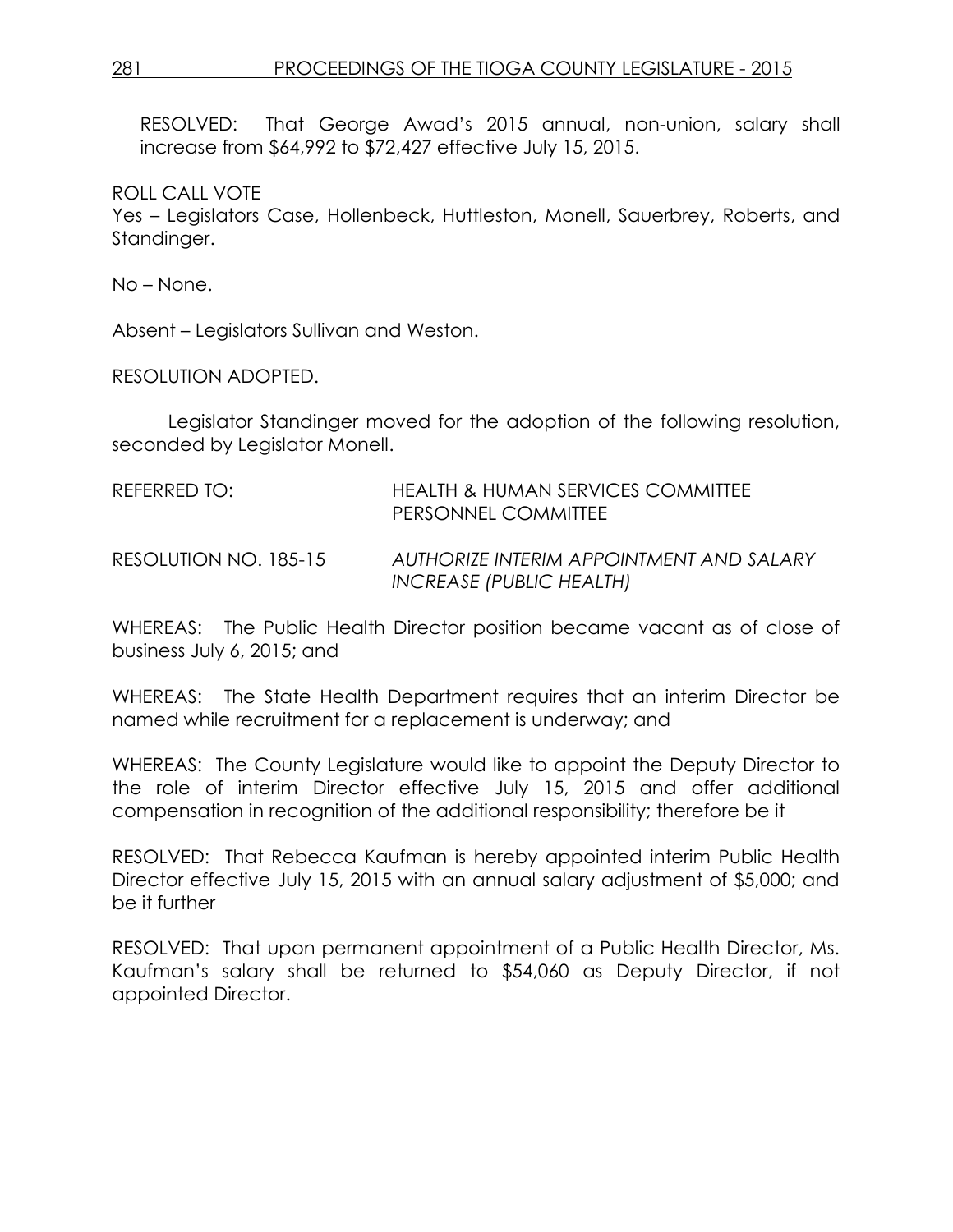RESOLVED: That George Awad's 2015 annual, non-union, salary shall increase from $64,992 to $72,427 effective July 15, 2015.

ROLL CALL VOTE

Yes – Legislators Case, Hollenbeck, Huttleston, Monell, Sauerbrey, Roberts, and Standinger.

No – None.

Absent – Legislators Sullivan and Weston.

RESOLUTION ADOPTED.

Legislator Standinger moved for the adoption of the following resolution, seconded by Legislator Monell.

REFERRED TO: HEALTH & HUMAN SERVICES COMMITTEE
PERSONNEL COMMITTEE

RESOLUTION NO. 185-15 *AUTHORIZE INTERIM APPOINTMENT AND SALARY INCREASE (PUBLIC HEALTH)*

WHEREAS: The Public Health Director position became vacant as of close of business July 6, 2015; and

WHEREAS: The State Health Department requires that an interim Director be named while recruitment for a replacement is underway; and

WHEREAS: The County Legislature would like to appoint the Deputy Director to the role of interim Director effective July 15, 2015 and offer additional compensation in recognition of the additional responsibility; therefore be it

RESOLVED: That Rebecca Kaufman is hereby appointed interim Public Health Director effective July 15, 2015 with an annual salary adjustment of $5,000; and be it further

RESOLVED: That upon permanent appointment of a Public Health Director, Ms. Kaufman's salary shall be returned to $54,060 as Deputy Director, if not appointed Director.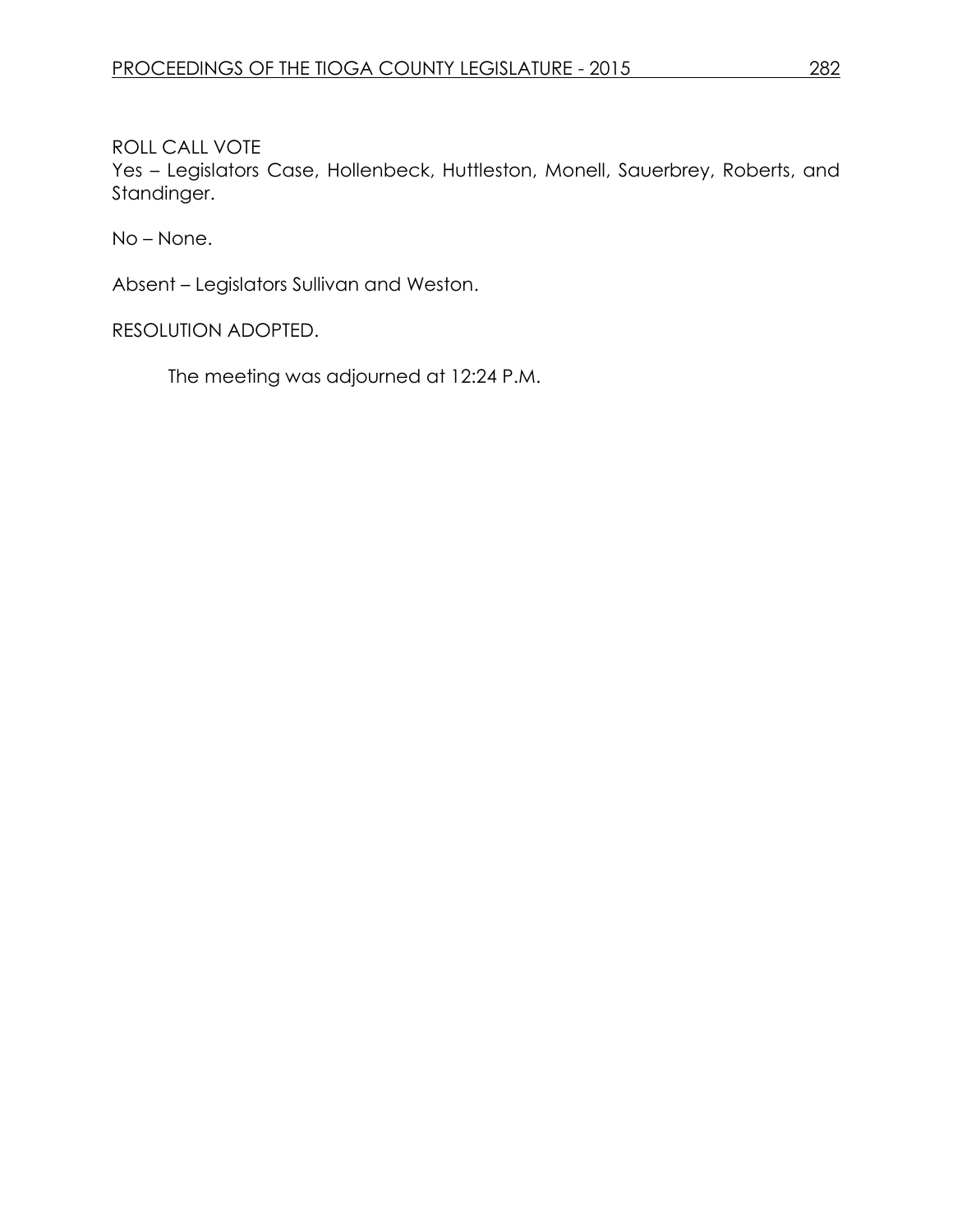ROLL CALL VOTE
Yes – Legislators Case, Hollenbeck, Huttleston, Monell, Sauerbrey, Roberts, and Standinger.

No – None.

Absent – Legislators Sullivan and Weston.

RESOLUTION ADOPTED.

The meeting was adjourned at 12:24 P.M.